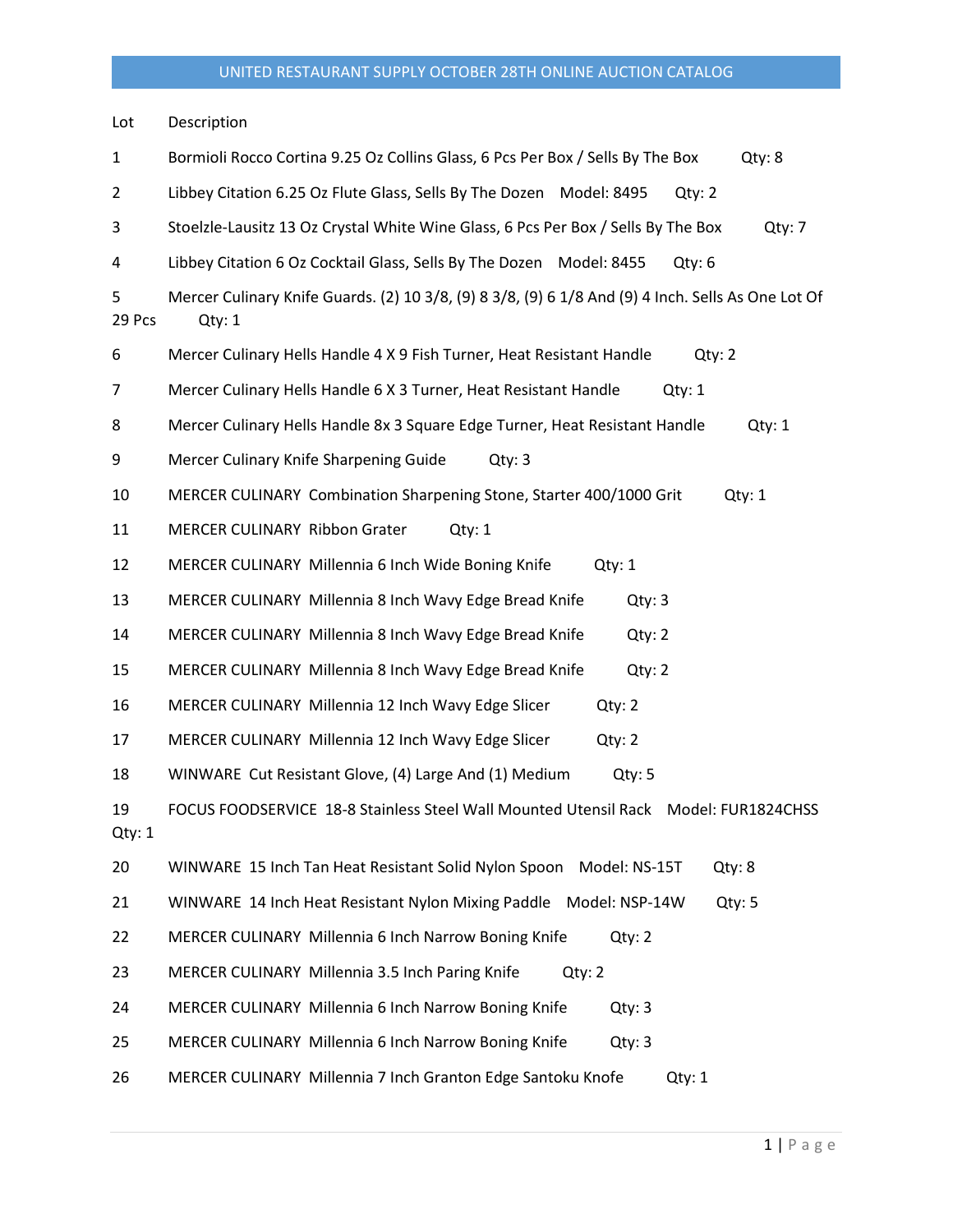# UNITED RESTAURANT SUPPLY OCTOBER 28TH ONLINE AUCTION CATALOG

| Lot | Description |
| --- | --- |
| 1 | Bormioli Rocco Cortina 9.25 Oz Collins Glass, 6 Pcs Per Box / Sells By The Box Qty: 8 |
| 2 | Libbey Citation 6.25 Oz Flute Glass, Sells By The Dozen Model: 8495 Qty: 2 |
| 3 | Stoelzle-Lausitz 13 Oz Crystal White Wine Glass, 6 Pcs Per Box / Sells By The Box Qty: 7 |
| 4 | Libbey Citation 6 Oz Cocktail Glass, Sells By The Dozen Model: 8455 Qty: 6 |
| 5 | Mercer Culinary Knife Guards. (2) 10 3/8, (9) 8 3/8, (9) 6 1/8 And (9) 4 Inch. Sells As One Lot Of 29 Pcs Qty: 1 |
| 6 | Mercer Culinary Hells Handle 4 X 9 Fish Turner, Heat Resistant Handle Qty: 2 |
| 7 | Mercer Culinary Hells Handle 6 X 3 Turner, Heat Resistant Handle Qty: 1 |
| 8 | Mercer Culinary Hells Handle 8x 3 Square Edge Turner, Heat Resistant Handle Qty: 1 |
| 9 | Mercer Culinary Knife Sharpening Guide Qty: 3 |
| 10 | MERCER CULINARY Combination Sharpening Stone, Starter 400/1000 Grit Qty: 1 |
| 11 | MERCER CULINARY Ribbon Grater Qty: 1 |
| 12 | MERCER CULINARY Millennia 6 Inch Wide Boning Knife Qty: 1 |
| 13 | MERCER CULINARY Millennia 8 Inch Wavy Edge Bread Knife Qty: 3 |
| 14 | MERCER CULINARY Millennia 8 Inch Wavy Edge Bread Knife Qty: 2 |
| 15 | MERCER CULINARY Millennia 8 Inch Wavy Edge Bread Knife Qty: 2 |
| 16 | MERCER CULINARY Millennia 12 Inch Wavy Edge Slicer Qty: 2 |
| 17 | MERCER CULINARY Millennia 12 Inch Wavy Edge Slicer Qty: 2 |
| 18 | WINWARE Cut Resistant Glove, (4) Large And (1) Medium Qty: 5 |
| 19 | FOCUS FOODSERVICE 18-8 Stainless Steel Wall Mounted Utensil Rack Model: FUR1824CHSS Qty: 1 |
| 20 | WINWARE 15 Inch Tan Heat Resistant Solid Nylon Spoon Model: NS-15T Qty: 8 |
| 21 | WINWARE 14 Inch Heat Resistant Nylon Mixing Paddle Model: NSP-14W Qty: 5 |
| 22 | MERCER CULINARY Millennia 6 Inch Narrow Boning Knife Qty: 2 |
| 23 | MERCER CULINARY Millennia 3.5 Inch Paring Knife Qty: 2 |
| 24 | MERCER CULINARY Millennia 6 Inch Narrow Boning Knife Qty: 3 |
| 25 | MERCER CULINARY Millennia 6 Inch Narrow Boning Knife Qty: 3 |
| 26 | MERCER CULINARY Millennia 7 Inch Granton Edge Santoku Knofe Qty: 1 |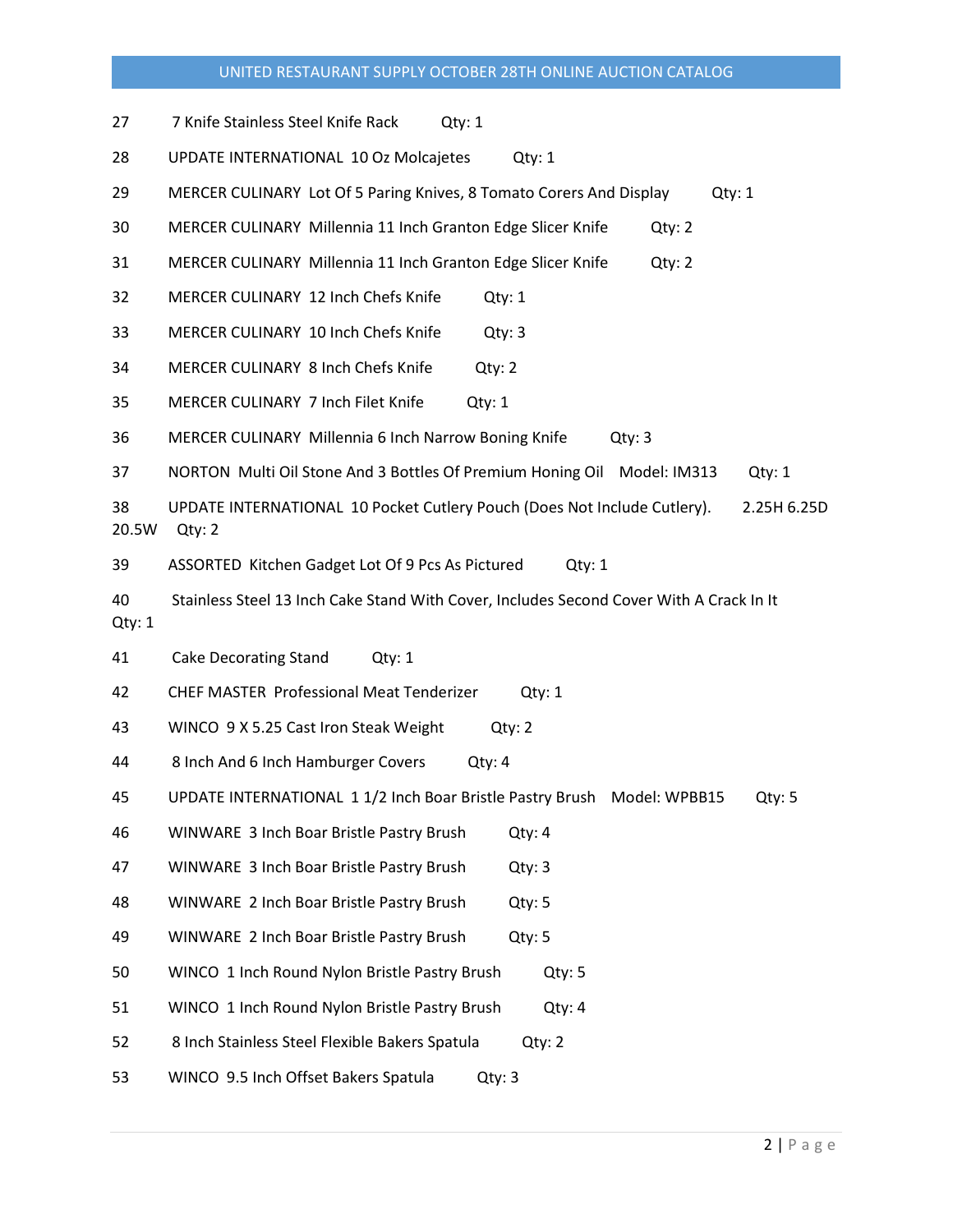27 7 Knife Stainless Steel Knife Rack Qty: 1

28 UPDATE INTERNATIONAL 10 Oz Molcajetes Qty: 1

29 MERCER CULINARY Lot Of 5 Paring Knives, 8 Tomato Corers And Display Qty: 1

30 MERCER CULINARY Millennia 11 Inch Granton Edge Slicer Knife Qty: 2

31 MERCER CULINARY Millennia 11 Inch Granton Edge Slicer Knife Qty: 2

32 MERCER CULINARY 12 Inch Chefs Knife Qty: 1

33 MERCER CULINARY 10 Inch Chefs Knife Qty: 3

34 MERCER CULINARY 8 Inch Chefs Knife Qty: 2

35 MERCER CULINARY 7 Inch Filet Knife Qty: 1

36 MERCER CULINARY Millennia 6 Inch Narrow Boning Knife Qty: 3

37 NORTON Multi Oil Stone And 3 Bottles Of Premium Honing Oil Model: IM313 Qty: 1

38 UPDATE INTERNATIONAL 10 Pocket Cutlery Pouch (Does Not Include Cutlery). 2.25H 6.25D 20.5W Qty: 2

39 ASSORTED Kitchen Gadget Lot Of 9 Pcs As Pictured Qty: 1

40 Stainless Steel 13 Inch Cake Stand With Cover, Includes Second Cover With A Crack In It Qty: 1

41 Cake Decorating Stand Qty: 1

42 CHEF MASTER Professional Meat Tenderizer Qty: 1

43 WINCO 9 X 5.25 Cast Iron Steak Weight Qty: 2

44 8 Inch And 6 Inch Hamburger Covers Qty: 4

45 UPDATE INTERNATIONAL 1 1/2 Inch Boar Bristle Pastry Brush Model: WPBB15 Qty: 5

46 WINWARE 3 Inch Boar Bristle Pastry Brush Qty: 4

47 WINWARE 3 Inch Boar Bristle Pastry Brush Qty: 3

48 WINWARE 2 Inch Boar Bristle Pastry Brush Qty: 5

49 WINWARE 2 Inch Boar Bristle Pastry Brush Qty: 5

50 WINCO 1 Inch Round Nylon Bristle Pastry Brush Qty: 5

51 WINCO 1 Inch Round Nylon Bristle Pastry Brush Qty: 4

52 8 Inch Stainless Steel Flexible Bakers Spatula Qty: 2

53 WINCO 9.5 Inch Offset Bakers Spatula Qty: 3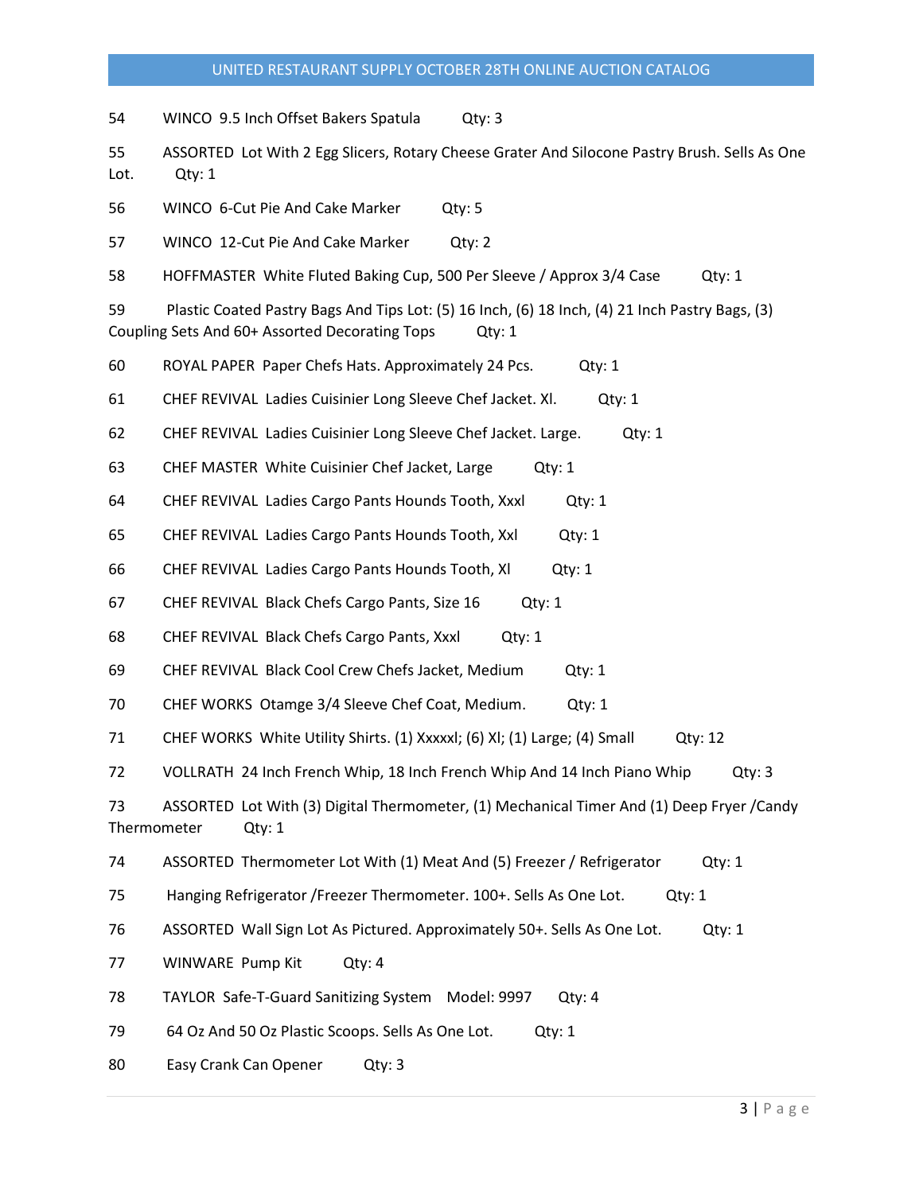54 WINCO 9.5 Inch Offset Bakers Spatula Qty: 3

55 ASSORTED Lot With 2 Egg Slicers, Rotary Cheese Grater And Silocone Pastry Brush. Sells As One Lot. Qty: 1

56 WINCO 6-Cut Pie And Cake Marker Qty: 5

57 WINCO 12-Cut Pie And Cake Marker Qty: 2

58 HOFFMASTER White Fluted Baking Cup, 500 Per Sleeve / Approx 3/4 Case Qty: 1

59 Plastic Coated Pastry Bags And Tips Lot: (5) 16 Inch, (6) 18 Inch, (4) 21 Inch Pastry Bags, (3) Coupling Sets And 60+ Assorted Decorating Tops Qty: 1

60 ROYAL PAPER Paper Chefs Hats. Approximately 24 Pcs. Qty: 1

61 CHEF REVIVAL Ladies Cuisinier Long Sleeve Chef Jacket. Xl. Qty: 1

62 CHEF REVIVAL Ladies Cuisinier Long Sleeve Chef Jacket. Large. Qty: 1

63 CHEF MASTER White Cuisinier Chef Jacket, Large Qty: 1

64 CHEF REVIVAL Ladies Cargo Pants Hounds Tooth, Xxxl Qty: 1

65 CHEF REVIVAL Ladies Cargo Pants Hounds Tooth, Xxl Qty: 1

66 CHEF REVIVAL Ladies Cargo Pants Hounds Tooth, Xl Qty: 1

67 CHEF REVIVAL Black Chefs Cargo Pants, Size 16 Qty: 1

68 CHEF REVIVAL Black Chefs Cargo Pants, Xxxl Qty: 1

69 CHEF REVIVAL Black Cool Crew Chefs Jacket, Medium Qty: 1

70 CHEF WORKS Otamge 3/4 Sleeve Chef Coat, Medium. Qty: 1

71 CHEF WORKS White Utility Shirts. (1) Xxxxxl; (6) Xl; (1) Large; (4) Small Qty: 12

72 VOLLRATH 24 Inch French Whip, 18 Inch French Whip And 14 Inch Piano Whip Qty: 3

73 ASSORTED Lot With (3) Digital Thermometer, (1) Mechanical Timer And (1) Deep Fryer /Candy Thermometer Qty: 1

74 ASSORTED Thermometer Lot With (1) Meat And (5) Freezer / Refrigerator Qty: 1

75 Hanging Refrigerator /Freezer Thermometer. 100+. Sells As One Lot. Qty: 1

76 ASSORTED Wall Sign Lot As Pictured. Approximately 50+. Sells As One Lot. Qty: 1

77 WINWARE Pump Kit Qty: 4

78 TAYLOR Safe-T-Guard Sanitizing System Model: 9997 Qty: 4

79 64 Oz And 50 Oz Plastic Scoops. Sells As One Lot. Qty: 1

80 Easy Crank Can Opener Qty: 3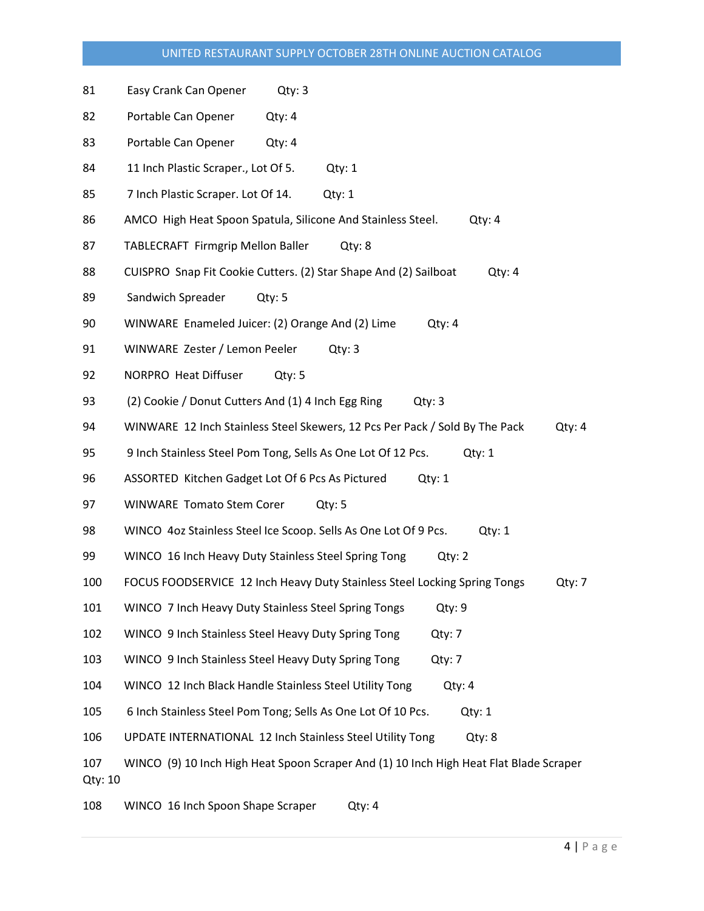81 Easy Crank Can Opener Qty: 3

82 Portable Can Opener Qty: 4

83 Portable Can Opener Qty: 4

84 11 Inch Plastic Scraper., Lot Of 5. Qty: 1

85 7 Inch Plastic Scraper. Lot Of 14. Qty: 1

86 AMCO High Heat Spoon Spatula, Silicone And Stainless Steel. Qty: 4

87 TABLECRAFT Firmgrip Mellon Baller Qty: 8

88 CUISPRO Snap Fit Cookie Cutters. (2) Star Shape And (2) Sailboat Qty: 4

89 Sandwich Spreader Qty: 5

90 WINWARE Enameled Juicer: (2) Orange And (2) Lime Qty: 4

91 WINWARE Zester / Lemon Peeler Qty: 3

92 NORPRO Heat Diffuser Qty: 5

93 (2) Cookie / Donut Cutters And (1) 4 Inch Egg Ring Qty: 3

94 WINWARE 12 Inch Stainless Steel Skewers, 12 Pcs Per Pack / Sold By The Pack Qty: 4

95 9 Inch Stainless Steel Pom Tong, Sells As One Lot Of 12 Pcs. Qty: 1

96 ASSORTED Kitchen Gadget Lot Of 6 Pcs As Pictured Qty: 1

97 WINWARE Tomato Stem Corer Qty: 5

98 WINCO 4oz Stainless Steel Ice Scoop. Sells As One Lot Of 9 Pcs. Qty: 1

99 WINCO 16 Inch Heavy Duty Stainless Steel Spring Tong Qty: 2

100 FOCUS FOODSERVICE 12 Inch Heavy Duty Stainless Steel Locking Spring Tongs Qty: 7

101 WINCO 7 Inch Heavy Duty Stainless Steel Spring Tongs Qty: 9

102 WINCO 9 Inch Stainless Steel Heavy Duty Spring Tong Qty: 7

103 WINCO 9 Inch Stainless Steel Heavy Duty Spring Tong Qty: 7

104 WINCO 12 Inch Black Handle Stainless Steel Utility Tong Qty: 4

105 6 Inch Stainless Steel Pom Tong; Sells As One Lot Of 10 Pcs. Qty: 1

106 UPDATE INTERNATIONAL 12 Inch Stainless Steel Utility Tong Qty: 8

107 WINCO (9) 10 Inch High Heat Spoon Scraper And (1) 10 Inch High Heat Flat Blade Scraper Qty: 10

108 WINCO 16 Inch Spoon Shape Scraper Qty: 4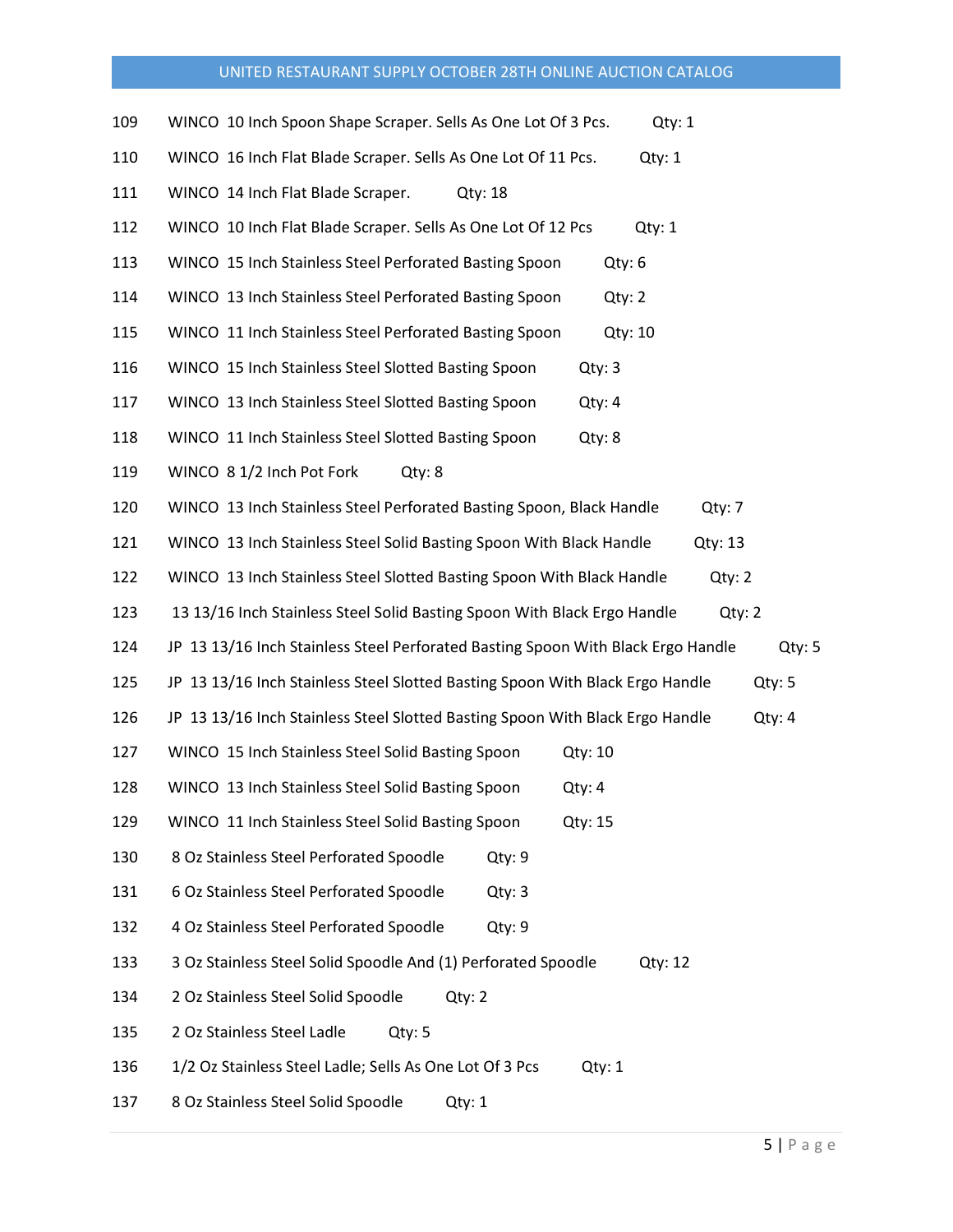109 WINCO 10 Inch Spoon Shape Scraper. Sells As One Lot Of 3 Pcs. Qty: 1

110 WINCO 16 Inch Flat Blade Scraper. Sells As One Lot Of 11 Pcs. Qty: 1

111 WINCO 14 Inch Flat Blade Scraper. Qty: 18

112 WINCO 10 Inch Flat Blade Scraper. Sells As One Lot Of 12 Pcs Qty: 1

113 WINCO 15 Inch Stainless Steel Perforated Basting Spoon Qty: 6

114 WINCO 13 Inch Stainless Steel Perforated Basting Spoon Qty: 2

115 WINCO 11 Inch Stainless Steel Perforated Basting Spoon Qty: 10

116 WINCO 15 Inch Stainless Steel Slotted Basting Spoon Qty: 3

117 WINCO 13 Inch Stainless Steel Slotted Basting Spoon Qty: 4

118 WINCO 11 Inch Stainless Steel Slotted Basting Spoon Qty: 8

119 WINCO 8 1/2 Inch Pot Fork Qty: 8

120 WINCO 13 Inch Stainless Steel Perforated Basting Spoon, Black Handle Qty: 7

121 WINCO 13 Inch Stainless Steel Solid Basting Spoon With Black Handle Qty: 13

122 WINCO 13 Inch Stainless Steel Slotted Basting Spoon With Black Handle Qty: 2

123 13 13/16 Inch Stainless Steel Solid Basting Spoon With Black Ergo Handle Qty: 2

124 JP 13 13/16 Inch Stainless Steel Perforated Basting Spoon With Black Ergo Handle Qty: 5

125 JP 13 13/16 Inch Stainless Steel Slotted Basting Spoon With Black Ergo Handle Qty: 5

126 JP 13 13/16 Inch Stainless Steel Slotted Basting Spoon With Black Ergo Handle Qty: 4

127 WINCO 15 Inch Stainless Steel Solid Basting Spoon Qty: 10

128 WINCO 13 Inch Stainless Steel Solid Basting Spoon Qty: 4

129 WINCO 11 Inch Stainless Steel Solid Basting Spoon Qty: 15

130 8 Oz Stainless Steel Perforated Spoodle Qty: 9

131 6 Oz Stainless Steel Perforated Spoodle Qty: 3

132 4 Oz Stainless Steel Perforated Spoodle Qty: 9

133 3 Oz Stainless Steel Solid Spoodle And (1) Perforated Spoodle Qty: 12

134 2 Oz Stainless Steel Solid Spoodle Qty: 2

135 2 Oz Stainless Steel Ladle Qty: 5

136 1/2 Oz Stainless Steel Ladle; Sells As One Lot Of 3 Pcs Qty: 1

137 8 Oz Stainless Steel Solid Spoodle Qty: 1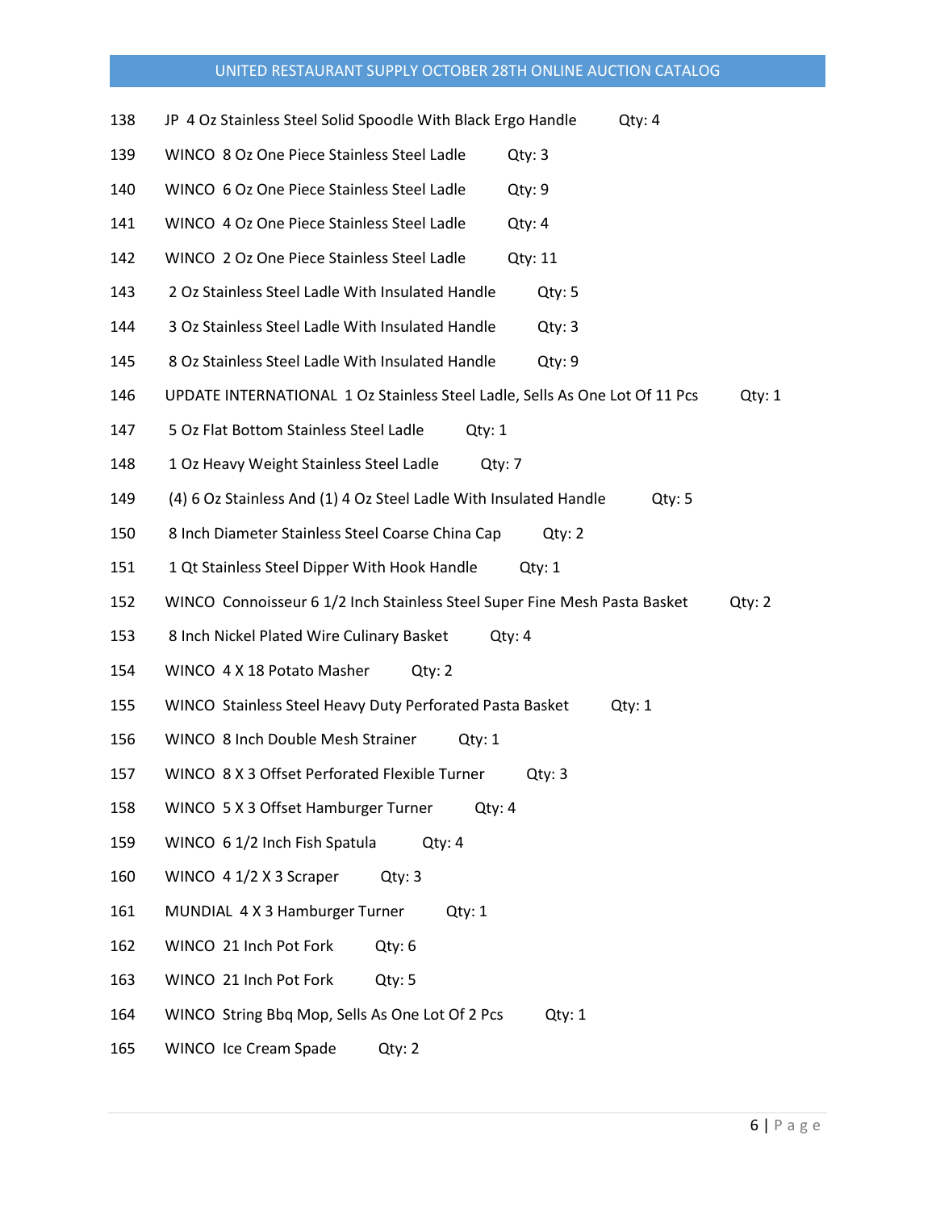| Lot | Description | Qty |
|---|---|---|
| 138 | JP 4 Oz Stainless Steel Solid Spoodle With Black Ergo Handle | Qty: 4 |
| 139 | WINCO 8 Oz One Piece Stainless Steel Ladle | Qty: 3 |
| 140 | WINCO 6 Oz One Piece Stainless Steel Ladle | Qty: 9 |
| 141 | WINCO 4 Oz One Piece Stainless Steel Ladle | Qty: 4 |
| 142 | WINCO 2 Oz One Piece Stainless Steel Ladle | Qty: 11 |
| 143 | 2 Oz Stainless Steel Ladle With Insulated Handle | Qty: 5 |
| 144 | 3 Oz Stainless Steel Ladle With Insulated Handle | Qty: 3 |
| 145 | 8 Oz Stainless Steel Ladle With Insulated Handle | Qty: 9 |
| 146 | UPDATE INTERNATIONAL 1 Oz Stainless Steel Ladle, Sells As One Lot Of 11 Pcs | Qty: 1 |
| 147 | 5 Oz Flat Bottom Stainless Steel Ladle | Qty: 1 |
| 148 | 1 Oz Heavy Weight Stainless Steel Ladle | Qty: 7 |
| 149 | (4) 6 Oz Stainless And (1) 4 Oz Steel Ladle With Insulated Handle | Qty: 5 |
| 150 | 8 Inch Diameter Stainless Steel Coarse China Cap | Qty: 2 |
| 151 | 1 Qt Stainless Steel Dipper With Hook Handle | Qty: 1 |
| 152 | WINCO Connoisseur 6 1/2 Inch Stainless Steel Super Fine Mesh Pasta Basket | Qty: 2 |
| 153 | 8 Inch Nickel Plated Wire Culinary Basket | Qty: 4 |
| 154 | WINCO 4 X 18 Potato Masher | Qty: 2 |
| 155 | WINCO Stainless Steel Heavy Duty Perforated Pasta Basket | Qty: 1 |
| 156 | WINCO 8 Inch Double Mesh Strainer | Qty: 1 |
| 157 | WINCO 8 X 3 Offset Perforated Flexible Turner | Qty: 3 |
| 158 | WINCO 5 X 3 Offset Hamburger Turner | Qty: 4 |
| 159 | WINCO 6 1/2 Inch Fish Spatula | Qty: 4 |
| 160 | WINCO 4 1/2 X 3 Scraper | Qty: 3 |
| 161 | MUNDIAL 4 X 3 Hamburger Turner | Qty: 1 |
| 162 | WINCO 21 Inch Pot Fork | Qty: 6 |
| 163 | WINCO 21 Inch Pot Fork | Qty: 5 |
| 164 | WINCO String Bbq Mop, Sells As One Lot Of 2 Pcs | Qty: 1 |
| 165 | WINCO Ice Cream Spade | Qty: 2 |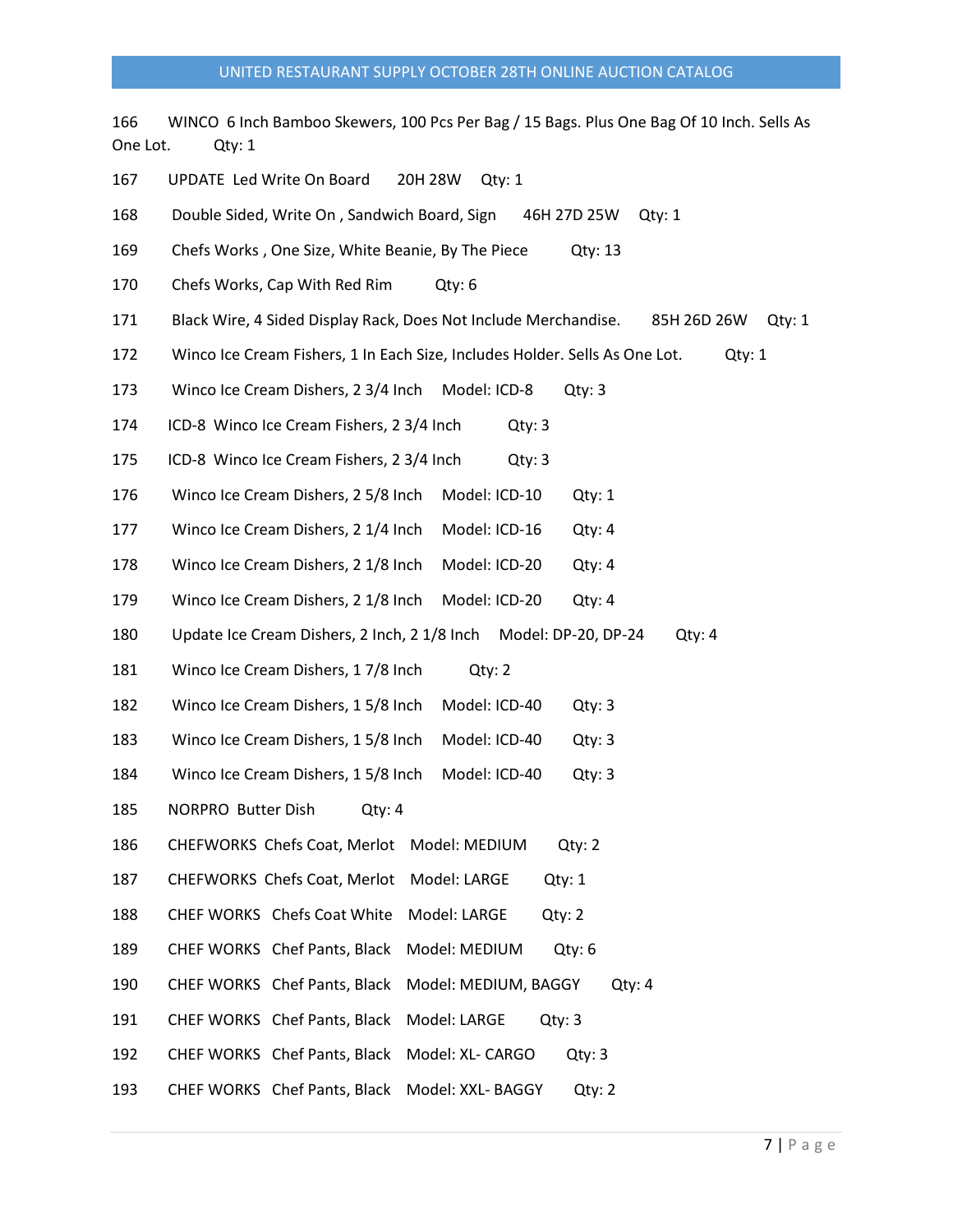166 WINCO 6 Inch Bamboo Skewers, 100 Pcs Per Bag / 15 Bags. Plus One Bag Of 10 Inch. Sells As One Lot. Qty: 1

167 UPDATE Led Write On Board 20H 28W Qty: 1

168 Double Sided, Write On , Sandwich Board, Sign 46H 27D 25W Qty: 1

169 Chefs Works , One Size, White Beanie, By The Piece Qty: 13

170 Chefs Works, Cap With Red Rim Qty: 6

171 Black Wire, 4 Sided Display Rack, Does Not Include Merchandise. 85H 26D 26W Qty: 1

172 Winco Ice Cream Fishers, 1 In Each Size, Includes Holder. Sells As One Lot. Qty: 1

173 Winco Ice Cream Dishers, 2 3/4 Inch Model: ICD-8 Qty: 3

174 ICD-8 Winco Ice Cream Fishers, 2 3/4 Inch Qty: 3

175 ICD-8 Winco Ice Cream Fishers, 2 3/4 Inch Qty: 3

176 Winco Ice Cream Dishers, 2 5/8 Inch Model: ICD-10 Qty: 1

177 Winco Ice Cream Dishers, 2 1/4 Inch Model: ICD-16 Qty: 4

178 Winco Ice Cream Dishers, 2 1/8 Inch Model: ICD-20 Qty: 4

179 Winco Ice Cream Dishers, 2 1/8 Inch Model: ICD-20 Qty: 4

180 Update Ice Cream Dishers, 2 Inch, 2 1/8 Inch Model: DP-20, DP-24 Qty: 4

181 Winco Ice Cream Dishers, 1 7/8 Inch Qty: 2

182 Winco Ice Cream Dishers, 1 5/8 Inch Model: ICD-40 Qty: 3

183 Winco Ice Cream Dishers, 1 5/8 Inch Model: ICD-40 Qty: 3

184 Winco Ice Cream Dishers, 1 5/8 Inch Model: ICD-40 Qty: 3

185 NORPRO Butter Dish Qty: 4

186 CHEFWORKS Chefs Coat, Merlot Model: MEDIUM Qty: 2

187 CHEFWORKS Chefs Coat, Merlot Model: LARGE Qty: 1

188 CHEF WORKS Chefs Coat White Model: LARGE Qty: 2

189 CHEF WORKS Chef Pants, Black Model: MEDIUM Qty: 6

190 CHEF WORKS Chef Pants, Black Model: MEDIUM, BAGGY Qty: 4

191 CHEF WORKS Chef Pants, Black Model: LARGE Qty: 3

192 CHEF WORKS Chef Pants, Black Model: XL- CARGO Qty: 3

193 CHEF WORKS Chef Pants, Black Model: XXL- BAGGY Qty: 2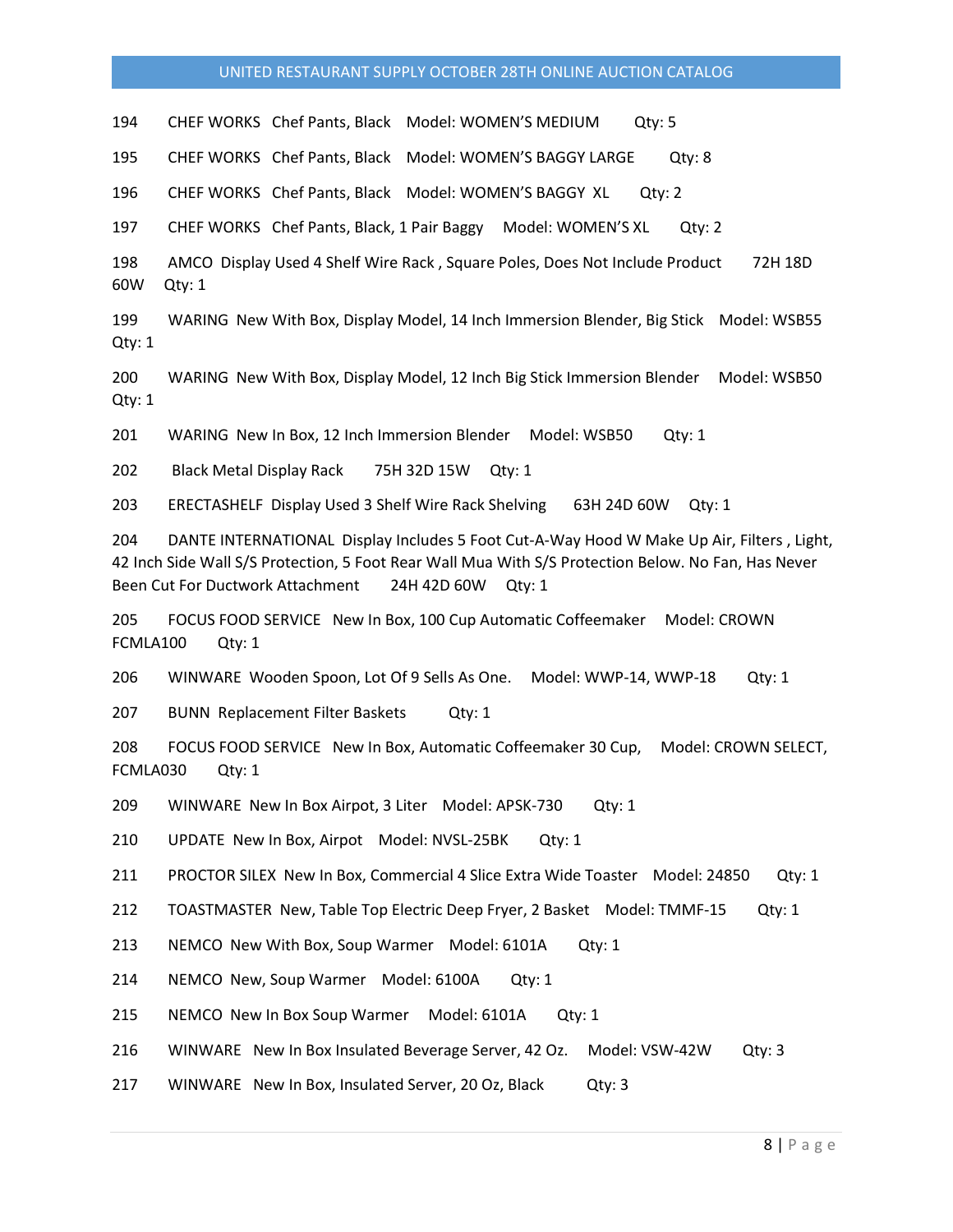194 CHEF WORKS Chef Pants, Black Model: WOMEN'S MEDIUM Qty: 5

195 CHEF WORKS Chef Pants, Black Model: WOMEN'S BAGGY LARGE Qty: 8

196 CHEF WORKS Chef Pants, Black Model: WOMEN'S BAGGY XL Qty: 2

197 CHEF WORKS Chef Pants, Black, 1 Pair Baggy Model: WOMEN'S XL Qty: 2

198 AMCO Display Used 4 Shelf Wire Rack , Square Poles, Does Not Include Product 72H 18D 60W Qty: 1

199 WARING New With Box, Display Model, 14 Inch Immersion Blender, Big Stick Model: WSB55 Qty: 1

200 WARING New With Box, Display Model, 12 Inch Big Stick Immersion Blender Model: WSB50 Qty: 1

201 WARING New In Box, 12 Inch Immersion Blender Model: WSB50 Qty: 1

202 Black Metal Display Rack 75H 32D 15W Qty: 1

203 ERECTASHELF Display Used 3 Shelf Wire Rack Shelving 63H 24D 60W Qty: 1

204 DANTE INTERNATIONAL Display Includes 5 Foot Cut-A-Way Hood W Make Up Air, Filters , Light, 42 Inch Side Wall S/S Protection, 5 Foot Rear Wall Mua With S/S Protection Below. No Fan, Has Never Been Cut For Ductwork Attachment 24H 42D 60W Qty: 1

205 FOCUS FOOD SERVICE New In Box, 100 Cup Automatic Coffeemaker Model: CROWN FCMLA100 Qty: 1

206 WINWARE Wooden Spoon, Lot Of 9 Sells As One. Model: WWP-14, WWP-18 Qty: 1

207 BUNN Replacement Filter Baskets Qty: 1

208 FOCUS FOOD SERVICE New In Box, Automatic Coffeemaker 30 Cup, Model: CROWN SELECT, FCMLA030 Qty: 1

209 WINWARE New In Box Airpot, 3 Liter Model: APSK-730 Qty: 1

210 UPDATE New In Box, Airpot Model: NVSL-25BK Qty: 1

211 PROCTOR SILEX New In Box, Commercial 4 Slice Extra Wide Toaster Model: 24850 Qty: 1

212 TOASTMASTER New, Table Top Electric Deep Fryer, 2 Basket Model: TMMF-15 Qty: 1

213 NEMCO New With Box, Soup Warmer Model: 6101A Qty: 1

214 NEMCO New, Soup Warmer Model: 6100A Qty: 1

215 NEMCO New In Box Soup Warmer Model: 6101A Qty: 1

216 WINWARE New In Box Insulated Beverage Server, 42 Oz. Model: VSW-42W Qty: 3

217 WINWARE New In Box, Insulated Server, 20 Oz, Black Qty: 3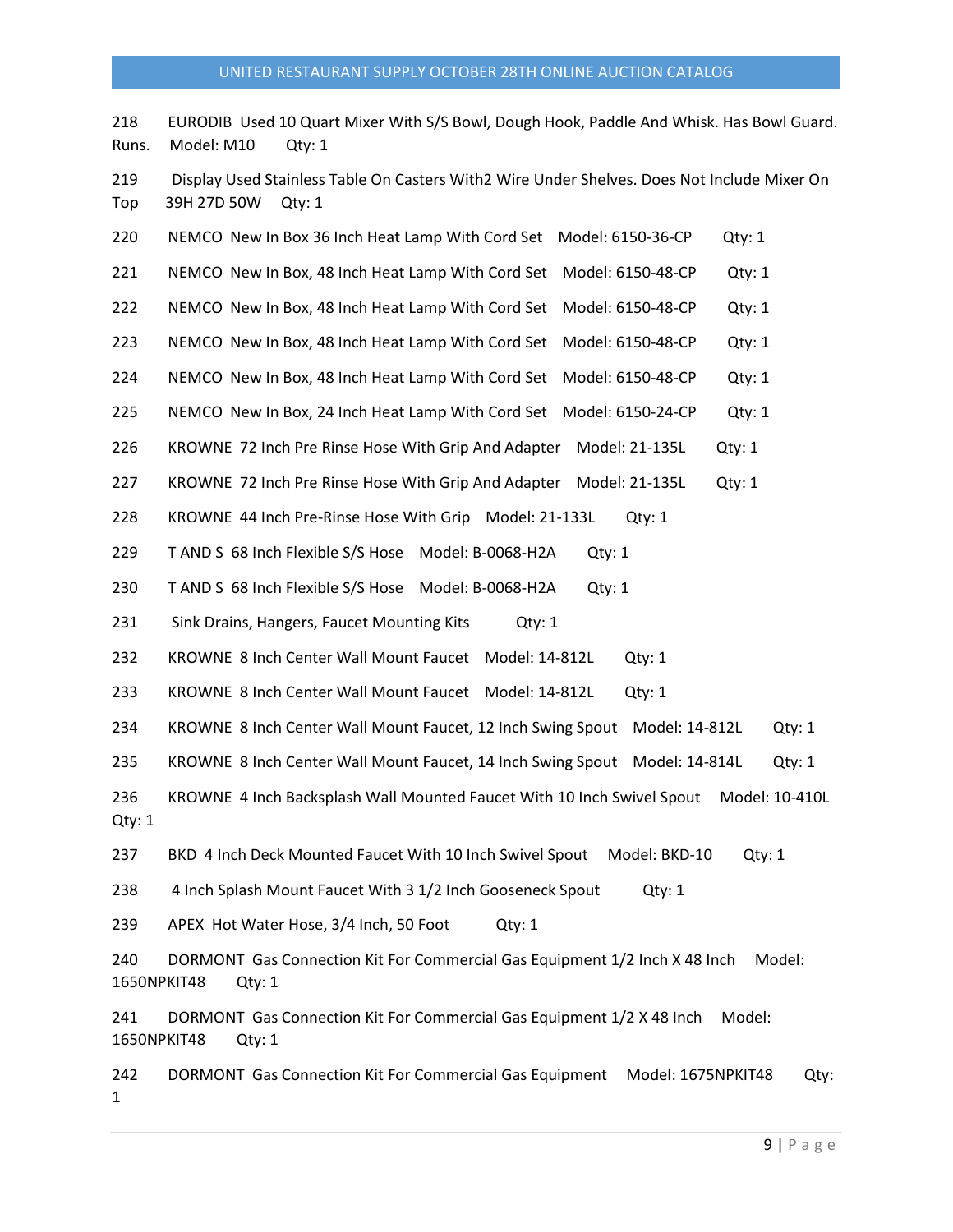218 EURODIB Used 10 Quart Mixer With S/S Bowl, Dough Hook, Paddle And Whisk. Has Bowl Guard. Runs. Model: M10 Qty: 1

219 Display Used Stainless Table On Casters With2 Wire Under Shelves. Does Not Include Mixer On Top 39H 27D 50W Qty: 1

220 NEMCO New In Box 36 Inch Heat Lamp With Cord Set Model: 6150-36-CP Qty: 1

221 NEMCO New In Box, 48 Inch Heat Lamp With Cord Set Model: 6150-48-CP Qty: 1

222 NEMCO New In Box, 48 Inch Heat Lamp With Cord Set Model: 6150-48-CP Qty: 1

223 NEMCO New In Box, 48 Inch Heat Lamp With Cord Set Model: 6150-48-CP Qty: 1

224 NEMCO New In Box, 48 Inch Heat Lamp With Cord Set Model: 6150-48-CP Qty: 1

225 NEMCO New In Box, 24 Inch Heat Lamp With Cord Set Model: 6150-24-CP Qty: 1

226 KROWNE 72 Inch Pre Rinse Hose With Grip And Adapter Model: 21-135L Qty: 1

227 KROWNE 72 Inch Pre Rinse Hose With Grip And Adapter Model: 21-135L Qty: 1

228 KROWNE 44 Inch Pre-Rinse Hose With Grip Model: 21-133L Qty: 1

229 T AND S 68 Inch Flexible S/S Hose Model: B-0068-H2A Qty: 1

230 T AND S 68 Inch Flexible S/S Hose Model: B-0068-H2A Qty: 1

231 Sink Drains, Hangers, Faucet Mounting Kits Qty: 1

232 KROWNE 8 Inch Center Wall Mount Faucet Model: 14-812L Qty: 1

233 KROWNE 8 Inch Center Wall Mount Faucet Model: 14-812L Qty: 1

234 KROWNE 8 Inch Center Wall Mount Faucet, 12 Inch Swing Spout Model: 14-812L Qty: 1

235 KROWNE 8 Inch Center Wall Mount Faucet, 14 Inch Swing Spout Model: 14-814L Qty: 1

236 KROWNE 4 Inch Backsplash Wall Mounted Faucet With 10 Inch Swivel Spout Model: 10-410L Qty: 1

237 BKD 4 Inch Deck Mounted Faucet With 10 Inch Swivel Spout Model: BKD-10 Qty: 1

238 4 Inch Splash Mount Faucet With 3 1/2 Inch Gooseneck Spout Qty: 1

239 APEX Hot Water Hose, 3/4 Inch, 50 Foot Qty: 1

240 DORMONT Gas Connection Kit For Commercial Gas Equipment 1/2 Inch X 48 Inch Model: 1650NPKIT48 Qty: 1

241 DORMONT Gas Connection Kit For Commercial Gas Equipment 1/2 X 48 Inch Model: 1650NPKIT48 Qty: 1

242 DORMONT Gas Connection Kit For Commercial Gas Equipment Model: 1675NPKIT48 Qty: 1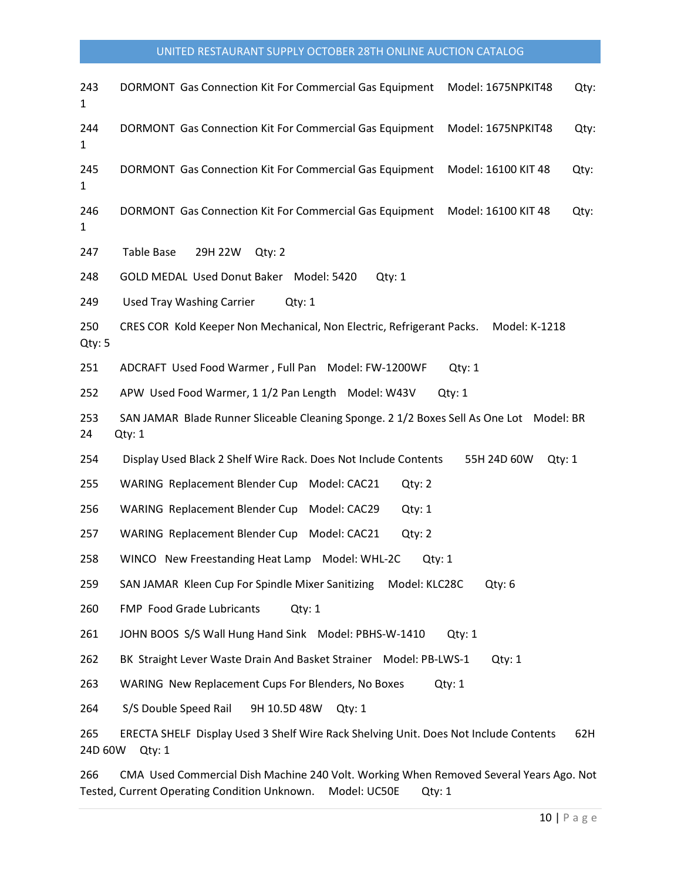243 DORMONT Gas Connection Kit For Commercial Gas Equipment Model: 1675NPKIT48 Qty: 1

244 DORMONT Gas Connection Kit For Commercial Gas Equipment Model: 1675NPKIT48 Qty: 1

245 DORMONT Gas Connection Kit For Commercial Gas Equipment Model: 16100 KIT 48 Qty: 1

246 DORMONT Gas Connection Kit For Commercial Gas Equipment Model: 16100 KIT 48 Qty: 1

247 Table Base 29H 22W Qty: 2

248 GOLD MEDAL Used Donut Baker Model: 5420 Qty: 1

249 Used Tray Washing Carrier Qty: 1

250 CRES COR Kold Keeper Non Mechanical, Non Electric, Refrigerant Packs. Model: K-1218 Qty: 5

251 ADCRAFT Used Food Warmer , Full Pan Model: FW-1200WF Qty: 1

252 APW Used Food Warmer, 1 1/2 Pan Length Model: W43V Qty: 1

253 SAN JAMAR Blade Runner Sliceable Cleaning Sponge. 2 1/2 Boxes Sell As One Lot Model: BR 24 Qty: 1

254 Display Used Black 2 Shelf Wire Rack. Does Not Include Contents 55H 24D 60W Qty: 1

255 WARING Replacement Blender Cup Model: CAC21 Qty: 2

256 WARING Replacement Blender Cup Model: CAC29 Qty: 1

257 WARING Replacement Blender Cup Model: CAC21 Qty: 2

258 WINCO New Freestanding Heat Lamp Model: WHL-2C Qty: 1

259 SAN JAMAR Kleen Cup For Spindle Mixer Sanitizing Model: KLC28C Qty: 6

260 FMP Food Grade Lubricants Qty: 1

261 JOHN BOOS S/S Wall Hung Hand Sink Model: PBHS-W-1410 Qty: 1

262 BK Straight Lever Waste Drain And Basket Strainer Model: PB-LWS-1 Qty: 1

263 WARING New Replacement Cups For Blenders, No Boxes Qty: 1

264 S/S Double Speed Rail 9H 10.5D 48W Qty: 1

265 ERECTA SHELF Display Used 3 Shelf Wire Rack Shelving Unit. Does Not Include Contents 62H 24D 60W Qty: 1

266 CMA Used Commercial Dish Machine 240 Volt. Working When Removed Several Years Ago. Not Tested, Current Operating Condition Unknown. Model: UC50E Qty: 1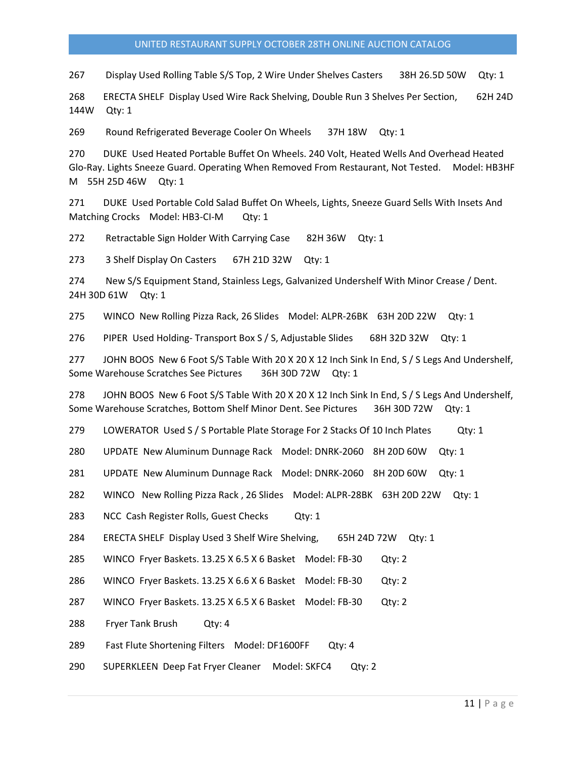267 Display Used Rolling Table S/S Top, 2 Wire Under Shelves Casters 38H 26.5D 50W Qty: 1

268 ERECTA SHELF Display Used Wire Rack Shelving, Double Run 3 Shelves Per Section, 62H 24D 144W Qty: 1

269 Round Refrigerated Beverage Cooler On Wheels 37H 18W Qty: 1

270 DUKE Used Heated Portable Buffet On Wheels. 240 Volt, Heated Wells And Overhead Heated Glo-Ray. Lights Sneeze Guard. Operating When Removed From Restaurant, Not Tested. Model: HB3HF M 55H 25D 46W Qty: 1

271 DUKE Used Portable Cold Salad Buffet On Wheels, Lights, Sneeze Guard Sells With Insets And Matching Crocks Model: HB3-CI-M Qty: 1

272 Retractable Sign Holder With Carrying Case 82H 36W Qty: 1

273 3 Shelf Display On Casters 67H 21D 32W Qty: 1

274 New S/S Equipment Stand, Stainless Legs, Galvanized Undershelf With Minor Crease / Dent. 24H 30D 61W Qty: 1

275 WINCO New Rolling Pizza Rack, 26 Slides Model: ALPR-26BK 63H 20D 22W Qty: 1

276 PIPER Used Holding- Transport Box S / S, Adjustable Slides 68H 32D 32W Qty: 1

277 JOHN BOOS New 6 Foot S/S Table With 20 X 20 X 12 Inch Sink In End, S / S Legs And Undershelf, Some Warehouse Scratches See Pictures 36H 30D 72W Qty: 1

278 JOHN BOOS New 6 Foot S/S Table With 20 X 20 X 12 Inch Sink In End, S / S Legs And Undershelf, Some Warehouse Scratches, Bottom Shelf Minor Dent. See Pictures 36H 30D 72W Qty: 1

279 LOWERATOR Used S / S Portable Plate Storage For 2 Stacks Of 10 Inch Plates Qty: 1

280 UPDATE New Aluminum Dunnage Rack Model: DNRK-2060 8H 20D 60W Qty: 1

281 UPDATE New Aluminum Dunnage Rack Model: DNRK-2060 8H 20D 60W Qty: 1

282 WINCO New Rolling Pizza Rack , 26 Slides Model: ALPR-28BK 63H 20D 22W Qty: 1

283 NCC Cash Register Rolls, Guest Checks Qty: 1

284 ERECTA SHELF Display Used 3 Shelf Wire Shelving, 65H 24D 72W Qty: 1

285 WINCO Fryer Baskets. 13.25 X 6.5 X 6 Basket Model: FB-30 Qty: 2

286 WINCO Fryer Baskets. 13.25 X 6.6 X 6 Basket Model: FB-30 Qty: 2

287 WINCO Fryer Baskets. 13.25 X 6.5 X 6 Basket Model: FB-30 Qty: 2

288 Fryer Tank Brush Qty: 4

289 Fast Flute Shortening Filters Model: DF1600FF Qty: 4

290 SUPERKLEEN Deep Fat Fryer Cleaner Model: SKFC4 Qty: 2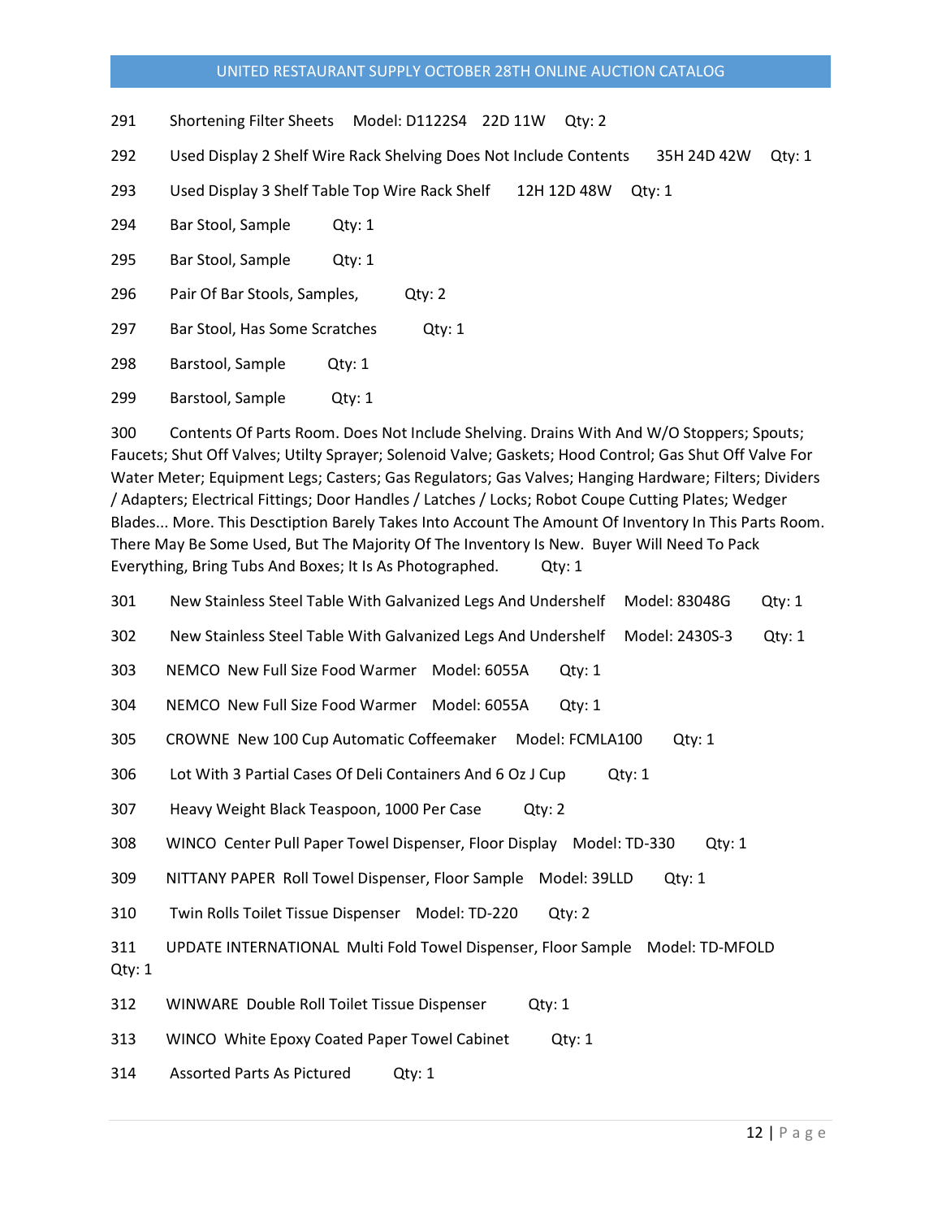291 Shortening Filter Sheets Model: D1122S4 22D 11W Qty: 2

292 Used Display 2 Shelf Wire Rack Shelving Does Not Include Contents 35H 24D 42W Qty: 1

293 Used Display 3 Shelf Table Top Wire Rack Shelf 12H 12D 48W Qty: 1

294 Bar Stool, Sample Qty: 1

295 Bar Stool, Sample Qty: 1

296 Pair Of Bar Stools, Samples, Qty: 2

297 Bar Stool, Has Some Scratches Qty: 1

298 Barstool, Sample Qty: 1

299 Barstool, Sample Qty: 1

300 Contents Of Parts Room. Does Not Include Shelving. Drains With And W/O Stoppers; Spouts; Faucets; Shut Off Valves; Utilty Sprayer; Solenoid Valve; Gaskets; Hood Control; Gas Shut Off Valve For Water Meter; Equipment Legs; Casters; Gas Regulators; Gas Valves; Hanging Hardware; Filters; Dividers / Adapters; Electrical Fittings; Door Handles / Latches / Locks; Robot Coupe Cutting Plates; Wedger Blades... More. This Desctiption Barely Takes Into Account The Amount Of Inventory In This Parts Room. There May Be Some Used, But The Majority Of The Inventory Is New. Buyer Will Need To Pack Everything, Bring Tubs And Boxes; It Is As Photographed. Qty: 1

301 New Stainless Steel Table With Galvanized Legs And Undershelf Model: 83048G Qty: 1

302 New Stainless Steel Table With Galvanized Legs And Undershelf Model: 2430S-3 Qty: 1

303 NEMCO New Full Size Food Warmer Model: 6055A Qty: 1

304 NEMCO New Full Size Food Warmer Model: 6055A Qty: 1

305 CROWNE New 100 Cup Automatic Coffeemaker Model: FCMLA100 Qty: 1

306 Lot With 3 Partial Cases Of Deli Containers And 6 Oz J Cup Qty: 1

307 Heavy Weight Black Teaspoon, 1000 Per Case Qty: 2

308 WINCO Center Pull Paper Towel Dispenser, Floor Display Model: TD-330 Qty: 1

309 NITTANY PAPER Roll Towel Dispenser, Floor Sample Model: 39LLD Qty: 1

310 Twin Rolls Toilet Tissue Dispenser Model: TD-220 Qty: 2

311 UPDATE INTERNATIONAL Multi Fold Towel Dispenser, Floor Sample Model: TD-MFOLD Qty: 1

312 WINWARE Double Roll Toilet Tissue Dispenser Qty: 1

313 WINCO White Epoxy Coated Paper Towel Cabinet Qty: 1

314 Assorted Parts As Pictured Qty: 1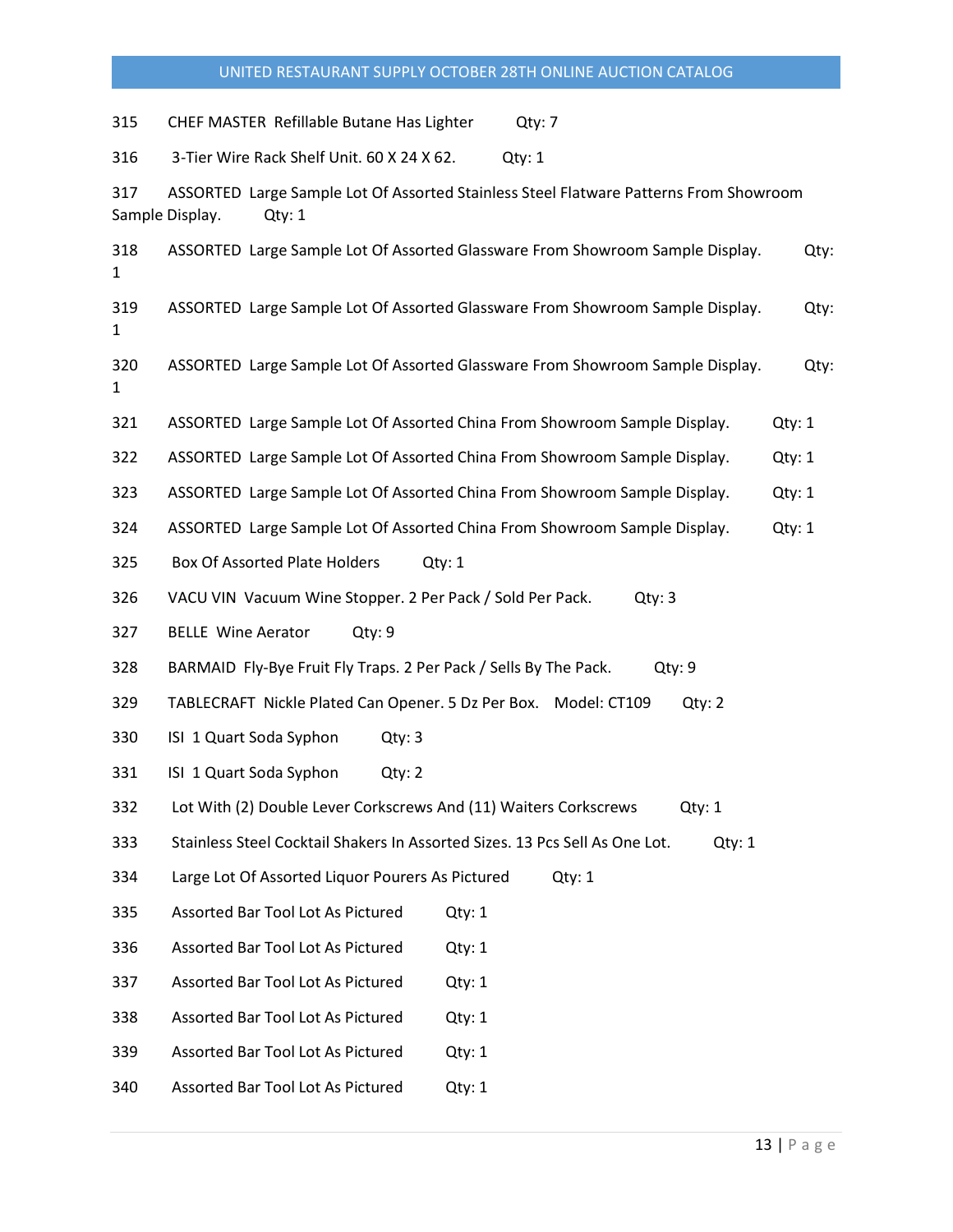315 CHEF MASTER Refillable Butane Has Lighter Qty: 7

316 3-Tier Wire Rack Shelf Unit. 60 X 24 X 62. Qty: 1

317 ASSORTED Large Sample Lot Of Assorted Stainless Steel Flatware Patterns From Showroom Sample Display. Qty: 1

318 ASSORTED Large Sample Lot Of Assorted Glassware From Showroom Sample Display. Qty: 1

319 ASSORTED Large Sample Lot Of Assorted Glassware From Showroom Sample Display. Qty: 1

320 ASSORTED Large Sample Lot Of Assorted Glassware From Showroom Sample Display. Qty: 1

321 ASSORTED Large Sample Lot Of Assorted China From Showroom Sample Display. Qty: 1

322 ASSORTED Large Sample Lot Of Assorted China From Showroom Sample Display. Qty: 1

323 ASSORTED Large Sample Lot Of Assorted China From Showroom Sample Display. Qty: 1

324 ASSORTED Large Sample Lot Of Assorted China From Showroom Sample Display. Qty: 1

325 Box Of Assorted Plate Holders Qty: 1

326 VACU VIN Vacuum Wine Stopper. 2 Per Pack / Sold Per Pack. Qty: 3

327 BELLE Wine Aerator Qty: 9

328 BARMAID Fly-Bye Fruit Fly Traps. 2 Per Pack / Sells By The Pack. Qty: 9

329 TABLECRAFT Nickle Plated Can Opener. 5 Dz Per Box. Model: CT109 Qty: 2

330 ISI 1 Quart Soda Syphon Qty: 3

331 ISI 1 Quart Soda Syphon Qty: 2

332 Lot With (2) Double Lever Corkscrews And (11) Waiters Corkscrews Qty: 1

333 Stainless Steel Cocktail Shakers In Assorted Sizes. 13 Pcs Sell As One Lot. Qty: 1

334 Large Lot Of Assorted Liquor Pourers As Pictured Qty: 1

335 Assorted Bar Tool Lot As Pictured Qty: 1

336 Assorted Bar Tool Lot As Pictured Qty: 1

337 Assorted Bar Tool Lot As Pictured Qty: 1

338 Assorted Bar Tool Lot As Pictured Qty: 1

339 Assorted Bar Tool Lot As Pictured Qty: 1

340 Assorted Bar Tool Lot As Pictured Qty: 1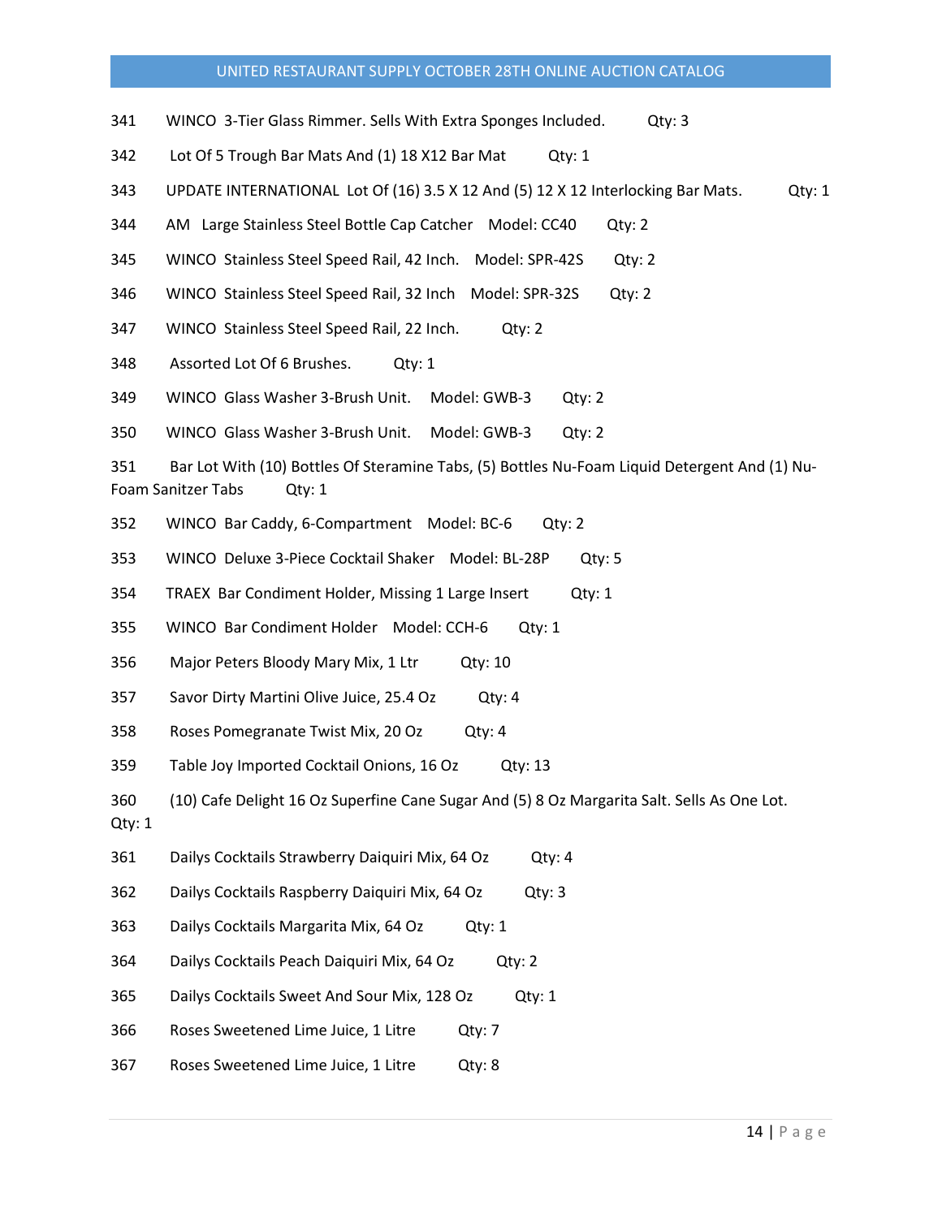341 WINCO 3-Tier Glass Rimmer. Sells With Extra Sponges Included. Qty: 3

342 Lot Of 5 Trough Bar Mats And (1) 18 X12 Bar Mat Qty: 1

343 UPDATE INTERNATIONAL Lot Of (16) 3.5 X 12 And (5) 12 X 12 Interlocking Bar Mats. Qty: 1

344 AM Large Stainless Steel Bottle Cap Catcher Model: CC40 Qty: 2

345 WINCO Stainless Steel Speed Rail, 42 Inch. Model: SPR-42S Qty: 2

346 WINCO Stainless Steel Speed Rail, 32 Inch Model: SPR-32S Qty: 2

347 WINCO Stainless Steel Speed Rail, 22 Inch. Qty: 2

348 Assorted Lot Of 6 Brushes. Qty: 1

349 WINCO Glass Washer 3-Brush Unit. Model: GWB-3 Qty: 2

350 WINCO Glass Washer 3-Brush Unit. Model: GWB-3 Qty: 2

351 Bar Lot With (10) Bottles Of Steramine Tabs, (5) Bottles Nu-Foam Liquid Detergent And (1) Nu-Foam Sanitzer Tabs Qty: 1

352 WINCO Bar Caddy, 6-Compartment Model: BC-6 Qty: 2

353 WINCO Deluxe 3-Piece Cocktail Shaker Model: BL-28P Qty: 5

354 TRAEX Bar Condiment Holder, Missing 1 Large Insert Qty: 1

355 WINCO Bar Condiment Holder Model: CCH-6 Qty: 1

356 Major Peters Bloody Mary Mix, 1 Ltr Qty: 10

357 Savor Dirty Martini Olive Juice, 25.4 Oz Qty: 4

358 Roses Pomegranate Twist Mix, 20 Oz Qty: 4

359 Table Joy Imported Cocktail Onions, 16 Oz Qty: 13

360 (10) Cafe Delight 16 Oz Superfine Cane Sugar And (5) 8 Oz Margarita Salt. Sells As One Lot. Qty: 1

361 Dailys Cocktails Strawberry Daiquiri Mix, 64 Oz Qty: 4

362 Dailys Cocktails Raspberry Daiquiri Mix, 64 Oz Qty: 3

363 Dailys Cocktails Margarita Mix, 64 Oz Qty: 1

364 Dailys Cocktails Peach Daiquiri Mix, 64 Oz Qty: 2

365 Dailys Cocktails Sweet And Sour Mix, 128 Oz Qty: 1

366 Roses Sweetened Lime Juice, 1 Litre Qty: 7

367 Roses Sweetened Lime Juice, 1 Litre Qty: 8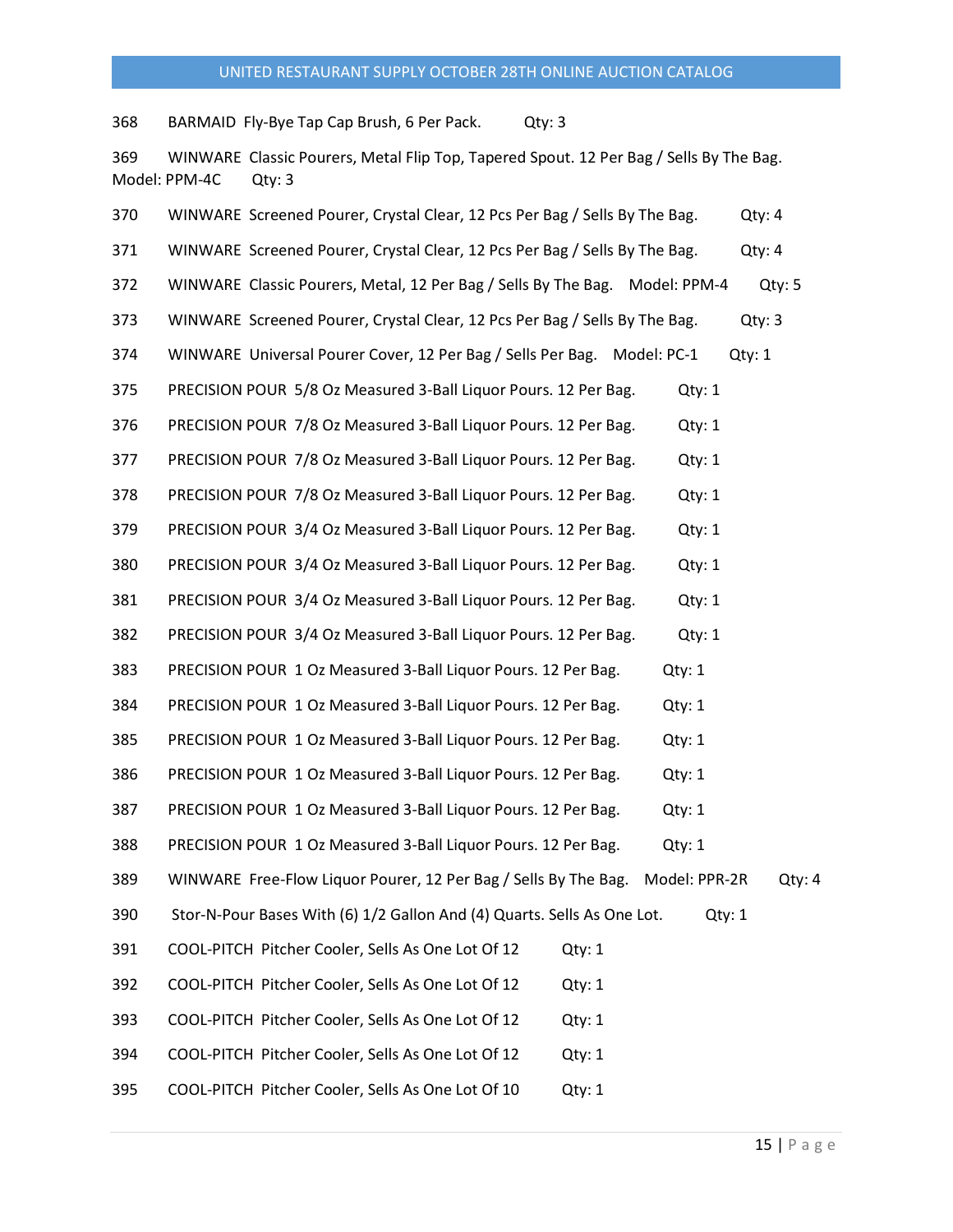368 BARMAID Fly-Bye Tap Cap Brush, 6 Per Pack. Qty: 3

369 WINWARE Classic Pourers, Metal Flip Top, Tapered Spout. 12 Per Bag / Sells By The Bag. Model: PPM-4C Qty: 3

370 WINWARE Screened Pourer, Crystal Clear, 12 Pcs Per Bag / Sells By The Bag. Qty: 4

371 WINWARE Screened Pourer, Crystal Clear, 12 Pcs Per Bag / Sells By The Bag. Qty: 4

372 WINWARE Classic Pourers, Metal, 12 Per Bag / Sells By The Bag. Model: PPM-4 Qty: 5

373 WINWARE Screened Pourer, Crystal Clear, 12 Pcs Per Bag / Sells By The Bag. Qty: 3

374 WINWARE Universal Pourer Cover, 12 Per Bag / Sells Per Bag. Model: PC-1 Qty: 1

375 PRECISION POUR 5/8 Oz Measured 3-Ball Liquor Pours. 12 Per Bag. Qty: 1

376 PRECISION POUR 7/8 Oz Measured 3-Ball Liquor Pours. 12 Per Bag. Qty: 1

377 PRECISION POUR 7/8 Oz Measured 3-Ball Liquor Pours. 12 Per Bag. Qty: 1

378 PRECISION POUR 7/8 Oz Measured 3-Ball Liquor Pours. 12 Per Bag. Qty: 1

379 PRECISION POUR 3/4 Oz Measured 3-Ball Liquor Pours. 12 Per Bag. Qty: 1

380 PRECISION POUR 3/4 Oz Measured 3-Ball Liquor Pours. 12 Per Bag. Qty: 1

381 PRECISION POUR 3/4 Oz Measured 3-Ball Liquor Pours. 12 Per Bag. Qty: 1

382 PRECISION POUR 3/4 Oz Measured 3-Ball Liquor Pours. 12 Per Bag. Qty: 1

383 PRECISION POUR 1 Oz Measured 3-Ball Liquor Pours. 12 Per Bag. Qty: 1

384 PRECISION POUR 1 Oz Measured 3-Ball Liquor Pours. 12 Per Bag. Qty: 1

385 PRECISION POUR 1 Oz Measured 3-Ball Liquor Pours. 12 Per Bag. Qty: 1

386 PRECISION POUR 1 Oz Measured 3-Ball Liquor Pours. 12 Per Bag. Qty: 1

387 PRECISION POUR 1 Oz Measured 3-Ball Liquor Pours. 12 Per Bag. Qty: 1

388 PRECISION POUR 1 Oz Measured 3-Ball Liquor Pours. 12 Per Bag. Qty: 1

389 WINWARE Free-Flow Liquor Pourer, 12 Per Bag / Sells By The Bag. Model: PPR-2R Qty: 4

390 Stor-N-Pour Bases With (6) 1/2 Gallon And (4) Quarts. Sells As One Lot. Qty: 1

391 COOL-PITCH Pitcher Cooler, Sells As One Lot Of 12 Qty: 1

392 COOL-PITCH Pitcher Cooler, Sells As One Lot Of 12 Qty: 1

393 COOL-PITCH Pitcher Cooler, Sells As One Lot Of 12 Qty: 1

394 COOL-PITCH Pitcher Cooler, Sells As One Lot Of 12 Qty: 1

395 COOL-PITCH Pitcher Cooler, Sells As One Lot Of 10 Qty: 1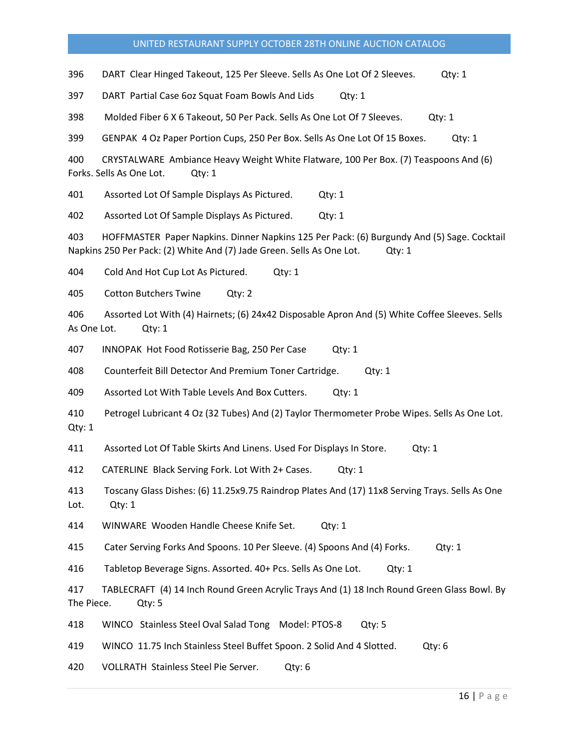396 DART Clear Hinged Takeout, 125 Per Sleeve. Sells As One Lot Of 2 Sleeves. Qty: 1

397 DART Partial Case 6oz Squat Foam Bowls And Lids Qty: 1

398 Molded Fiber 6 X 6 Takeout, 50 Per Pack. Sells As One Lot Of 7 Sleeves. Qty: 1

399 GENPAK 4 Oz Paper Portion Cups, 250 Per Box. Sells As One Lot Of 15 Boxes. Qty: 1

400 CRYSTALWARE Ambiance Heavy Weight White Flatware, 100 Per Box. (7) Teaspoons And (6) Forks. Sells As One Lot. Qty: 1

401 Assorted Lot Of Sample Displays As Pictured. Qty: 1

402 Assorted Lot Of Sample Displays As Pictured. Qty: 1

403 HOFFMASTER Paper Napkins. Dinner Napkins 125 Per Pack: (6) Burgundy And (5) Sage. Cocktail Napkins 250 Per Pack: (2) White And (7) Jade Green. Sells As One Lot. Qty: 1

404 Cold And Hot Cup Lot As Pictured. Qty: 1

405 Cotton Butchers Twine Qty: 2

406 Assorted Lot With (4) Hairnets; (6) 24x42 Disposable Apron And (5) White Coffee Sleeves. Sells As One Lot. Qty: 1

407 INNOPAK Hot Food Rotisserie Bag, 250 Per Case Qty: 1

408 Counterfeit Bill Detector And Premium Toner Cartridge. Qty: 1

409 Assorted Lot With Table Levels And Box Cutters. Qty: 1

410 Petrogel Lubricant 4 Oz (32 Tubes) And (2) Taylor Thermometer Probe Wipes. Sells As One Lot. Qty: 1

411 Assorted Lot Of Table Skirts And Linens. Used For Displays In Store. Qty: 1

412 CATERLINE Black Serving Fork. Lot With 2+ Cases. Qty: 1

413 Toscany Glass Dishes: (6) 11.25x9.75 Raindrop Plates And (17) 11x8 Serving Trays. Sells As One Lot. Qty: 1

414 WINWARE Wooden Handle Cheese Knife Set. Qty: 1

415 Cater Serving Forks And Spoons. 10 Per Sleeve. (4) Spoons And (4) Forks. Qty: 1

416 Tabletop Beverage Signs. Assorted. 40+ Pcs. Sells As One Lot. Qty: 1

417 TABLECRAFT (4) 14 Inch Round Green Acrylic Trays And (1) 18 Inch Round Green Glass Bowl. By The Piece. Qty: 5

418 WINCO Stainless Steel Oval Salad Tong Model: PTOS-8 Qty: 5

419 WINCO 11.75 Inch Stainless Steel Buffet Spoon. 2 Solid And 4 Slotted. Qty: 6

420 VOLLRATH Stainless Steel Pie Server. Qty: 6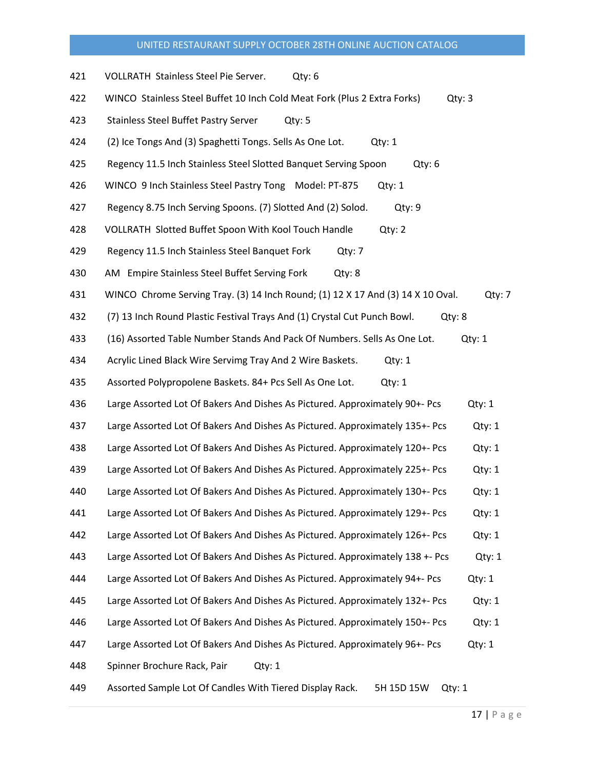| Lot | Description | Qty |
|---|---|---|
| 421 | VOLLRATH Stainless Steel Pie Server. | Qty: 6 |
| 422 | WINCO Stainless Steel Buffet 10 Inch Cold Meat Fork (Plus 2 Extra Forks) | Qty: 3 |
| 423 | Stainless Steel Buffet Pastry Server | Qty: 5 |
| 424 | (2) Ice Tongs And (3) Spaghetti Tongs. Sells As One Lot. | Qty: 1 |
| 425 | Regency 11.5 Inch Stainless Steel Slotted Banquet Serving Spoon | Qty: 6 |
| 426 | WINCO 9 Inch Stainless Steel Pastry Tong Model: PT-875 | Qty: 1 |
| 427 | Regency 8.75 Inch Serving Spoons. (7) Slotted And (2) Solod. | Qty: 9 |
| 428 | VOLLRATH Slotted Buffet Spoon With Kool Touch Handle | Qty: 2 |
| 429 | Regency 11.5 Inch Stainless Steel Banquet Fork | Qty: 7 |
| 430 | AM Empire Stainless Steel Buffet Serving Fork | Qty: 8 |
| 431 | WINCO Chrome Serving Tray. (3) 14 Inch Round; (1) 12 X 17 And (3) 14 X 10 Oval. | Qty: 7 |
| 432 | (7) 13 Inch Round Plastic Festival Trays And (1) Crystal Cut Punch Bowl. | Qty: 8 |
| 433 | (16) Assorted Table Number Stands And Pack Of Numbers. Sells As One Lot. | Qty: 1 |
| 434 | Acrylic Lined Black Wire Servimg Tray And 2 Wire Baskets. | Qty: 1 |
| 435 | Assorted Polypropolene Baskets. 84+ Pcs Sell As One Lot. | Qty: 1 |
| 436 | Large Assorted Lot Of Bakers And Dishes As Pictured. Approximately 90+- Pcs | Qty: 1 |
| 437 | Large Assorted Lot Of Bakers And Dishes As Pictured. Approximately 135+- Pcs | Qty: 1 |
| 438 | Large Assorted Lot Of Bakers And Dishes As Pictured. Approximately 120+- Pcs | Qty: 1 |
| 439 | Large Assorted Lot Of Bakers And Dishes As Pictured. Approximately 225+- Pcs | Qty: 1 |
| 440 | Large Assorted Lot Of Bakers And Dishes As Pictured. Approximately 130+- Pcs | Qty: 1 |
| 441 | Large Assorted Lot Of Bakers And Dishes As Pictured. Approximately 129+- Pcs | Qty: 1 |
| 442 | Large Assorted Lot Of Bakers And Dishes As Pictured. Approximately 126+- Pcs | Qty: 1 |
| 443 | Large Assorted Lot Of Bakers And Dishes As Pictured. Approximately 138 +- Pcs | Qty: 1 |
| 444 | Large Assorted Lot Of Bakers And Dishes As Pictured. Approximately 94+- Pcs | Qty: 1 |
| 445 | Large Assorted Lot Of Bakers And Dishes As Pictured. Approximately 132+- Pcs | Qty: 1 |
| 446 | Large Assorted Lot Of Bakers And Dishes As Pictured. Approximately 150+- Pcs | Qty: 1 |
| 447 | Large Assorted Lot Of Bakers And Dishes As Pictured. Approximately 96+- Pcs | Qty: 1 |
| 448 | Spinner Brochure Rack, Pair | Qty: 1 |
| 449 | Assorted Sample Lot Of Candles With Tiered Display Rack. 5H 15D 15W | Qty: 1 |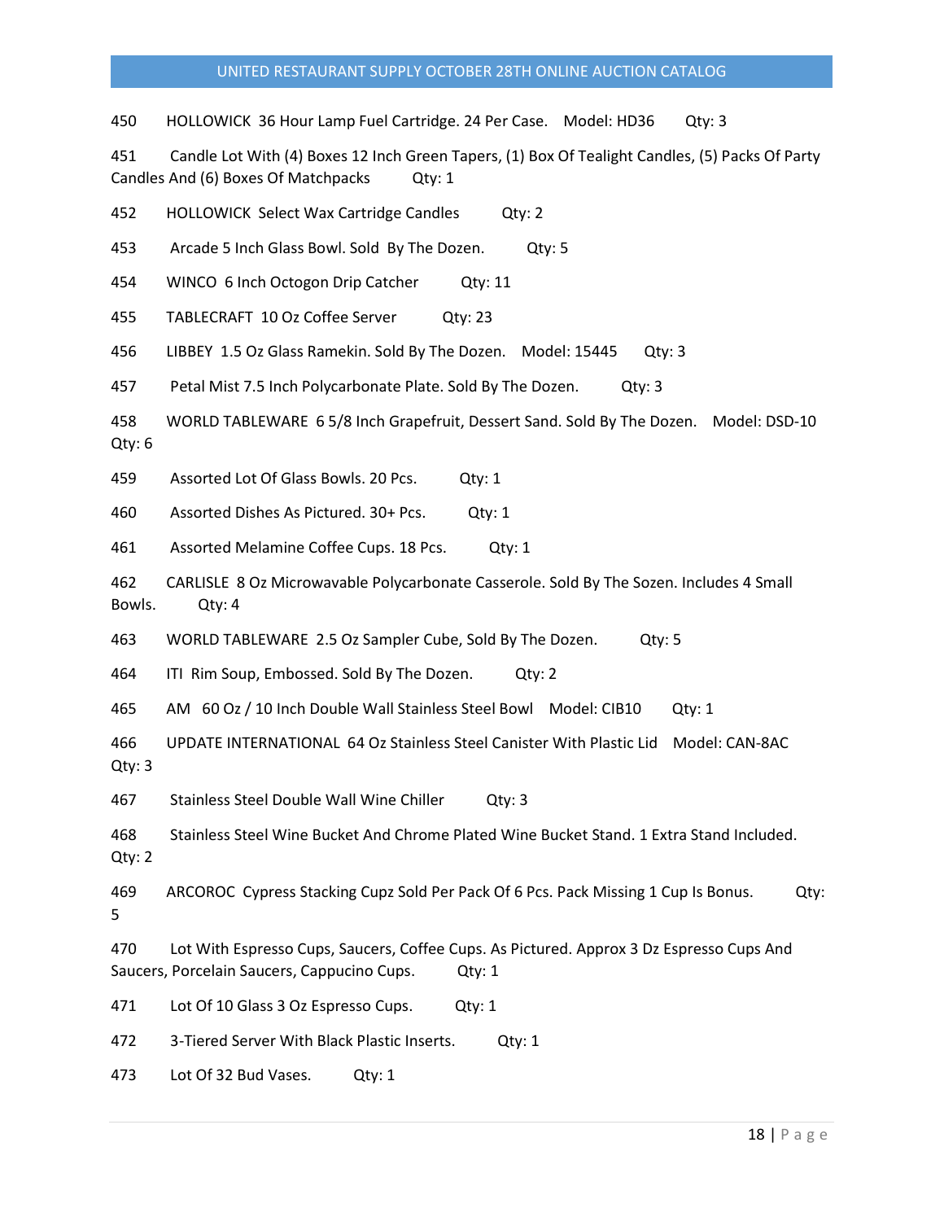450 HOLLOWICK 36 Hour Lamp Fuel Cartridge. 24 Per Case. Model: HD36 Qty: 3

451 Candle Lot With (4) Boxes 12 Inch Green Tapers, (1) Box Of Tealight Candles, (5) Packs Of Party Candles And (6) Boxes Of Matchpacks Qty: 1

452 HOLLOWICK Select Wax Cartridge Candles Qty: 2

453 Arcade 5 Inch Glass Bowl. Sold By The Dozen. Qty: 5

454 WINCO 6 Inch Octogon Drip Catcher Qty: 11

455 TABLECRAFT 10 Oz Coffee Server Qty: 23

456 LIBBEY 1.5 Oz Glass Ramekin. Sold By The Dozen. Model: 15445 Qty: 3

457 Petal Mist 7.5 Inch Polycarbonate Plate. Sold By The Dozen. Qty: 3

458 WORLD TABLEWARE 6 5/8 Inch Grapefruit, Dessert Sand. Sold By The Dozen. Model: DSD-10 Qty: 6

459 Assorted Lot Of Glass Bowls. 20 Pcs. Qty: 1

460 Assorted Dishes As Pictured. 30+ Pcs. Qty: 1

461 Assorted Melamine Coffee Cups. 18 Pcs. Qty: 1

462 CARLISLE 8 Oz Microwavable Polycarbonate Casserole. Sold By The Sozen. Includes 4 Small Bowls. Qty: 4

463 WORLD TABLEWARE 2.5 Oz Sampler Cube, Sold By The Dozen. Qty: 5

464 ITI Rim Soup, Embossed. Sold By The Dozen. Qty: 2

465 AM 60 Oz / 10 Inch Double Wall Stainless Steel Bowl Model: CIB10 Qty: 1

466 UPDATE INTERNATIONAL 64 Oz Stainless Steel Canister With Plastic Lid Model: CAN-8AC Qty: 3

467 Stainless Steel Double Wall Wine Chiller Qty: 3

468 Stainless Steel Wine Bucket And Chrome Plated Wine Bucket Stand. 1 Extra Stand Included. Qty: 2

469 ARCOROC Cypress Stacking Cupz Sold Per Pack Of 6 Pcs. Pack Missing 1 Cup Is Bonus. Qty: 5

470 Lot With Espresso Cups, Saucers, Coffee Cups. As Pictured. Approx 3 Dz Espresso Cups And Saucers, Porcelain Saucers, Cappucino Cups. Qty: 1

471 Lot Of 10 Glass 3 Oz Espresso Cups. Qty: 1

472 3-Tiered Server With Black Plastic Inserts. Qty: 1

473 Lot Of 32 Bud Vases. Qty: 1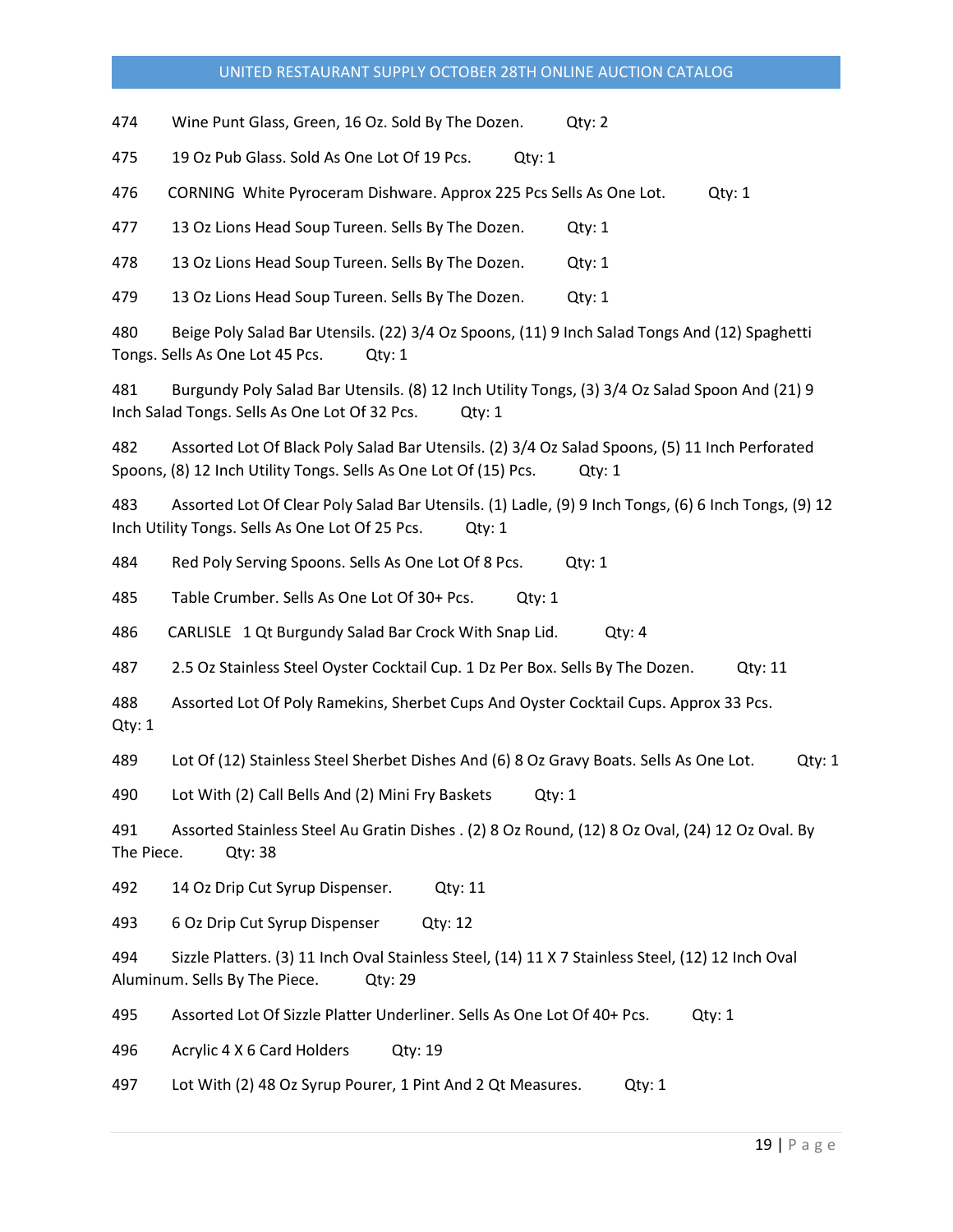474 Wine Punt Glass, Green, 16 Oz. Sold By The Dozen. Qty: 2

475 19 Oz Pub Glass. Sold As One Lot Of 19 Pcs. Qty: 1

476 CORNING White Pyroceram Dishware. Approx 225 Pcs Sells As One Lot. Qty: 1

477 13 Oz Lions Head Soup Tureen. Sells By The Dozen. Qty: 1

478 13 Oz Lions Head Soup Tureen. Sells By The Dozen. Qty: 1

479 13 Oz Lions Head Soup Tureen. Sells By The Dozen. Qty: 1

480 Beige Poly Salad Bar Utensils. (22) 3/4 Oz Spoons, (11) 9 Inch Salad Tongs And (12) Spaghetti Tongs. Sells As One Lot 45 Pcs. Qty: 1

481 Burgundy Poly Salad Bar Utensils. (8) 12 Inch Utility Tongs, (3) 3/4 Oz Salad Spoon And (21) 9 Inch Salad Tongs. Sells As One Lot Of 32 Pcs. Qty: 1

482 Assorted Lot Of Black Poly Salad Bar Utensils. (2) 3/4 Oz Salad Spoons, (5) 11 Inch Perforated Spoons, (8) 12 Inch Utility Tongs. Sells As One Lot Of (15) Pcs. Qty: 1

483 Assorted Lot Of Clear Poly Salad Bar Utensils. (1) Ladle, (9) 9 Inch Tongs, (6) 6 Inch Tongs, (9) 12 Inch Utility Tongs. Sells As One Lot Of 25 Pcs. Qty: 1

484 Red Poly Serving Spoons. Sells As One Lot Of 8 Pcs. Qty: 1

485 Table Crumber. Sells As One Lot Of 30+ Pcs. Qty: 1

486 CARLISLE 1 Qt Burgundy Salad Bar Crock With Snap Lid. Qty: 4

487 2.5 Oz Stainless Steel Oyster Cocktail Cup. 1 Dz Per Box. Sells By The Dozen. Qty: 11

488 Assorted Lot Of Poly Ramekins, Sherbet Cups And Oyster Cocktail Cups. Approx 33 Pcs. Qty: 1

489 Lot Of (12) Stainless Steel Sherbet Dishes And (6) 8 Oz Gravy Boats. Sells As One Lot. Qty: 1

490 Lot With (2) Call Bells And (2) Mini Fry Baskets Qty: 1

491 Assorted Stainless Steel Au Gratin Dishes . (2) 8 Oz Round, (12) 8 Oz Oval, (24) 12 Oz Oval. By The Piece. Qty: 38

492 14 Oz Drip Cut Syrup Dispenser. Qty: 11

493 6 Oz Drip Cut Syrup Dispenser Qty: 12

494 Sizzle Platters. (3) 11 Inch Oval Stainless Steel, (14) 11 X 7 Stainless Steel, (12) 12 Inch Oval Aluminum. Sells By The Piece. Qty: 29

495 Assorted Lot Of Sizzle Platter Underliner. Sells As One Lot Of 40+ Pcs. Qty: 1

496 Acrylic 4 X 6 Card Holders Qty: 19

497 Lot With (2) 48 Oz Syrup Pourer, 1 Pint And 2 Qt Measures. Qty: 1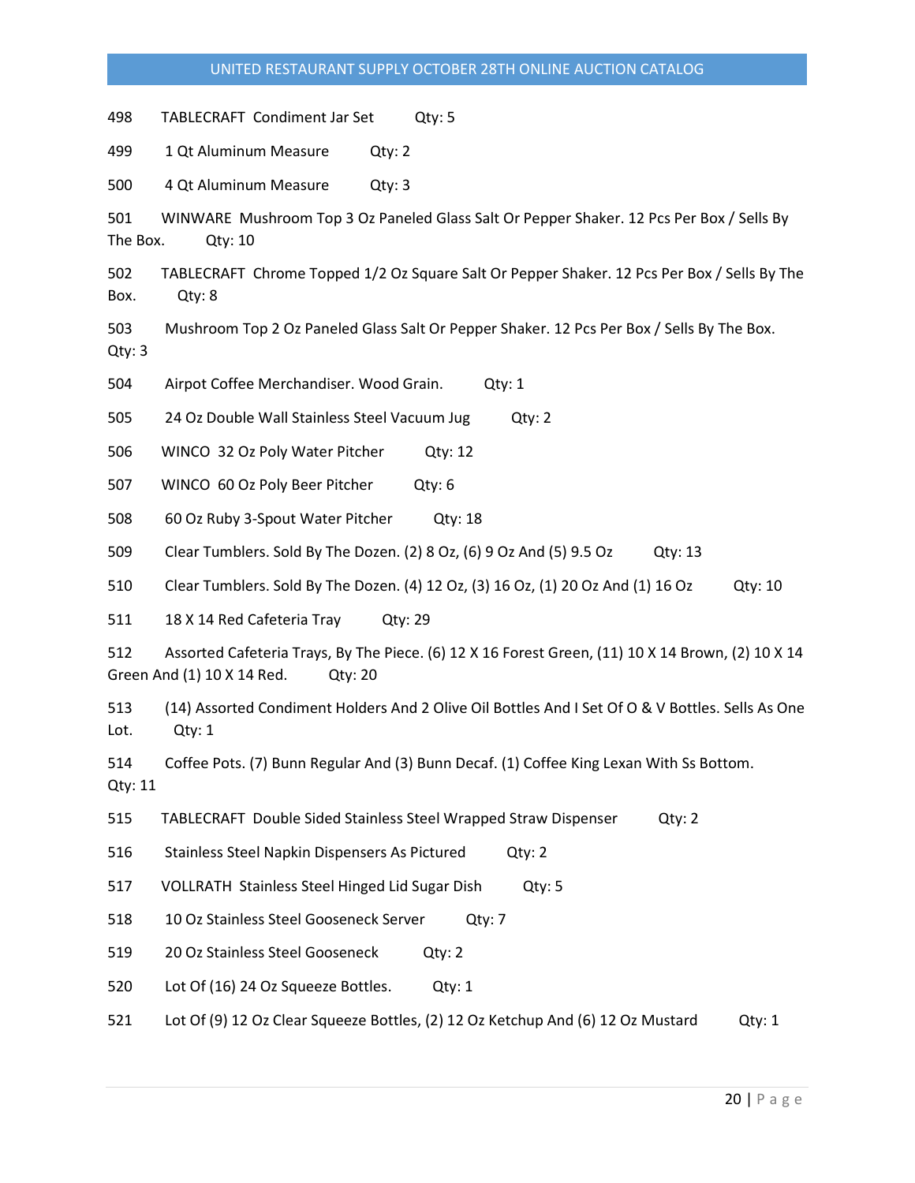498 TABLECRAFT Condiment Jar Set Qty: 5

499 1 Qt Aluminum Measure Qty: 2

500 4 Qt Aluminum Measure Qty: 3

501 WINWARE Mushroom Top 3 Oz Paneled Glass Salt Or Pepper Shaker. 12 Pcs Per Box / Sells By The Box. Qty: 10

502 TABLECRAFT Chrome Topped 1/2 Oz Square Salt Or Pepper Shaker. 12 Pcs Per Box / Sells By The Box. Qty: 8

503 Mushroom Top 2 Oz Paneled Glass Salt Or Pepper Shaker. 12 Pcs Per Box / Sells By The Box. Qty: 3

504 Airpot Coffee Merchandiser. Wood Grain. Qty: 1

505 24 Oz Double Wall Stainless Steel Vacuum Jug Qty: 2

506 WINCO 32 Oz Poly Water Pitcher Qty: 12

507 WINCO 60 Oz Poly Beer Pitcher Qty: 6

508 60 Oz Ruby 3-Spout Water Pitcher Qty: 18

509 Clear Tumblers. Sold By The Dozen. (2) 8 Oz, (6) 9 Oz And (5) 9.5 Oz Qty: 13

510 Clear Tumblers. Sold By The Dozen. (4) 12 Oz, (3) 16 Oz, (1) 20 Oz And (1) 16 Oz Qty: 10

511 18 X 14 Red Cafeteria Tray Qty: 29

512 Assorted Cafeteria Trays, By The Piece. (6) 12 X 16 Forest Green, (11) 10 X 14 Brown, (2) 10 X 14 Green And (1) 10 X 14 Red. Qty: 20

513 (14) Assorted Condiment Holders And 2 Olive Oil Bottles And I Set Of O & V Bottles. Sells As One Lot. Qty: 1

514 Coffee Pots. (7) Bunn Regular And (3) Bunn Decaf. (1) Coffee King Lexan With Ss Bottom. Qty: 11

515 TABLECRAFT Double Sided Stainless Steel Wrapped Straw Dispenser Qty: 2

516 Stainless Steel Napkin Dispensers As Pictured Qty: 2

517 VOLLRATH Stainless Steel Hinged Lid Sugar Dish Qty: 5

518 10 Oz Stainless Steel Gooseneck Server Qty: 7

519 20 Oz Stainless Steel Gooseneck Qty: 2

520 Lot Of (16) 24 Oz Squeeze Bottles. Qty: 1

521 Lot Of (9) 12 Oz Clear Squeeze Bottles, (2) 12 Oz Ketchup And (6) 12 Oz Mustard Qty: 1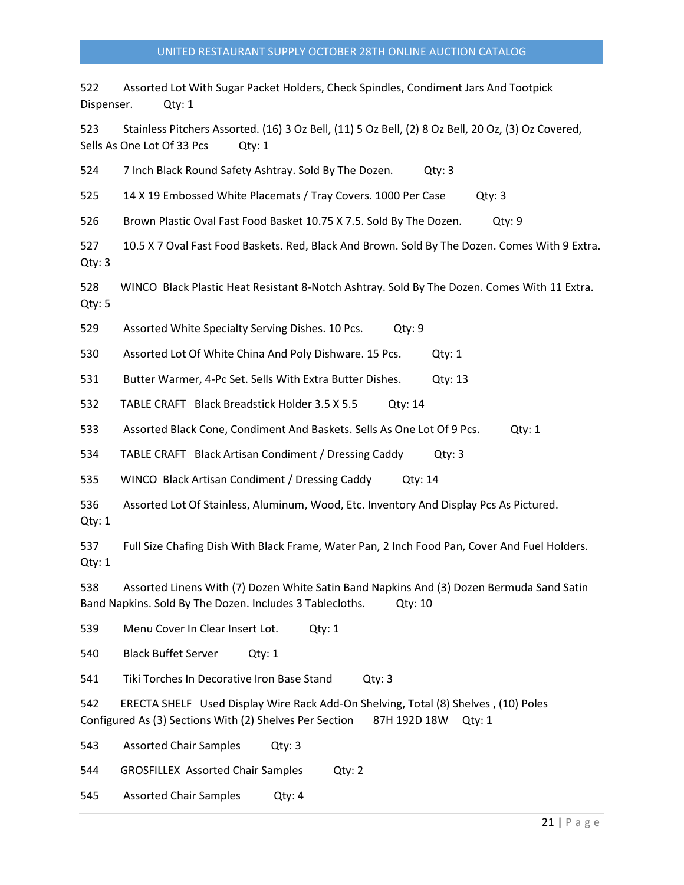522 Assorted Lot With Sugar Packet Holders, Check Spindles, Condiment Jars And Tootpick Dispenser. Qty: 1

523 Stainless Pitchers Assorted. (16) 3 Oz Bell, (11) 5 Oz Bell, (2) 8 Oz Bell, 20 Oz, (3) Oz Covered, Sells As One Lot Of 33 Pcs Qty: 1

524 7 Inch Black Round Safety Ashtray. Sold By The Dozen. Qty: 3

525 14 X 19 Embossed White Placemats / Tray Covers. 1000 Per Case Qty: 3

526 Brown Plastic Oval Fast Food Basket 10.75 X 7.5. Sold By The Dozen. Qty: 9

527 10.5 X 7 Oval Fast Food Baskets. Red, Black And Brown. Sold By The Dozen. Comes With 9 Extra. Qty: 3

528 WINCO Black Plastic Heat Resistant 8-Notch Ashtray. Sold By The Dozen. Comes With 11 Extra. Qty: 5

529 Assorted White Specialty Serving Dishes. 10 Pcs. Qty: 9

530 Assorted Lot Of White China And Poly Dishware. 15 Pcs. Qty: 1

531 Butter Warmer, 4-Pc Set. Sells With Extra Butter Dishes. Qty: 13

532 TABLE CRAFT Black Breadstick Holder 3.5 X 5.5 Qty: 14

533 Assorted Black Cone, Condiment And Baskets. Sells As One Lot Of 9 Pcs. Qty: 1

534 TABLE CRAFT Black Artisan Condiment / Dressing Caddy Qty: 3

535 WINCO Black Artisan Condiment / Dressing Caddy Qty: 14

536 Assorted Lot Of Stainless, Aluminum, Wood, Etc. Inventory And Display Pcs As Pictured. Qty: 1

537 Full Size Chafing Dish With Black Frame, Water Pan, 2 Inch Food Pan, Cover And Fuel Holders. Qty: 1

538 Assorted Linens With (7) Dozen White Satin Band Napkins And (3) Dozen Bermuda Sand Satin Band Napkins. Sold By The Dozen. Includes 3 Tablecloths. Qty: 10

539 Menu Cover In Clear Insert Lot. Qty: 1

540 Black Buffet Server Qty: 1

541 Tiki Torches In Decorative Iron Base Stand Qty: 3

542 ERECTA SHELF Used Display Wire Rack Add-On Shelving, Total (8) Shelves , (10) Poles Configured As (3) Sections With (2) Shelves Per Section 87H 192D 18W Qty: 1

543 Assorted Chair Samples Qty: 3

544 GROSFILLEX Assorted Chair Samples Qty: 2

545 Assorted Chair Samples Qty: 4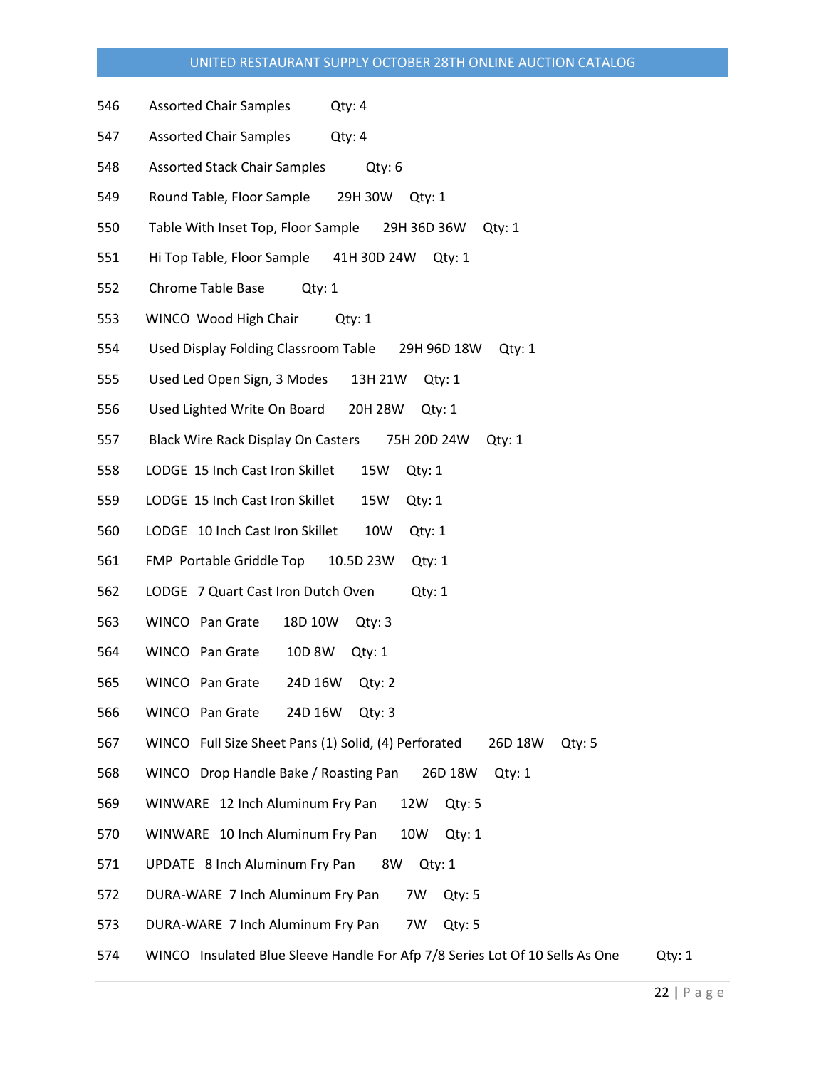546 Assorted Chair Samples Qty: 4

547 Assorted Chair Samples Qty: 4

548 Assorted Stack Chair Samples Qty: 6

549 Round Table, Floor Sample 29H 30W Qty: 1

550 Table With Inset Top, Floor Sample 29H 36D 36W Qty: 1

551 Hi Top Table, Floor Sample 41H 30D 24W Qty: 1

552 Chrome Table Base Qty: 1

553 WINCO Wood High Chair Qty: 1

554 Used Display Folding Classroom Table 29H 96D 18W Qty: 1

555 Used Led Open Sign, 3 Modes 13H 21W Qty: 1

556 Used Lighted Write On Board 20H 28W Qty: 1

557 Black Wire Rack Display On Casters 75H 20D 24W Qty: 1

558 LODGE 15 Inch Cast Iron Skillet 15W Qty: 1

559 LODGE 15 Inch Cast Iron Skillet 15W Qty: 1

560 LODGE 10 Inch Cast Iron Skillet 10W Qty: 1

561 FMP Portable Griddle Top 10.5D 23W Qty: 1

562 LODGE 7 Quart Cast Iron Dutch Oven Qty: 1

563 WINCO Pan Grate 18D 10W Qty: 3

564 WINCO Pan Grate 10D 8W Qty: 1

565 WINCO Pan Grate 24D 16W Qty: 2

566 WINCO Pan Grate 24D 16W Qty: 3

567 WINCO Full Size Sheet Pans (1) Solid, (4) Perforated 26D 18W Qty: 5

568 WINCO Drop Handle Bake / Roasting Pan 26D 18W Qty: 1

569 WINWARE 12 Inch Aluminum Fry Pan 12W Qty: 5

570 WINWARE 10 Inch Aluminum Fry Pan 10W Qty: 1

571 UPDATE 8 Inch Aluminum Fry Pan 8W Qty: 1

572 DURA-WARE 7 Inch Aluminum Fry Pan 7W Qty: 5

573 DURA-WARE 7 Inch Aluminum Fry Pan 7W Qty: 5

574 WINCO Insulated Blue Sleeve Handle For Afp 7/8 Series Lot Of 10 Sells As One Qty: 1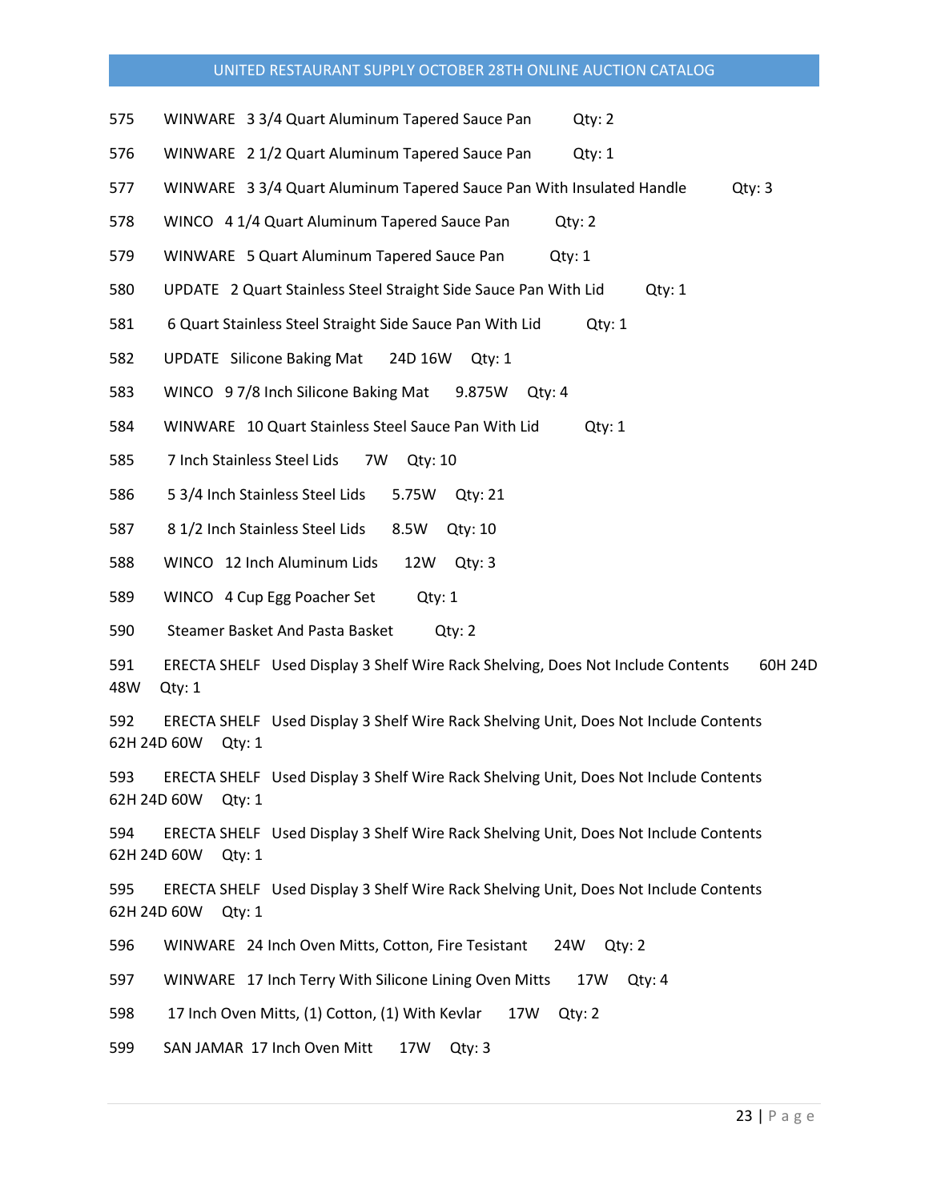575 WINWARE 3 3/4 Quart Aluminum Tapered Sauce Pan Qty: 2

576 WINWARE 2 1/2 Quart Aluminum Tapered Sauce Pan Qty: 1

577 WINWARE 3 3/4 Quart Aluminum Tapered Sauce Pan With Insulated Handle Qty: 3

578 WINCO 4 1/4 Quart Aluminum Tapered Sauce Pan Qty: 2

579 WINWARE 5 Quart Aluminum Tapered Sauce Pan Qty: 1

580 UPDATE 2 Quart Stainless Steel Straight Side Sauce Pan With Lid Qty: 1

581 6 Quart Stainless Steel Straight Side Sauce Pan With Lid Qty: 1

582 UPDATE Silicone Baking Mat 24D 16W Qty: 1

583 WINCO 9 7/8 Inch Silicone Baking Mat 9.875W Qty: 4

584 WINWARE 10 Quart Stainless Steel Sauce Pan With Lid Qty: 1

585 7 Inch Stainless Steel Lids 7W Qty: 10

586 5 3/4 Inch Stainless Steel Lids 5.75W Qty: 21

587 8 1/2 Inch Stainless Steel Lids 8.5W Qty: 10

588 WINCO 12 Inch Aluminum Lids 12W Qty: 3

589 WINCO 4 Cup Egg Poacher Set Qty: 1

590 Steamer Basket And Pasta Basket Qty: 2

591 ERECTA SHELF Used Display 3 Shelf Wire Rack Shelving, Does Not Include Contents 60H 24D 48W Qty: 1

592 ERECTA SHELF Used Display 3 Shelf Wire Rack Shelving Unit, Does Not Include Contents 62H 24D 60W Qty: 1

593 ERECTA SHELF Used Display 3 Shelf Wire Rack Shelving Unit, Does Not Include Contents 62H 24D 60W Qty: 1

594 ERECTA SHELF Used Display 3 Shelf Wire Rack Shelving Unit, Does Not Include Contents 62H 24D 60W Qty: 1

595 ERECTA SHELF Used Display 3 Shelf Wire Rack Shelving Unit, Does Not Include Contents 62H 24D 60W Qty: 1

596 WINWARE 24 Inch Oven Mitts, Cotton, Fire Tesistant 24W Qty: 2

597 WINWARE 17 Inch Terry With Silicone Lining Oven Mitts 17W Qty: 4

598 17 Inch Oven Mitts, (1) Cotton, (1) With Kevlar 17W Qty: 2

599 SAN JAMAR 17 Inch Oven Mitt 17W Qty: 3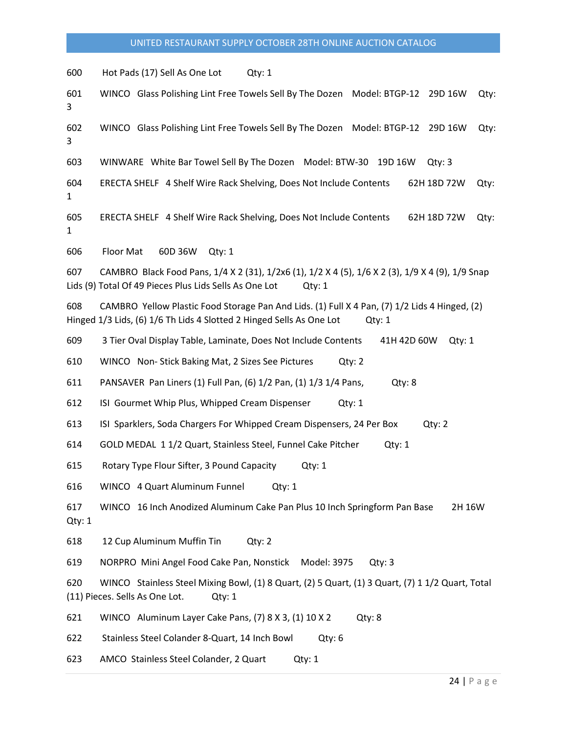600 Hot Pads (17) Sell As One Lot Qty: 1

601 WINCO Glass Polishing Lint Free Towels Sell By The Dozen Model: BTGP-12 29D 16W Qty: 3

602 WINCO Glass Polishing Lint Free Towels Sell By The Dozen Model: BTGP-12 29D 16W Qty: 3

603 WINWARE White Bar Towel Sell By The Dozen Model: BTW-30 19D 16W Qty: 3

604 ERECTA SHELF 4 Shelf Wire Rack Shelving, Does Not Include Contents 62H 18D 72W Qty: 1

605 ERECTA SHELF 4 Shelf Wire Rack Shelving, Does Not Include Contents 62H 18D 72W Qty: 1

606 Floor Mat 60D 36W Qty: 1

607 CAMBRO Black Food Pans, 1/4 X 2 (31), 1/2x6 (1), 1/2 X 4 (5), 1/6 X 2 (3), 1/9 X 4 (9), 1/9 Snap Lids (9) Total Of 49 Pieces Plus Lids Sells As One Lot Qty: 1

608 CAMBRO Yellow Plastic Food Storage Pan And Lids. (1) Full X 4 Pan, (7) 1/2 Lids 4 Hinged, (2) Hinged 1/3 Lids, (6) 1/6 Th Lids 4 Slotted 2 Hinged Sells As One Lot Qty: 1

609 3 Tier Oval Display Table, Laminate, Does Not Include Contents 41H 42D 60W Qty: 1

610 WINCO Non- Stick Baking Mat, 2 Sizes See Pictures Qty: 2

611 PANSAVER Pan Liners (1) Full Pan, (6) 1/2 Pan, (1) 1/3 1/4 Pans, Qty: 8

612 ISI Gourmet Whip Plus, Whipped Cream Dispenser Qty: 1

613 ISI Sparklers, Soda Chargers For Whipped Cream Dispensers, 24 Per Box Qty: 2

614 GOLD MEDAL 1 1/2 Quart, Stainless Steel, Funnel Cake Pitcher Qty: 1

615 Rotary Type Flour Sifter, 3 Pound Capacity Qty: 1

616 WINCO 4 Quart Aluminum Funnel Qty: 1

617 WINCO 16 Inch Anodized Aluminum Cake Pan Plus 10 Inch Springform Pan Base 2H 16W Qty: 1

618 12 Cup Aluminum Muffin Tin Qty: 2

619 NORPRO Mini Angel Food Cake Pan, Nonstick Model: 3975 Qty: 3

620 WINCO Stainless Steel Mixing Bowl, (1) 8 Quart, (2) 5 Quart, (1) 3 Quart, (7) 1 1/2 Quart, Total (11) Pieces. Sells As One Lot. Qty: 1

621 WINCO Aluminum Layer Cake Pans, (7) 8 X 3, (1) 10 X 2 Qty: 8

622 Stainless Steel Colander 8-Quart, 14 Inch Bowl Qty: 6

623 AMCO Stainless Steel Colander, 2 Quart Qty: 1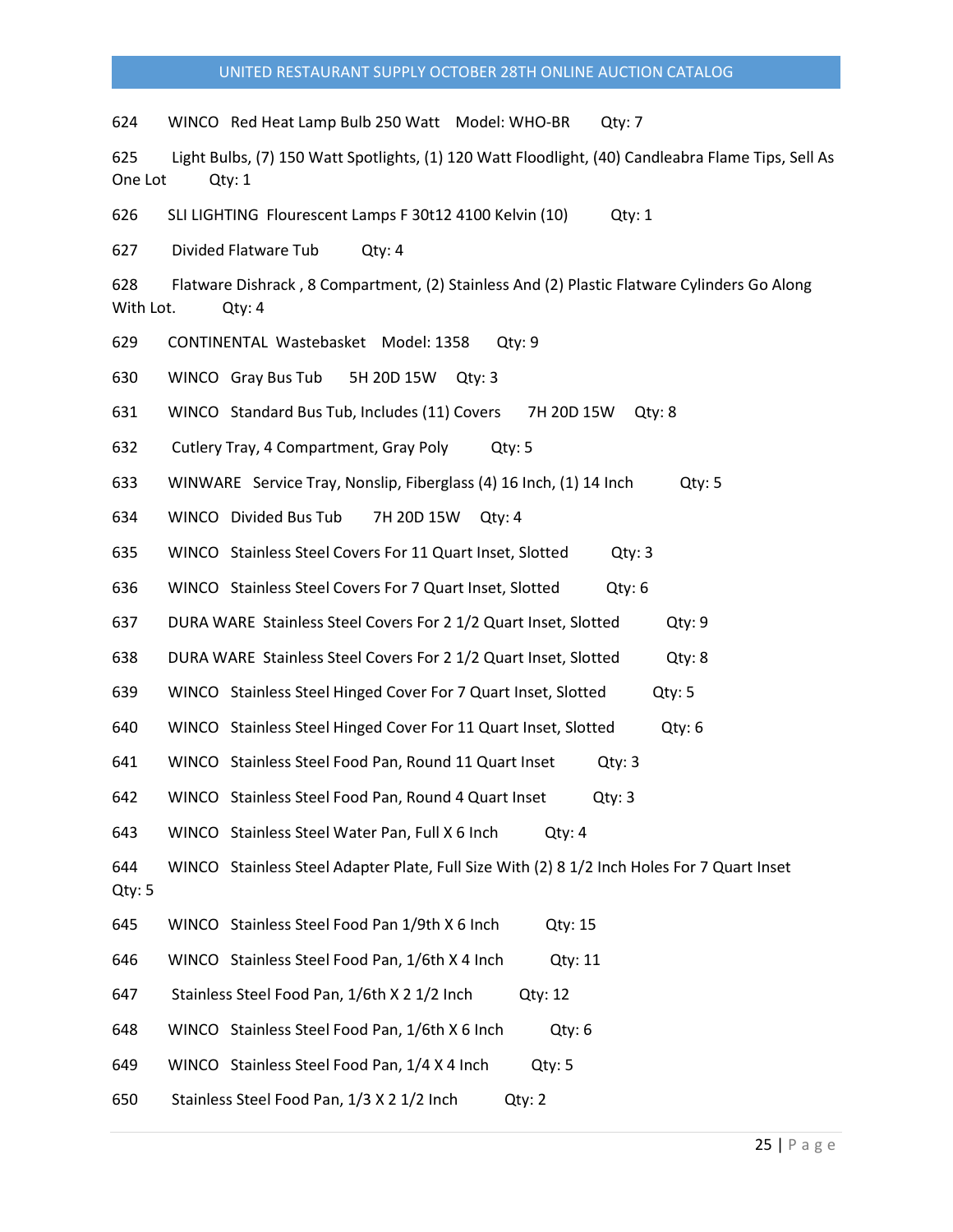624 WINCO Red Heat Lamp Bulb 250 Watt Model: WHO-BR Qty: 7

625 Light Bulbs, (7) 150 Watt Spotlights, (1) 120 Watt Floodlight, (40) Candleabra Flame Tips, Sell As One Lot Qty: 1

626 SLI LIGHTING Flourescent Lamps F 30t12 4100 Kelvin (10) Qty: 1

627 Divided Flatware Tub Qty: 4

628 Flatware Dishrack , 8 Compartment, (2) Stainless And (2) Plastic Flatware Cylinders Go Along With Lot. Qty: 4

629 CONTINENTAL Wastebasket Model: 1358 Qty: 9

630 WINCO Gray Bus Tub 5H 20D 15W Qty: 3

631 WINCO Standard Bus Tub, Includes (11) Covers 7H 20D 15W Qty: 8

632 Cutlery Tray, 4 Compartment, Gray Poly Qty: 5

633 WINWARE Service Tray, Nonslip, Fiberglass (4) 16 Inch, (1) 14 Inch Qty: 5

634 WINCO Divided Bus Tub 7H 20D 15W Qty: 4

635 WINCO Stainless Steel Covers For 11 Quart Inset, Slotted Qty: 3

636 WINCO Stainless Steel Covers For 7 Quart Inset, Slotted Qty: 6

637 DURA WARE Stainless Steel Covers For 2 1/2 Quart Inset, Slotted Qty: 9

638 DURA WARE Stainless Steel Covers For 2 1/2 Quart Inset, Slotted Qty: 8

639 WINCO Stainless Steel Hinged Cover For 7 Quart Inset, Slotted Qty: 5

640 WINCO Stainless Steel Hinged Cover For 11 Quart Inset, Slotted Qty: 6

641 WINCO Stainless Steel Food Pan, Round 11 Quart Inset Qty: 3

642 WINCO Stainless Steel Food Pan, Round 4 Quart Inset Qty: 3

643 WINCO Stainless Steel Water Pan, Full X 6 Inch Qty: 4

644 WINCO Stainless Steel Adapter Plate, Full Size With (2) 8 1/2 Inch Holes For 7 Quart Inset Qty: 5

645 WINCO Stainless Steel Food Pan 1/9th X 6 Inch Qty: 15

646 WINCO Stainless Steel Food Pan, 1/6th X 4 Inch Qty: 11

647 Stainless Steel Food Pan, 1/6th X 2 1/2 Inch Qty: 12

648 WINCO Stainless Steel Food Pan, 1/6th X 6 Inch Qty: 6

649 WINCO Stainless Steel Food Pan, 1/4 X 4 Inch Qty: 5

650 Stainless Steel Food Pan, 1/3 X 2 1/2 Inch Qty: 2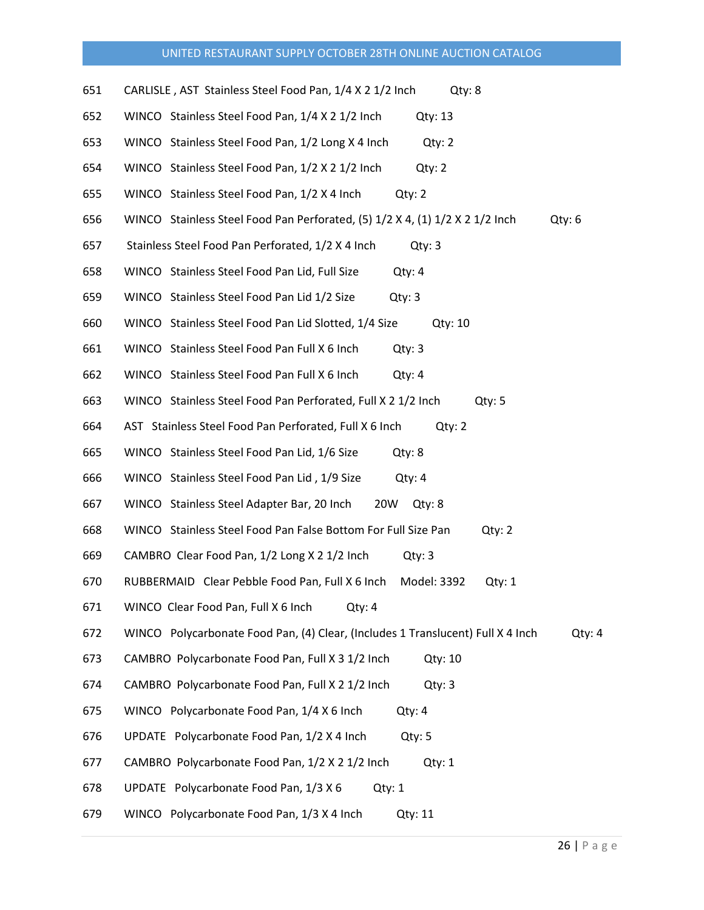651 CARLISLE , AST Stainless Steel Food Pan, 1/4 X 2 1/2 Inch Qty: 8

652 WINCO Stainless Steel Food Pan, 1/4 X 2 1/2 Inch Qty: 13

653 WINCO Stainless Steel Food Pan, 1/2 Long X 4 Inch Qty: 2

654 WINCO Stainless Steel Food Pan, 1/2 X 2 1/2 Inch Qty: 2

655 WINCO Stainless Steel Food Pan, 1/2 X 4 Inch Qty: 2

656 WINCO Stainless Steel Food Pan Perforated, (5) 1/2 X 4, (1) 1/2 X 2 1/2 Inch Qty: 6

657 Stainless Steel Food Pan Perforated, 1/2 X 4 Inch Qty: 3

658 WINCO Stainless Steel Food Pan Lid, Full Size Qty: 4

659 WINCO Stainless Steel Food Pan Lid 1/2 Size Qty: 3

660 WINCO Stainless Steel Food Pan Lid Slotted, 1/4 Size Qty: 10

661 WINCO Stainless Steel Food Pan Full X 6 Inch Qty: 3

662 WINCO Stainless Steel Food Pan Full X 6 Inch Qty: 4

663 WINCO Stainless Steel Food Pan Perforated, Full X 2 1/2 Inch Qty: 5

664 AST Stainless Steel Food Pan Perforated, Full X 6 Inch Qty: 2

665 WINCO Stainless Steel Food Pan Lid, 1/6 Size Qty: 8

666 WINCO Stainless Steel Food Pan Lid , 1/9 Size Qty: 4

667 WINCO Stainless Steel Adapter Bar, 20 Inch 20W Qty: 8

668 WINCO Stainless Steel Food Pan False Bottom For Full Size Pan Qty: 2

669 CAMBRO Clear Food Pan, 1/2 Long X 2 1/2 Inch Qty: 3

670 RUBBERMAID Clear Pebble Food Pan, Full X 6 Inch Model: 3392 Qty: 1

671 WINCO Clear Food Pan, Full X 6 Inch Qty: 4

672 WINCO Polycarbonate Food Pan, (4) Clear, (Includes 1 Translucent) Full X 4 Inch Qty: 4

673 CAMBRO Polycarbonate Food Pan, Full X 3 1/2 Inch Qty: 10

674 CAMBRO Polycarbonate Food Pan, Full X 2 1/2 Inch Qty: 3

675 WINCO Polycarbonate Food Pan, 1/4 X 6 Inch Qty: 4

676 UPDATE Polycarbonate Food Pan, 1/2 X 4 Inch Qty: 5

677 CAMBRO Polycarbonate Food Pan, 1/2 X 2 1/2 Inch Qty: 1

678 UPDATE Polycarbonate Food Pan, 1/3 X 6 Qty: 1

679 WINCO Polycarbonate Food Pan, 1/3 X 4 Inch Qty: 11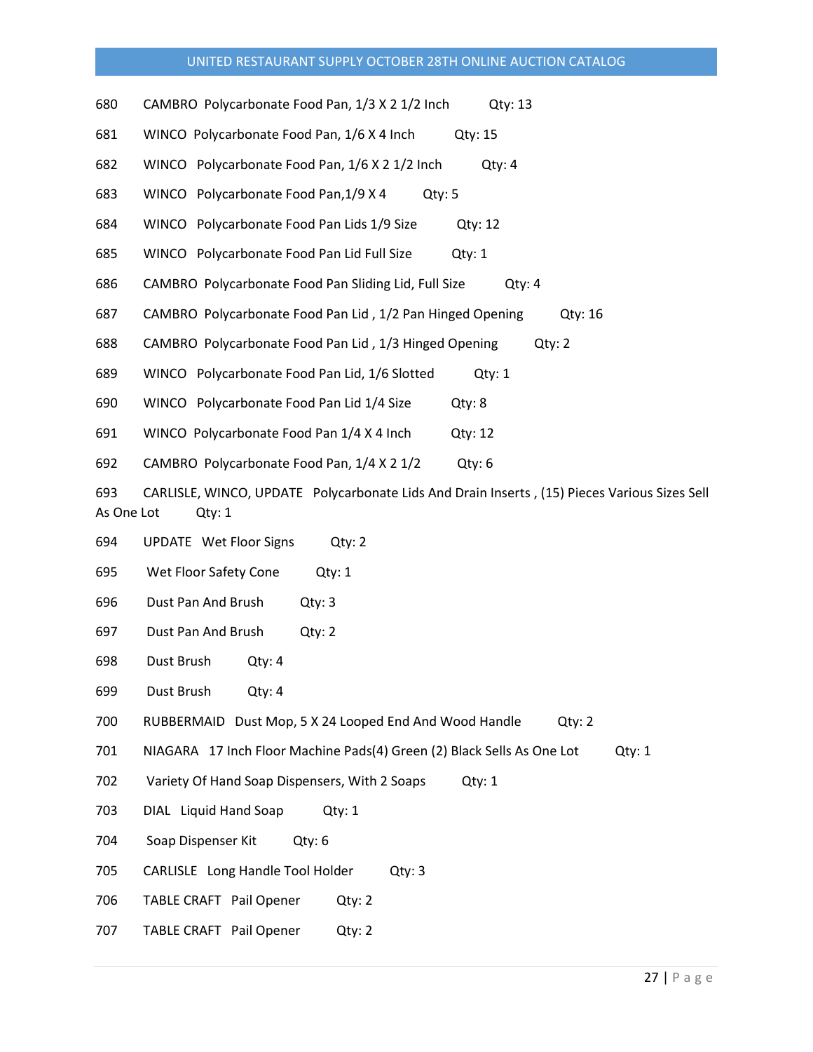680 CAMBRO Polycarbonate Food Pan, 1/3 X 2 1/2 Inch Qty: 13

681 WINCO Polycarbonate Food Pan, 1/6 X 4 Inch Qty: 15

682 WINCO Polycarbonate Food Pan, 1/6 X 2 1/2 Inch Qty: 4

683 WINCO Polycarbonate Food Pan,1/9 X 4 Qty: 5

684 WINCO Polycarbonate Food Pan Lids 1/9 Size Qty: 12

685 WINCO Polycarbonate Food Pan Lid Full Size Qty: 1

686 CAMBRO Polycarbonate Food Pan Sliding Lid, Full Size Qty: 4

687 CAMBRO Polycarbonate Food Pan Lid , 1/2 Pan Hinged Opening Qty: 16

688 CAMBRO Polycarbonate Food Pan Lid , 1/3 Hinged Opening Qty: 2

689 WINCO Polycarbonate Food Pan Lid, 1/6 Slotted Qty: 1

690 WINCO Polycarbonate Food Pan Lid 1/4 Size Qty: 8

691 WINCO Polycarbonate Food Pan 1/4 X 4 Inch Qty: 12

692 CAMBRO Polycarbonate Food Pan, 1/4 X 2 1/2 Qty: 6

693 CARLISLE, WINCO, UPDATE Polycarbonate Lids And Drain Inserts , (15) Pieces Various Sizes Sell As One Lot Qty: 1

694 UPDATE Wet Floor Signs Qty: 2

695 Wet Floor Safety Cone Qty: 1

696 Dust Pan And Brush Qty: 3

697 Dust Pan And Brush Qty: 2

698 Dust Brush Qty: 4

699 Dust Brush Qty: 4

700 RUBBERMAID Dust Mop, 5 X 24 Looped End And Wood Handle Qty: 2

701 NIAGARA 17 Inch Floor Machine Pads(4) Green (2) Black Sells As One Lot Qty: 1

702 Variety Of Hand Soap Dispensers, With 2 Soaps Qty: 1

703 DIAL Liquid Hand Soap Qty: 1

704 Soap Dispenser Kit Qty: 6

705 CARLISLE Long Handle Tool Holder Qty: 3

706 TABLE CRAFT Pail Opener Qty: 2

707 TABLE CRAFT Pail Opener Qty: 2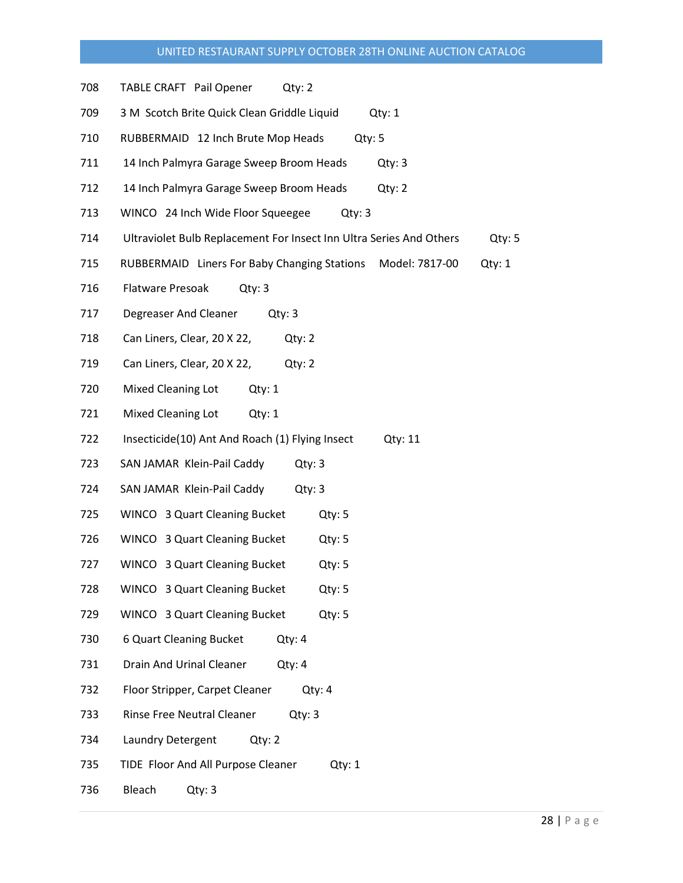708 TABLE CRAFT Pail Opener Qty: 2

709 3 M Scotch Brite Quick Clean Griddle Liquid Qty: 1

710 RUBBERMAID 12 Inch Brute Mop Heads Qty: 5

711 14 Inch Palmyra Garage Sweep Broom Heads Qty: 3

712 14 Inch Palmyra Garage Sweep Broom Heads Qty: 2

713 WINCO 24 Inch Wide Floor Squeegee Qty: 3

714 Ultraviolet Bulb Replacement For Insect Inn Ultra Series And Others Qty: 5

715 RUBBERMAID Liners For Baby Changing Stations Model: 7817-00 Qty: 1

716 Flatware Presoak Qty: 3

717 Degreaser And Cleaner Qty: 3

718 Can Liners, Clear, 20 X 22, Qty: 2

719 Can Liners, Clear, 20 X 22, Qty: 2

720 Mixed Cleaning Lot Qty: 1

721 Mixed Cleaning Lot Qty: 1

722 Insecticide(10) Ant And Roach (1) Flying Insect Qty: 11

723 SAN JAMAR Klein-Pail Caddy Qty: 3

724 SAN JAMAR Klein-Pail Caddy Qty: 3

725 WINCO 3 Quart Cleaning Bucket Qty: 5

726 WINCO 3 Quart Cleaning Bucket Qty: 5

727 WINCO 3 Quart Cleaning Bucket Qty: 5

728 WINCO 3 Quart Cleaning Bucket Qty: 5

729 WINCO 3 Quart Cleaning Bucket Qty: 5

730 6 Quart Cleaning Bucket Qty: 4

731 Drain And Urinal Cleaner Qty: 4

732 Floor Stripper, Carpet Cleaner Qty: 4

733 Rinse Free Neutral Cleaner Qty: 3

734 Laundry Detergent Qty: 2

735 TIDE Floor And All Purpose Cleaner Qty: 1

736 Bleach Qty: 3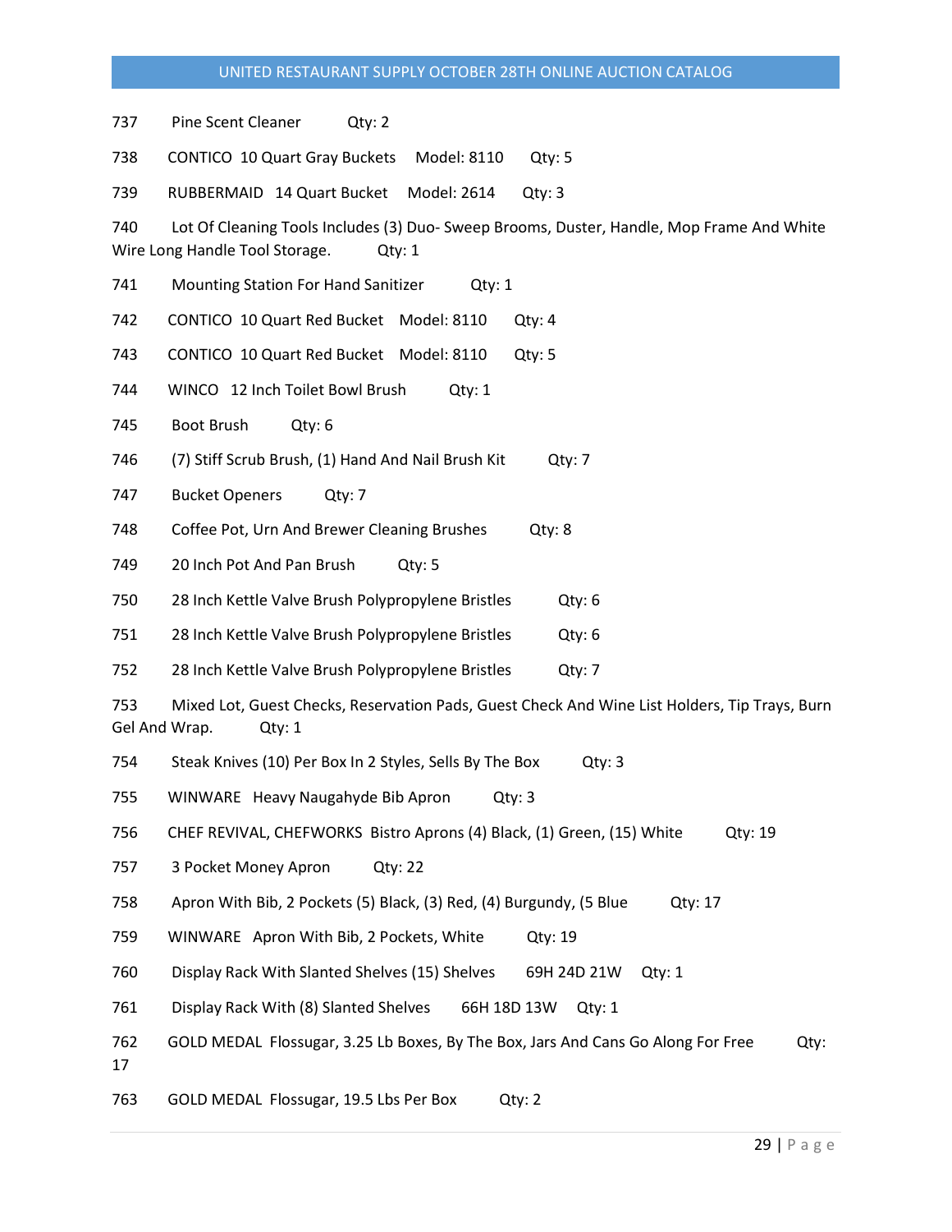737 Pine Scent Cleaner Qty: 2

738 CONTICO 10 Quart Gray Buckets Model: 8110 Qty: 5

739 RUBBERMAID 14 Quart Bucket Model: 2614 Qty: 3

740 Lot Of Cleaning Tools Includes (3) Duo- Sweep Brooms, Duster, Handle, Mop Frame And White Wire Long Handle Tool Storage. Qty: 1

741 Mounting Station For Hand Sanitizer Qty: 1

742 CONTICO 10 Quart Red Bucket Model: 8110 Qty: 4

743 CONTICO 10 Quart Red Bucket Model: 8110 Qty: 5

744 WINCO 12 Inch Toilet Bowl Brush Qty: 1

745 Boot Brush Qty: 6

746 (7) Stiff Scrub Brush, (1) Hand And Nail Brush Kit Qty: 7

747 Bucket Openers Qty: 7

748 Coffee Pot, Urn And Brewer Cleaning Brushes Qty: 8

749 20 Inch Pot And Pan Brush Qty: 5

750 28 Inch Kettle Valve Brush Polypropylene Bristles Qty: 6

751 28 Inch Kettle Valve Brush Polypropylene Bristles Qty: 6

752 28 Inch Kettle Valve Brush Polypropylene Bristles Qty: 7

753 Mixed Lot, Guest Checks, Reservation Pads, Guest Check And Wine List Holders, Tip Trays, Burn Gel And Wrap. Qty: 1

754 Steak Knives (10) Per Box In 2 Styles, Sells By The Box Qty: 3

755 WINWARE Heavy Naugahyde Bib Apron Qty: 3

756 CHEF REVIVAL, CHEFWORKS Bistro Aprons (4) Black, (1) Green, (15) White Qty: 19

757 3 Pocket Money Apron Qty: 22

758 Apron With Bib, 2 Pockets (5) Black, (3) Red, (4) Burgundy, (5 Blue Qty: 17

759 WINWARE Apron With Bib, 2 Pockets, White Qty: 19

760 Display Rack With Slanted Shelves (15) Shelves 69H 24D 21W Qty: 1

761 Display Rack With (8) Slanted Shelves 66H 18D 13W Qty: 1

762 GOLD MEDAL Flossugar, 3.25 Lb Boxes, By The Box, Jars And Cans Go Along For Free Qty: 17

763 GOLD MEDAL Flossugar, 19.5 Lbs Per Box Qty: 2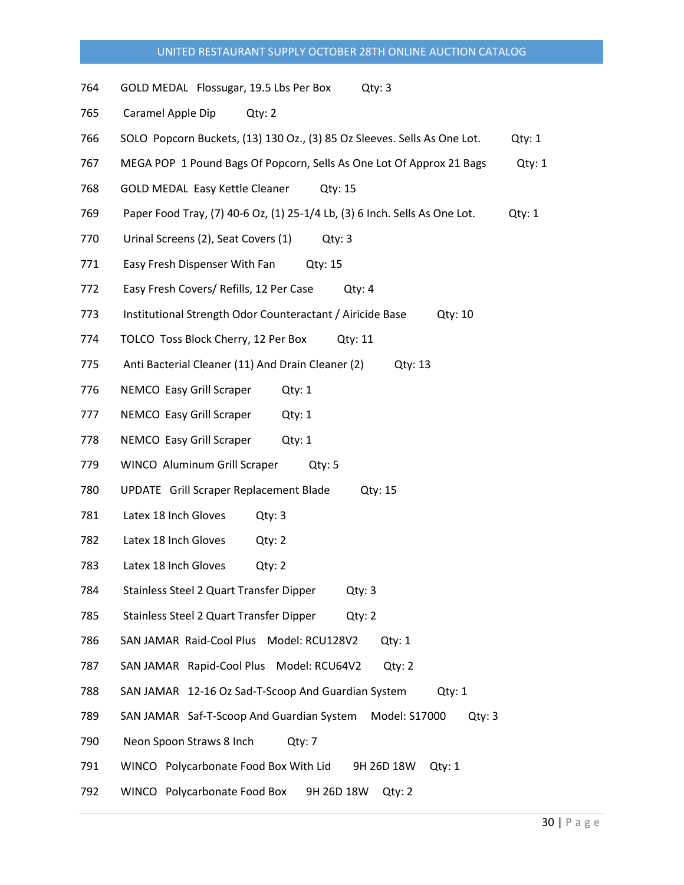764 GOLD MEDAL Flossugar, 19.5 Lbs Per Box Qty: 3

765 Caramel Apple Dip Qty: 2

766 SOLO Popcorn Buckets, (13) 130 Oz., (3) 85 Oz Sleeves. Sells As One Lot. Qty: 1

767 MEGA POP 1 Pound Bags Of Popcorn, Sells As One Lot Of Approx 21 Bags Qty: 1

768 GOLD MEDAL Easy Kettle Cleaner Qty: 15

769 Paper Food Tray, (7) 40-6 Oz, (1) 25-1/4 Lb, (3) 6 Inch. Sells As One Lot. Qty: 1

770 Urinal Screens (2), Seat Covers (1) Qty: 3

771 Easy Fresh Dispenser With Fan Qty: 15

772 Easy Fresh Covers/ Refills, 12 Per Case Qty: 4

773 Institutional Strength Odor Counteractant / Airicide Base Qty: 10

774 TOLCO Toss Block Cherry, 12 Per Box Qty: 11

775 Anti Bacterial Cleaner (11) And Drain Cleaner (2) Qty: 13

776 NEMCO Easy Grill Scraper Qty: 1

777 NEMCO Easy Grill Scraper Qty: 1

778 NEMCO Easy Grill Scraper Qty: 1

779 WINCO Aluminum Grill Scraper Qty: 5

780 UPDATE Grill Scraper Replacement Blade Qty: 15

781 Latex 18 Inch Gloves Qty: 3

782 Latex 18 Inch Gloves Qty: 2

783 Latex 18 Inch Gloves Qty: 2

784 Stainless Steel 2 Quart Transfer Dipper Qty: 3

785 Stainless Steel 2 Quart Transfer Dipper Qty: 2

786 SAN JAMAR Raid-Cool Plus Model: RCU128V2 Qty: 1

787 SAN JAMAR Rapid-Cool Plus Model: RCU64V2 Qty: 2

788 SAN JAMAR 12-16 Oz Sad-T-Scoop And Guardian System Qty: 1

789 SAN JAMAR Saf-T-Scoop And Guardian System Model: S17000 Qty: 3

790 Neon Spoon Straws 8 Inch Qty: 7

791 WINCO Polycarbonate Food Box With Lid 9H 26D 18W Qty: 1

792 WINCO Polycarbonate Food Box 9H 26D 18W Qty: 2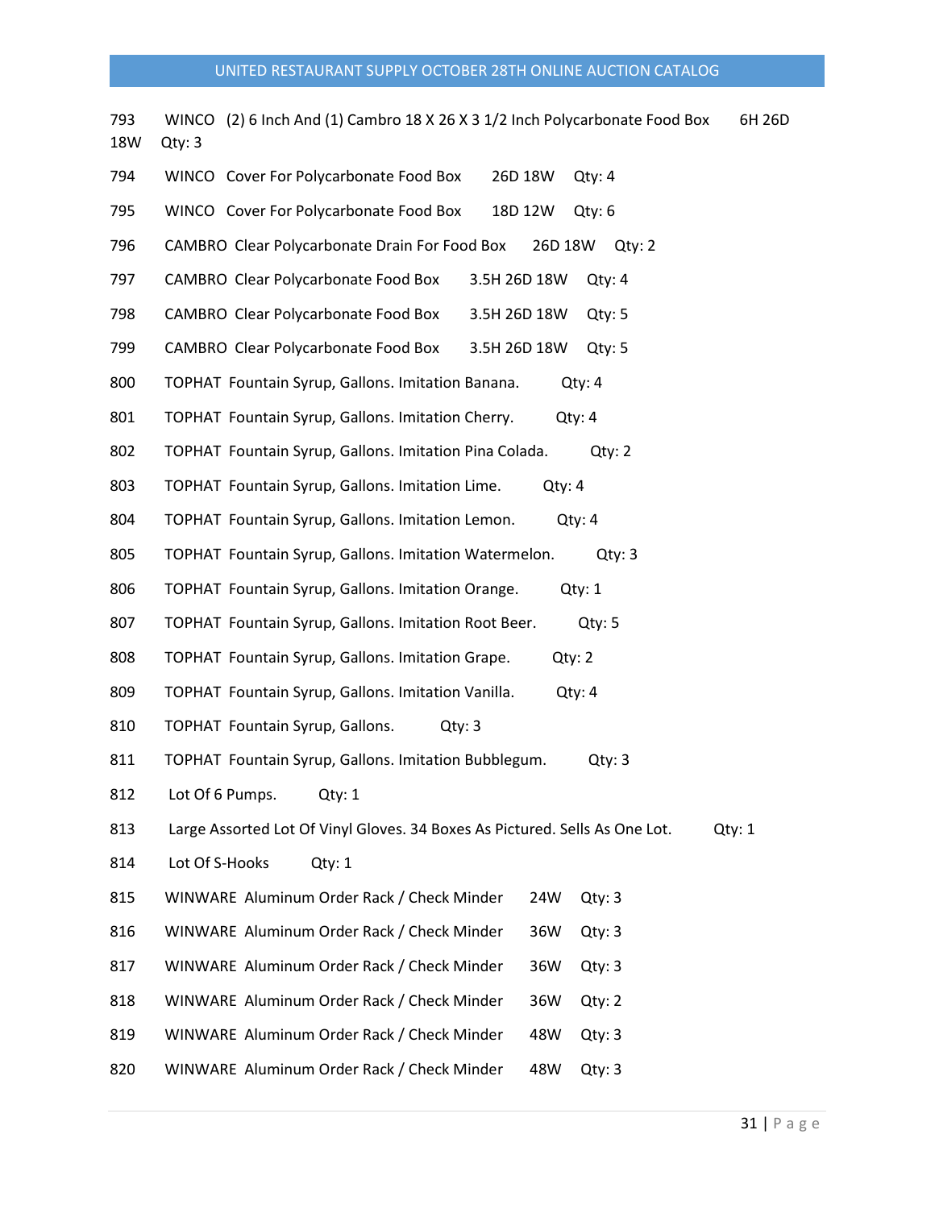793 WINCO (2) 6 Inch And (1) Cambro 18 X 26 X 3 1/2 Inch Polycarbonate Food Box 6H 26D 18W Qty: 3

794 WINCO Cover For Polycarbonate Food Box 26D 18W Qty: 4

795 WINCO Cover For Polycarbonate Food Box 18D 12W Qty: 6

796 CAMBRO Clear Polycarbonate Drain For Food Box 26D 18W Qty: 2

797 CAMBRO Clear Polycarbonate Food Box 3.5H 26D 18W Qty: 4

798 CAMBRO Clear Polycarbonate Food Box 3.5H 26D 18W Qty: 5

799 CAMBRO Clear Polycarbonate Food Box 3.5H 26D 18W Qty: 5

800 TOPHAT Fountain Syrup, Gallons. Imitation Banana. Qty: 4

801 TOPHAT Fountain Syrup, Gallons. Imitation Cherry. Qty: 4

802 TOPHAT Fountain Syrup, Gallons. Imitation Pina Colada. Qty: 2

803 TOPHAT Fountain Syrup, Gallons. Imitation Lime. Qty: 4

804 TOPHAT Fountain Syrup, Gallons. Imitation Lemon. Qty: 4

805 TOPHAT Fountain Syrup, Gallons. Imitation Watermelon. Qty: 3

806 TOPHAT Fountain Syrup, Gallons. Imitation Orange. Qty: 1

807 TOPHAT Fountain Syrup, Gallons. Imitation Root Beer. Qty: 5

808 TOPHAT Fountain Syrup, Gallons. Imitation Grape. Qty: 2

809 TOPHAT Fountain Syrup, Gallons. Imitation Vanilla. Qty: 4

810 TOPHAT Fountain Syrup, Gallons. Qty: 3

811 TOPHAT Fountain Syrup, Gallons. Imitation Bubblegum. Qty: 3

812 Lot Of 6 Pumps. Qty: 1

813 Large Assorted Lot Of Vinyl Gloves. 34 Boxes As Pictured. Sells As One Lot. Qty: 1

814 Lot Of S-Hooks Qty: 1

815 WINWARE Aluminum Order Rack / Check Minder 24W Qty: 3

816 WINWARE Aluminum Order Rack / Check Minder 36W Qty: 3

817 WINWARE Aluminum Order Rack / Check Minder 36W Qty: 3

818 WINWARE Aluminum Order Rack / Check Minder 36W Qty: 2

819 WINWARE Aluminum Order Rack / Check Minder 48W Qty: 3

820 WINWARE Aluminum Order Rack / Check Minder 48W Qty: 3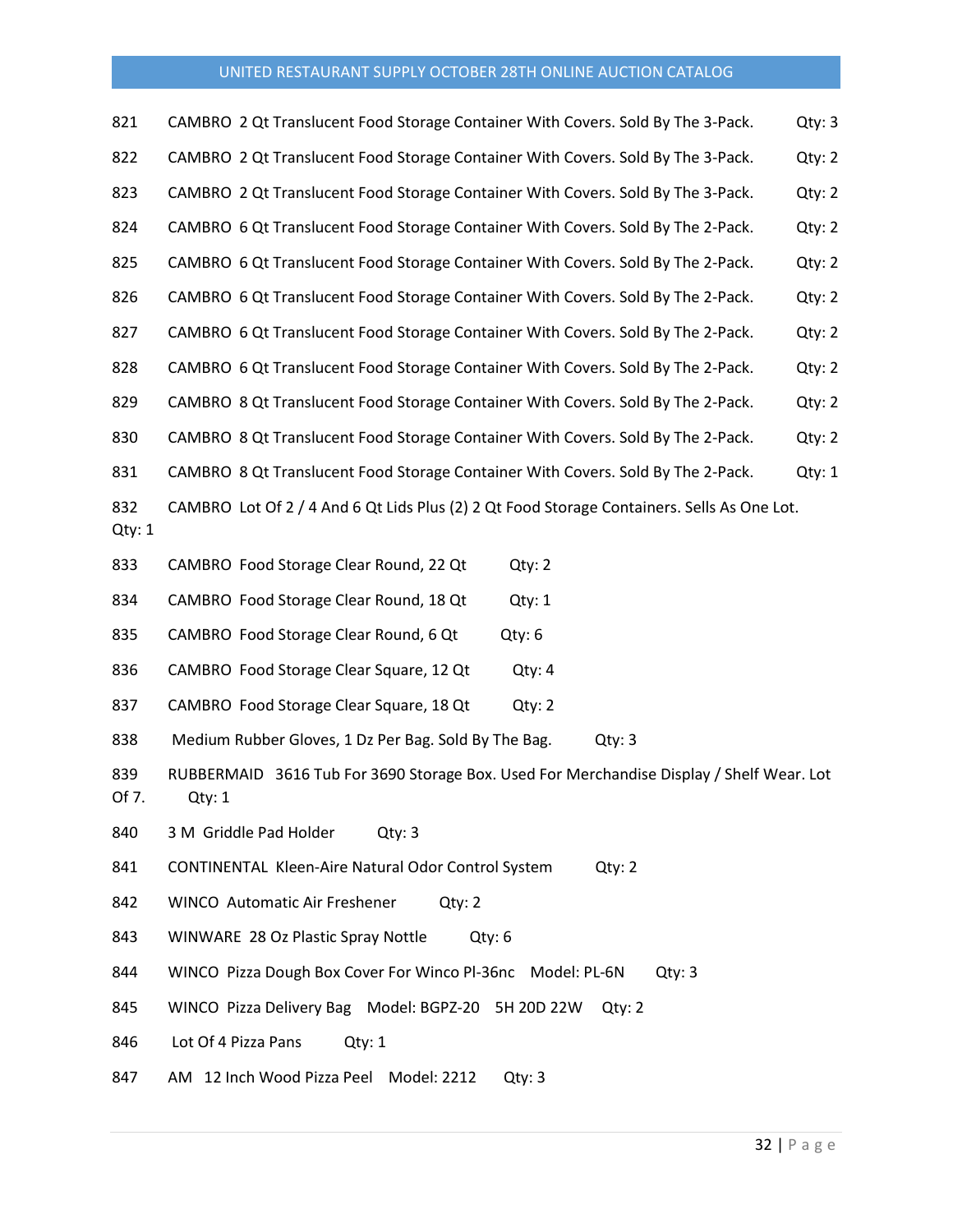821 CAMBRO 2 Qt Translucent Food Storage Container With Covers. Sold By The 3-Pack. Qty: 3

822 CAMBRO 2 Qt Translucent Food Storage Container With Covers. Sold By The 3-Pack. Qty: 2

823 CAMBRO 2 Qt Translucent Food Storage Container With Covers. Sold By The 3-Pack. Qty: 2

824 CAMBRO 6 Qt Translucent Food Storage Container With Covers. Sold By The 2-Pack. Qty: 2

825 CAMBRO 6 Qt Translucent Food Storage Container With Covers. Sold By The 2-Pack. Qty: 2

826 CAMBRO 6 Qt Translucent Food Storage Container With Covers. Sold By The 2-Pack. Qty: 2

827 CAMBRO 6 Qt Translucent Food Storage Container With Covers. Sold By The 2-Pack. Qty: 2

828 CAMBRO 6 Qt Translucent Food Storage Container With Covers. Sold By The 2-Pack. Qty: 2

829 CAMBRO 8 Qt Translucent Food Storage Container With Covers. Sold By The 2-Pack. Qty: 2

830 CAMBRO 8 Qt Translucent Food Storage Container With Covers. Sold By The 2-Pack. Qty: 2

831 CAMBRO 8 Qt Translucent Food Storage Container With Covers. Sold By The 2-Pack. Qty: 1

832 CAMBRO Lot Of 2 / 4 And 6 Qt Lids Plus (2) 2 Qt Food Storage Containers. Sells As One Lot. Qty: 1

833 CAMBRO Food Storage Clear Round, 22 Qt Qty: 2

834 CAMBRO Food Storage Clear Round, 18 Qt Qty: 1

835 CAMBRO Food Storage Clear Round, 6 Qt Qty: 6

836 CAMBRO Food Storage Clear Square, 12 Qt Qty: 4

837 CAMBRO Food Storage Clear Square, 18 Qt Qty: 2

838 Medium Rubber Gloves, 1 Dz Per Bag. Sold By The Bag. Qty: 3

839 RUBBERMAID 3616 Tub For 3690 Storage Box. Used For Merchandise Display / Shelf Wear. Lot Of 7. Qty: 1

840 3 M Griddle Pad Holder Qty: 3

841 CONTINENTAL Kleen-Aire Natural Odor Control System Qty: 2

842 WINCO Automatic Air Freshener Qty: 2

843 WINWARE 28 Oz Plastic Spray Nottle Qty: 6

844 WINCO Pizza Dough Box Cover For Winco Pl-36nc Model: PL-6N Qty: 3

845 WINCO Pizza Delivery Bag Model: BGPZ-20 5H 20D 22W Qty: 2

846 Lot Of 4 Pizza Pans Qty: 1

847 AM 12 Inch Wood Pizza Peel Model: 2212 Qty: 3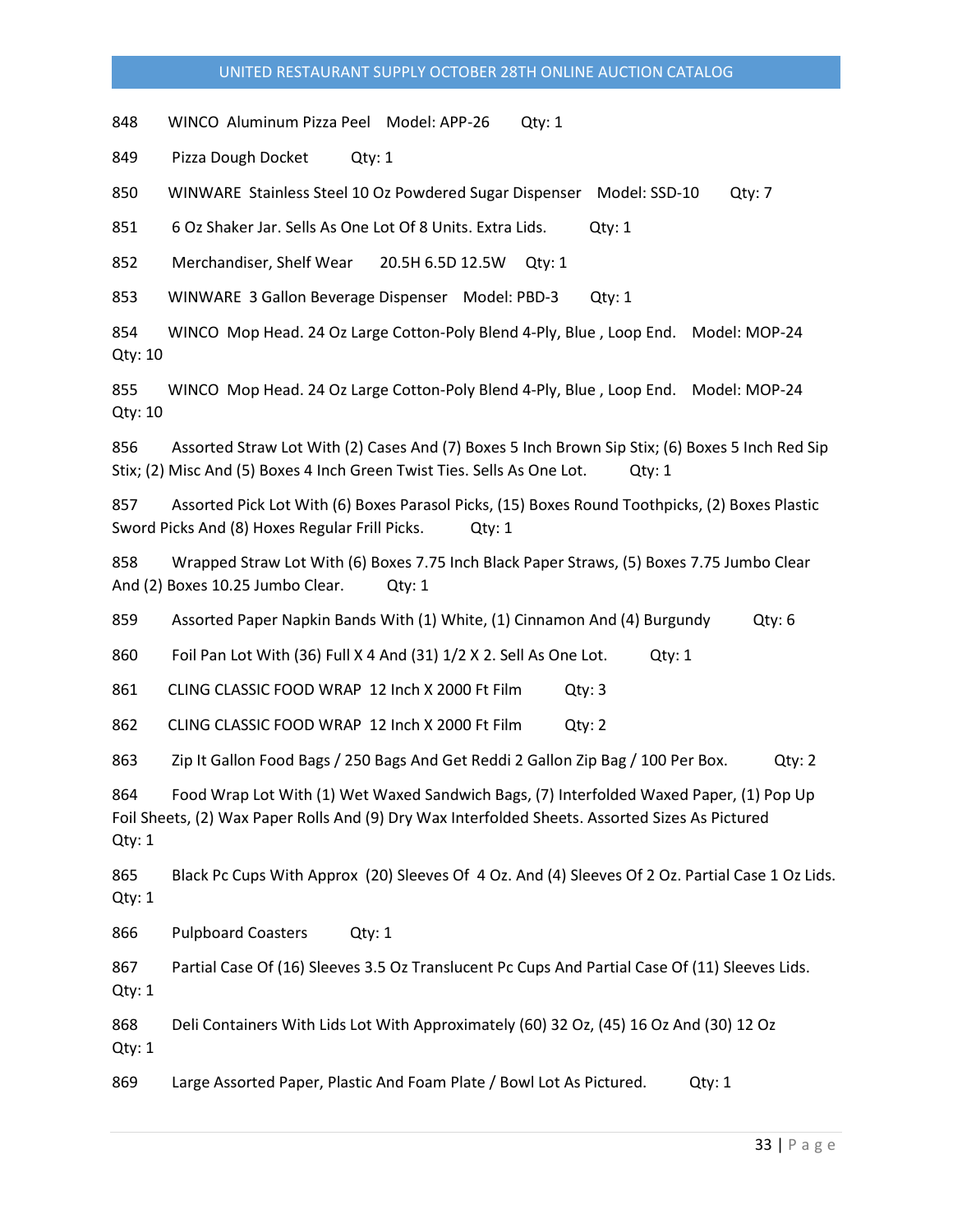848 WINCO Aluminum Pizza Peel Model: APP-26 Qty: 1

849 Pizza Dough Docket Qty: 1

850 WINWARE Stainless Steel 10 Oz Powdered Sugar Dispenser Model: SSD-10 Qty: 7

851 6 Oz Shaker Jar. Sells As One Lot Of 8 Units. Extra Lids. Qty: 1

852 Merchandiser, Shelf Wear 20.5H 6.5D 12.5W Qty: 1

853 WINWARE 3 Gallon Beverage Dispenser Model: PBD-3 Qty: 1

854 WINCO Mop Head. 24 Oz Large Cotton-Poly Blend 4-Ply, Blue , Loop End. Model: MOP-24 Qty: 10

855 WINCO Mop Head. 24 Oz Large Cotton-Poly Blend 4-Ply, Blue , Loop End. Model: MOP-24 Qty: 10

856 Assorted Straw Lot With (2) Cases And (7) Boxes 5 Inch Brown Sip Stix; (6) Boxes 5 Inch Red Sip Stix; (2) Misc And (5) Boxes 4 Inch Green Twist Ties. Sells As One Lot. Qty: 1

857 Assorted Pick Lot With (6) Boxes Parasol Picks, (15) Boxes Round Toothpicks, (2) Boxes Plastic Sword Picks And (8) Hoxes Regular Frill Picks. Qty: 1

858 Wrapped Straw Lot With (6) Boxes 7.75 Inch Black Paper Straws, (5) Boxes 7.75 Jumbo Clear And (2) Boxes 10.25 Jumbo Clear. Qty: 1

859 Assorted Paper Napkin Bands With (1) White, (1) Cinnamon And (4) Burgundy Qty: 6

860 Foil Pan Lot With (36) Full X 4 And (31) 1/2 X 2. Sell As One Lot. Qty: 1

861 CLING CLASSIC FOOD WRAP 12 Inch X 2000 Ft Film Qty: 3

862 CLING CLASSIC FOOD WRAP 12 Inch X 2000 Ft Film Qty: 2

863 Zip It Gallon Food Bags / 250 Bags And Get Reddi 2 Gallon Zip Bag / 100 Per Box. Qty: 2

864 Food Wrap Lot With (1) Wet Waxed Sandwich Bags, (7) Interfolded Waxed Paper, (1) Pop Up Foil Sheets, (2) Wax Paper Rolls And (9) Dry Wax Interfolded Sheets. Assorted Sizes As Pictured Qty: 1

865 Black Pc Cups With Approx (20) Sleeves Of 4 Oz. And (4) Sleeves Of 2 Oz. Partial Case 1 Oz Lids. Qty: 1

866 Pulpboard Coasters Qty: 1

867 Partial Case Of (16) Sleeves 3.5 Oz Translucent Pc Cups And Partial Case Of (11) Sleeves Lids. Qty: 1

868 Deli Containers With Lids Lot With Approximately (60) 32 Oz, (45) 16 Oz And (30) 12 Oz Qty: 1

869 Large Assorted Paper, Plastic And Foam Plate / Bowl Lot As Pictured. Qty: 1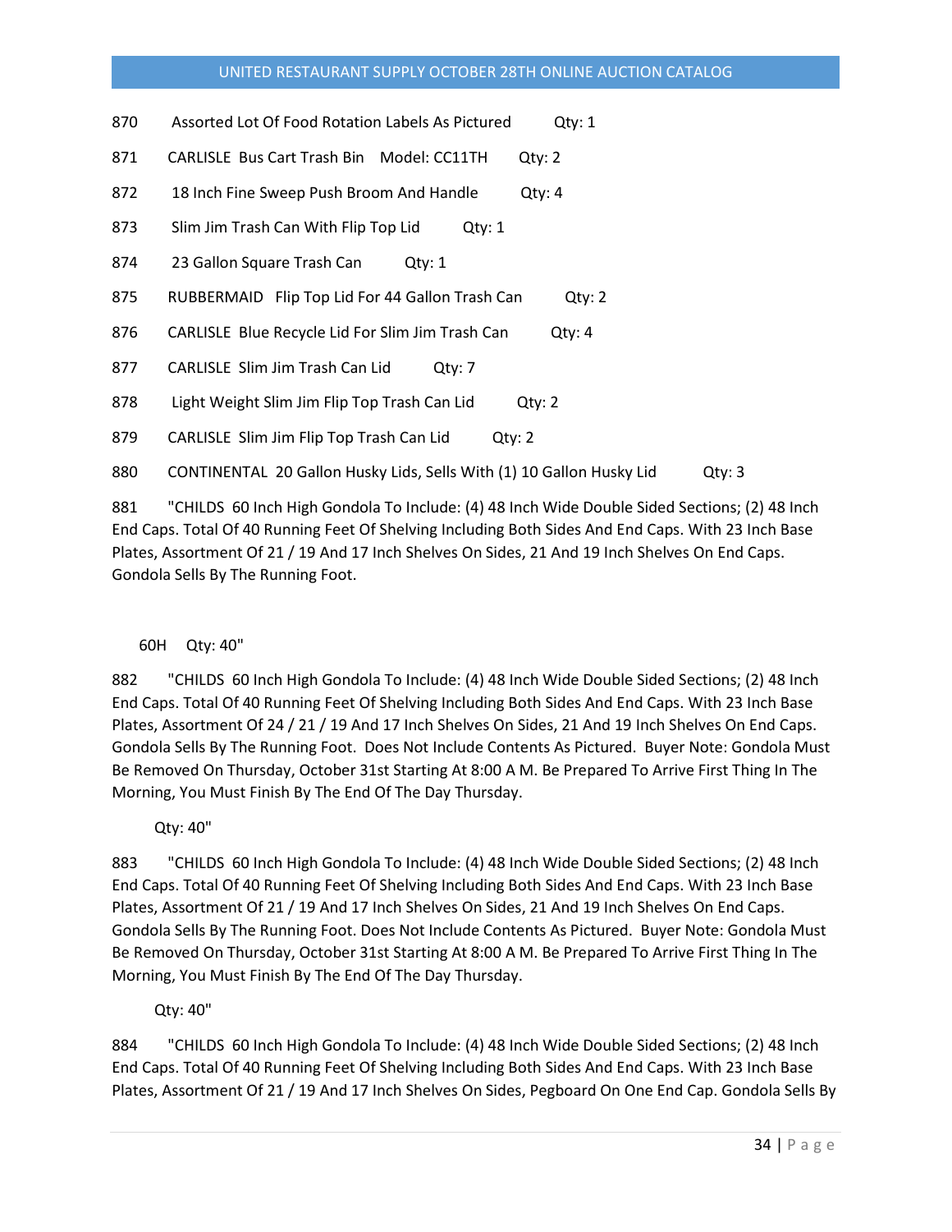870 Assorted Lot Of Food Rotation Labels As Pictured Qty: 1

871 CARLISLE Bus Cart Trash Bin Model: CC11TH Qty: 2

872 18 Inch Fine Sweep Push Broom And Handle Qty: 4

873 Slim Jim Trash Can With Flip Top Lid Qty: 1

874 23 Gallon Square Trash Can Qty: 1

875 RUBBERMAID Flip Top Lid For 44 Gallon Trash Can Qty: 2

876 CARLISLE Blue Recycle Lid For Slim Jim Trash Can Qty: 4

877 CARLISLE Slim Jim Trash Can Lid Qty: 7

878 Light Weight Slim Jim Flip Top Trash Can Lid Qty: 2

879 CARLISLE Slim Jim Flip Top Trash Can Lid Qty: 2

880 CONTINENTAL 20 Gallon Husky Lids, Sells With (1) 10 Gallon Husky Lid Qty: 3

881 "CHILDS 60 Inch High Gondola To Include: (4) 48 Inch Wide Double Sided Sections; (2) 48 Inch End Caps. Total Of 40 Running Feet Of Shelving Including Both Sides And End Caps. With 23 Inch Base Plates, Assortment Of 21 / 19 And 17 Inch Shelves On Sides, 21 And 19 Inch Shelves On End Caps. Gondola Sells By The Running Foot.

60H Qty: 40"

882 "CHILDS 60 Inch High Gondola To Include: (4) 48 Inch Wide Double Sided Sections; (2) 48 Inch End Caps. Total Of 40 Running Feet Of Shelving Including Both Sides And End Caps. With 23 Inch Base Plates, Assortment Of 24 / 21 / 19 And 17 Inch Shelves On Sides, 21 And 19 Inch Shelves On End Caps. Gondola Sells By The Running Foot. Does Not Include Contents As Pictured. Buyer Note: Gondola Must Be Removed On Thursday, October 31st Starting At 8:00 A M. Be Prepared To Arrive First Thing In The Morning, You Must Finish By The End Of The Day Thursday.

Qty: 40"

883 "CHILDS 60 Inch High Gondola To Include: (4) 48 Inch Wide Double Sided Sections; (2) 48 Inch End Caps. Total Of 40 Running Feet Of Shelving Including Both Sides And End Caps. With 23 Inch Base Plates, Assortment Of 21 / 19 And 17 Inch Shelves On Sides, 21 And 19 Inch Shelves On End Caps. Gondola Sells By The Running Foot. Does Not Include Contents As Pictured. Buyer Note: Gondola Must Be Removed On Thursday, October 31st Starting At 8:00 A M. Be Prepared To Arrive First Thing In The Morning, You Must Finish By The End Of The Day Thursday.

Qty: 40"

884 "CHILDS 60 Inch High Gondola To Include: (4) 48 Inch Wide Double Sided Sections; (2) 48 Inch End Caps. Total Of 40 Running Feet Of Shelving Including Both Sides And End Caps. With 23 Inch Base Plates, Assortment Of 21 / 19 And 17 Inch Shelves On Sides, Pegboard On One End Cap. Gondola Sells By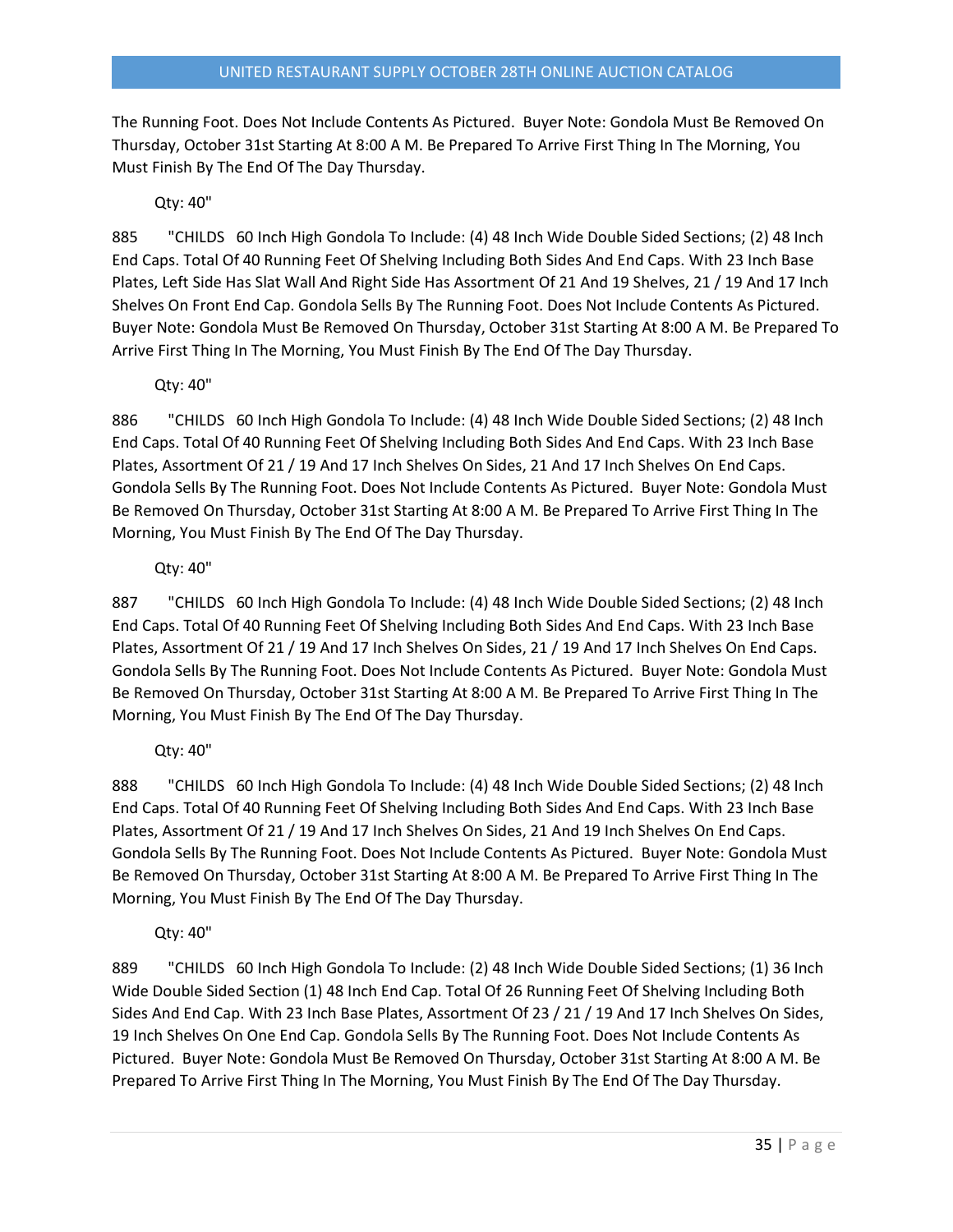The Running Foot. Does Not Include Contents As Pictured. Buyer Note: Gondola Must Be Removed On Thursday, October 31st Starting At 8:00 A M. Be Prepared To Arrive First Thing In The Morning, You Must Finish By The End Of The Day Thursday.

Qty: 40"

885 "CHILDS 60 Inch High Gondola To Include: (4) 48 Inch Wide Double Sided Sections; (2) 48 Inch End Caps. Total Of 40 Running Feet Of Shelving Including Both Sides And End Caps. With 23 Inch Base Plates, Left Side Has Slat Wall And Right Side Has Assortment Of 21 And 19 Shelves, 21 / 19 And 17 Inch Shelves On Front End Cap. Gondola Sells By The Running Foot. Does Not Include Contents As Pictured. Buyer Note: Gondola Must Be Removed On Thursday, October 31st Starting At 8:00 A M. Be Prepared To Arrive First Thing In The Morning, You Must Finish By The End Of The Day Thursday.

Qty: 40"

886 "CHILDS 60 Inch High Gondola To Include: (4) 48 Inch Wide Double Sided Sections; (2) 48 Inch End Caps. Total Of 40 Running Feet Of Shelving Including Both Sides And End Caps. With 23 Inch Base Plates, Assortment Of 21 / 19 And 17 Inch Shelves On Sides, 21 And 17 Inch Shelves On End Caps. Gondola Sells By The Running Foot. Does Not Include Contents As Pictured. Buyer Note: Gondola Must Be Removed On Thursday, October 31st Starting At 8:00 A M. Be Prepared To Arrive First Thing In The Morning, You Must Finish By The End Of The Day Thursday.

Qty: 40"

887 "CHILDS 60 Inch High Gondola To Include: (4) 48 Inch Wide Double Sided Sections; (2) 48 Inch End Caps. Total Of 40 Running Feet Of Shelving Including Both Sides And End Caps. With 23 Inch Base Plates, Assortment Of 21 / 19 And 17 Inch Shelves On Sides, 21 / 19 And 17 Inch Shelves On End Caps. Gondola Sells By The Running Foot. Does Not Include Contents As Pictured. Buyer Note: Gondola Must Be Removed On Thursday, October 31st Starting At 8:00 A M. Be Prepared To Arrive First Thing In The Morning, You Must Finish By The End Of The Day Thursday.

Qty: 40"

888 "CHILDS 60 Inch High Gondola To Include: (4) 48 Inch Wide Double Sided Sections; (2) 48 Inch End Caps. Total Of 40 Running Feet Of Shelving Including Both Sides And End Caps. With 23 Inch Base Plates, Assortment Of 21 / 19 And 17 Inch Shelves On Sides, 21 And 19 Inch Shelves On End Caps. Gondola Sells By The Running Foot. Does Not Include Contents As Pictured. Buyer Note: Gondola Must Be Removed On Thursday, October 31st Starting At 8:00 A M. Be Prepared To Arrive First Thing In The Morning, You Must Finish By The End Of The Day Thursday.

Qty: 40"

889 "CHILDS 60 Inch High Gondola To Include: (2) 48 Inch Wide Double Sided Sections; (1) 36 Inch Wide Double Sided Section (1) 48 Inch End Cap. Total Of 26 Running Feet Of Shelving Including Both Sides And End Cap. With 23 Inch Base Plates, Assortment Of 23 / 21 / 19 And 17 Inch Shelves On Sides, 19 Inch Shelves On One End Cap. Gondola Sells By The Running Foot. Does Not Include Contents As Pictured. Buyer Note: Gondola Must Be Removed On Thursday, October 31st Starting At 8:00 A M. Be Prepared To Arrive First Thing In The Morning, You Must Finish By The End Of The Day Thursday.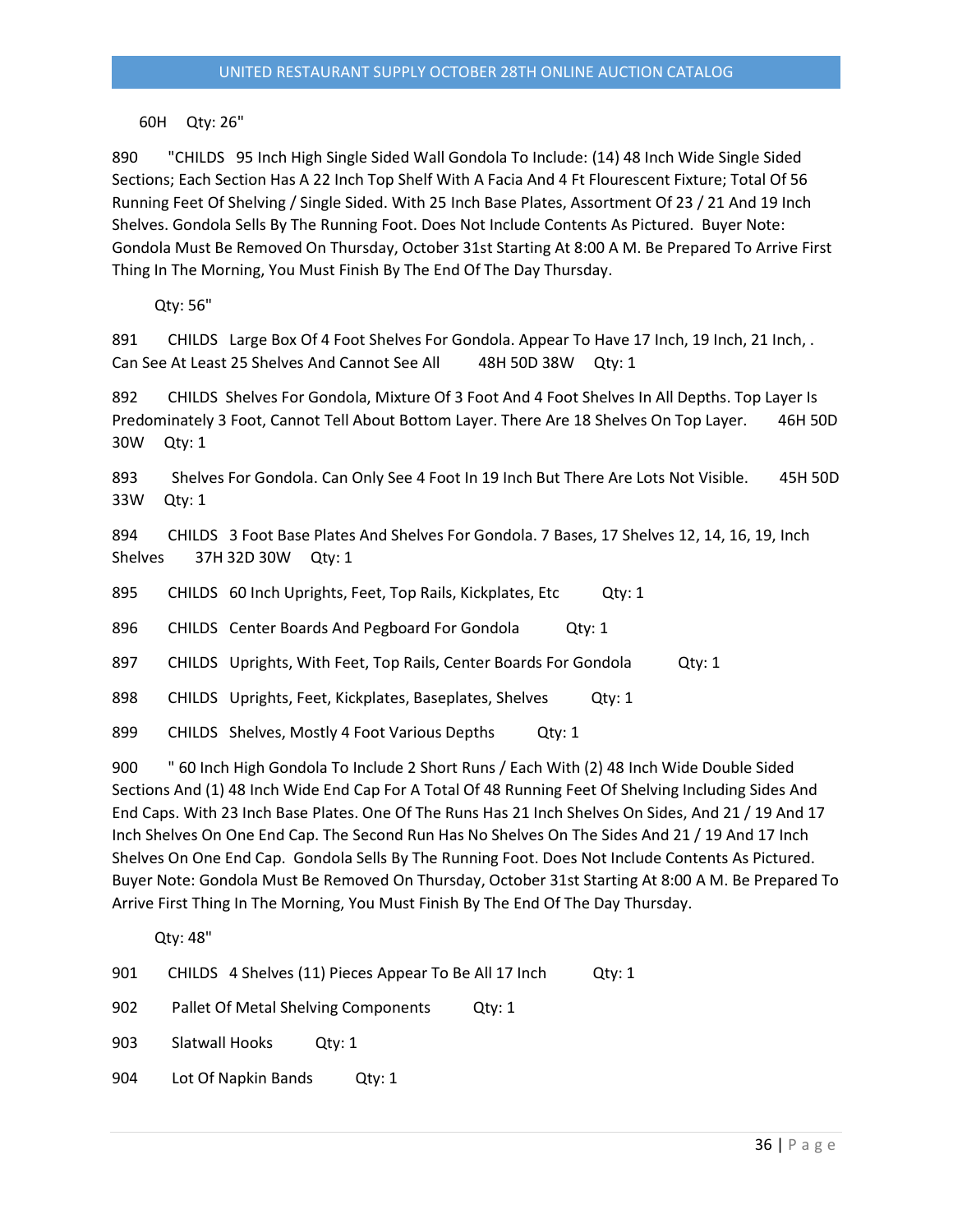60H Qty: 26"

890 "CHILDS 95 Inch High Single Sided Wall Gondola To Include: (14) 48 Inch Wide Single Sided Sections; Each Section Has A 22 Inch Top Shelf With A Facia And 4 Ft Flourescent Fixture; Total Of 56 Running Feet Of Shelving / Single Sided. With 25 Inch Base Plates, Assortment Of 23 / 21 And 19 Inch Shelves. Gondola Sells By The Running Foot. Does Not Include Contents As Pictured. Buyer Note: Gondola Must Be Removed On Thursday, October 31st Starting At 8:00 A M. Be Prepared To Arrive First Thing In The Morning, You Must Finish By The End Of The Day Thursday.

Qty: 56"

891 CHILDS Large Box Of 4 Foot Shelves For Gondola. Appear To Have 17 Inch, 19 Inch, 21 Inch, . Can See At Least 25 Shelves And Cannot See All 48H 50D 38W Qty: 1

892 CHILDS Shelves For Gondola, Mixture Of 3 Foot And 4 Foot Shelves In All Depths. Top Layer Is Predominately 3 Foot, Cannot Tell About Bottom Layer. There Are 18 Shelves On Top Layer. 46H 50D 30W Qty: 1

893 Shelves For Gondola. Can Only See 4 Foot In 19 Inch But There Are Lots Not Visible. 45H 50D 33W Qty: 1

894 CHILDS 3 Foot Base Plates And Shelves For Gondola. 7 Bases, 17 Shelves 12, 14, 16, 19, Inch Shelves 37H 32D 30W Qty: 1

895 CHILDS 60 Inch Uprights, Feet, Top Rails, Kickplates, Etc Qty: 1

896 CHILDS Center Boards And Pegboard For Gondola Qty: 1

897 CHILDS Uprights, With Feet, Top Rails, Center Boards For Gondola Qty: 1

898 CHILDS Uprights, Feet, Kickplates, Baseplates, Shelves Qty: 1

899 CHILDS Shelves, Mostly 4 Foot Various Depths Qty: 1

900 " 60 Inch High Gondola To Include 2 Short Runs / Each With (2) 48 Inch Wide Double Sided Sections And (1) 48 Inch Wide End Cap For A Total Of 48 Running Feet Of Shelving Including Sides And End Caps. With 23 Inch Base Plates. One Of The Runs Has 21 Inch Shelves On Sides, And 21 / 19 And 17 Inch Shelves On One End Cap. The Second Run Has No Shelves On The Sides And 21 / 19 And 17 Inch Shelves On One End Cap. Gondola Sells By The Running Foot. Does Not Include Contents As Pictured. Buyer Note: Gondola Must Be Removed On Thursday, October 31st Starting At 8:00 A M. Be Prepared To Arrive First Thing In The Morning, You Must Finish By The End Of The Day Thursday.

Qty: 48"

901 CHILDS 4 Shelves (11) Pieces Appear To Be All 17 Inch Qty: 1

902 Pallet Of Metal Shelving Components Qty: 1

903 Slatwall Hooks Qty: 1

904 Lot Of Napkin Bands Qty: 1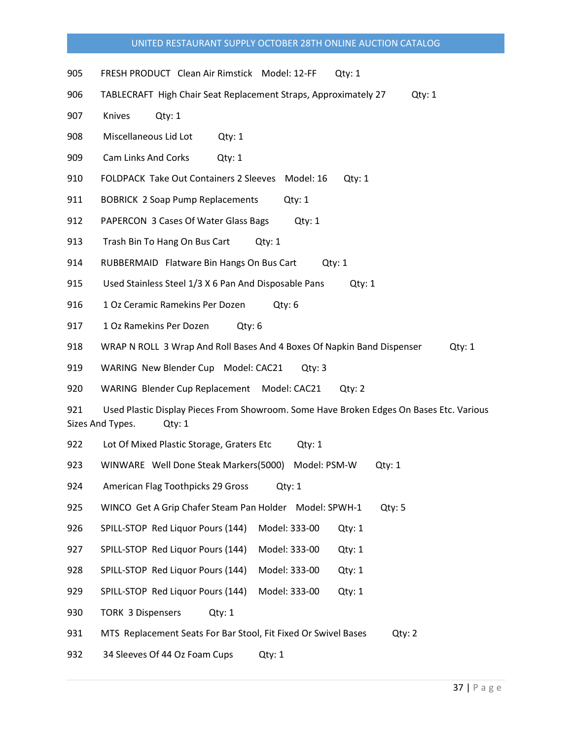905 FRESH PRODUCT Clean Air Rimstick Model: 12-FF Qty: 1

906 TABLECRAFT High Chair Seat Replacement Straps, Approximately 27 Qty: 1

907 Knives Qty: 1

908 Miscellaneous Lid Lot Qty: 1

909 Cam Links And Corks Qty: 1

910 FOLDPACK Take Out Containers 2 Sleeves Model: 16 Qty: 1

911 BOBRICK 2 Soap Pump Replacements Qty: 1

912 PAPERCON 3 Cases Of Water Glass Bags Qty: 1

913 Trash Bin To Hang On Bus Cart Qty: 1

914 RUBBERMAID Flatware Bin Hangs On Bus Cart Qty: 1

915 Used Stainless Steel 1/3 X 6 Pan And Disposable Pans Qty: 1

916 1 Oz Ceramic Ramekins Per Dozen Qty: 6

917 1 Oz Ramekins Per Dozen Qty: 6

918 WRAP N ROLL 3 Wrap And Roll Bases And 4 Boxes Of Napkin Band Dispenser Qty: 1

919 WARING New Blender Cup Model: CAC21 Qty: 3

920 WARING Blender Cup Replacement Model: CAC21 Qty: 2

921 Used Plastic Display Pieces From Showroom. Some Have Broken Edges On Bases Etc. Various Sizes And Types. Qty: 1

922 Lot Of Mixed Plastic Storage, Graters Etc Qty: 1

923 WINWARE Well Done Steak Markers(5000) Model: PSM-W Qty: 1

924 American Flag Toothpicks 29 Gross Qty: 1

925 WINCO Get A Grip Chafer Steam Pan Holder Model: SPWH-1 Qty: 5

926 SPILL-STOP Red Liquor Pours (144) Model: 333-00 Qty: 1

927 SPILL-STOP Red Liquor Pours (144) Model: 333-00 Qty: 1

928 SPILL-STOP Red Liquor Pours (144) Model: 333-00 Qty: 1

929 SPILL-STOP Red Liquor Pours (144) Model: 333-00 Qty: 1

930 TORK 3 Dispensers Qty: 1

931 MTS Replacement Seats For Bar Stool, Fit Fixed Or Swivel Bases Qty: 2

932 34 Sleeves Of 44 Oz Foam Cups Qty: 1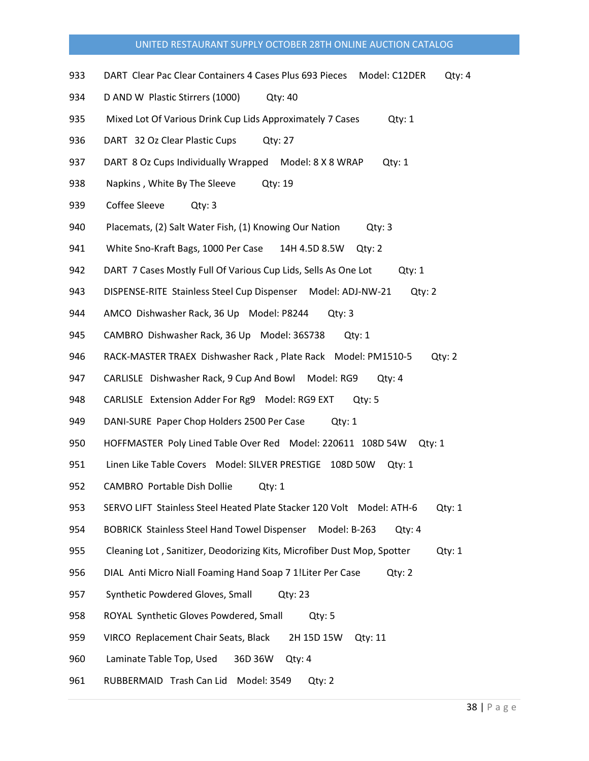933 DART Clear Pac Clear Containers 4 Cases Plus 693 Pieces Model: C12DER Qty: 4

934 D AND W Plastic Stirrers (1000) Qty: 40

935 Mixed Lot Of Various Drink Cup Lids Approximately 7 Cases Qty: 1

936 DART 32 Oz Clear Plastic Cups Qty: 27

937 DART 8 Oz Cups Individually Wrapped Model: 8 X 8 WRAP Qty: 1

938 Napkins , White By The Sleeve Qty: 19

939 Coffee Sleeve Qty: 3

940 Placemats, (2) Salt Water Fish, (1) Knowing Our Nation Qty: 3

941 White Sno-Kraft Bags, 1000 Per Case 14H 4.5D 8.5W Qty: 2

942 DART 7 Cases Mostly Full Of Various Cup Lids, Sells As One Lot Qty: 1

943 DISPENSE-RITE Stainless Steel Cup Dispenser Model: ADJ-NW-21 Qty: 2

944 AMCO Dishwasher Rack, 36 Up Model: P8244 Qty: 3

945 CAMBRO Dishwasher Rack, 36 Up Model: 36S738 Qty: 1

946 RACK-MASTER TRAEX Dishwasher Rack , Plate Rack Model: PM1510-5 Qty: 2

947 CARLISLE Dishwasher Rack, 9 Cup And Bowl Model: RG9 Qty: 4

948 CARLISLE Extension Adder For Rg9 Model: RG9 EXT Qty: 5

949 DANI-SURE Paper Chop Holders 2500 Per Case Qty: 1

950 HOFFMASTER Poly Lined Table Over Red Model: 220611 108D 54W Qty: 1

951 Linen Like Table Covers Model: SILVER PRESTIGE 108D 50W Qty: 1

952 CAMBRO Portable Dish Dollie Qty: 1

953 SERVO LIFT Stainless Steel Heated Plate Stacker 120 Volt Model: ATH-6 Qty: 1

954 BOBRICK Stainless Steel Hand Towel Dispenser Model: B-263 Qty: 4

955 Cleaning Lot , Sanitizer, Deodorizing Kits, Microfiber Dust Mop, Spotter Qty: 1

956 DIAL Anti Micro Niall Foaming Hand Soap 7 1!Liter Per Case Qty: 2

957 Synthetic Powdered Gloves, Small Qty: 23

958 ROYAL Synthetic Gloves Powdered, Small Qty: 5

959 VIRCO Replacement Chair Seats, Black 2H 15D 15W Qty: 11

960 Laminate Table Top, Used 36D 36W Qty: 4

961 RUBBERMAID Trash Can Lid Model: 3549 Qty: 2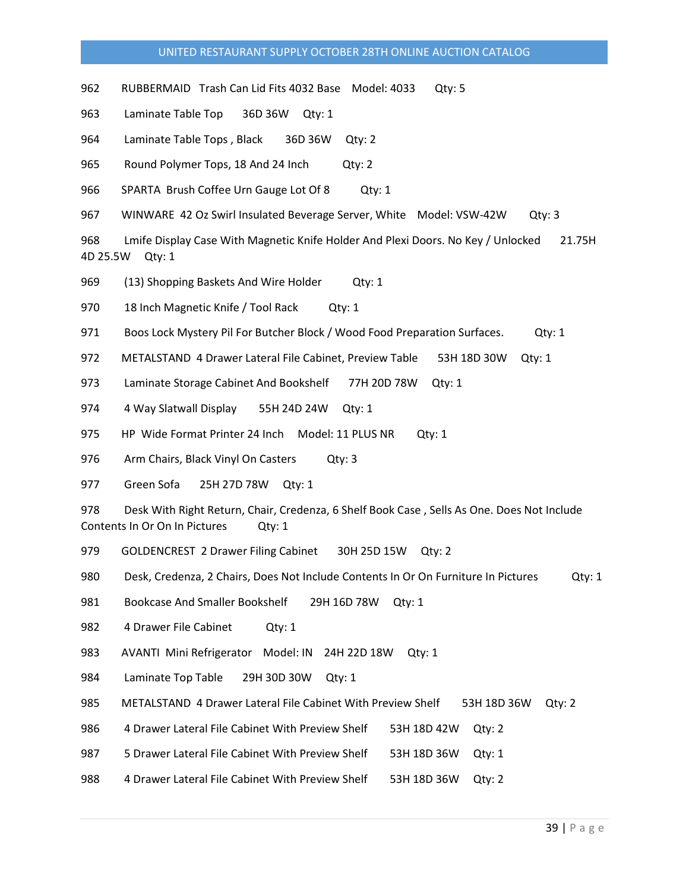962 RUBBERMAID Trash Can Lid Fits 4032 Base Model: 4033 Qty: 5

963 Laminate Table Top 36D 36W Qty: 1

964 Laminate Table Tops , Black 36D 36W Qty: 2

965 Round Polymer Tops, 18 And 24 Inch Qty: 2

966 SPARTA Brush Coffee Urn Gauge Lot Of 8 Qty: 1

967 WINWARE 42 Oz Swirl Insulated Beverage Server, White Model: VSW-42W Qty: 3

968 Lmife Display Case With Magnetic Knife Holder And Plexi Doors. No Key / Unlocked 21.75H 4D 25.5W Qty: 1

969 (13) Shopping Baskets And Wire Holder Qty: 1

970 18 Inch Magnetic Knife / Tool Rack Qty: 1

971 Boos Lock Mystery Pil For Butcher Block / Wood Food Preparation Surfaces. Qty: 1

972 METALSTAND 4 Drawer Lateral File Cabinet, Preview Table 53H 18D 30W Qty: 1

973 Laminate Storage Cabinet And Bookshelf 77H 20D 78W Qty: 1

974 4 Way Slatwall Display 55H 24D 24W Qty: 1

975 HP Wide Format Printer 24 Inch Model: 11 PLUS NR Qty: 1

976 Arm Chairs, Black Vinyl On Casters Qty: 3

977 Green Sofa 25H 27D 78W Qty: 1

978 Desk With Right Return, Chair, Credenza, 6 Shelf Book Case , Sells As One. Does Not Include Contents In Or On In Pictures Qty: 1

979 GOLDENCREST 2 Drawer Filing Cabinet 30H 25D 15W Qty: 2

980 Desk, Credenza, 2 Chairs, Does Not Include Contents In Or On Furniture In Pictures Qty: 1

981 Bookcase And Smaller Bookshelf 29H 16D 78W Qty: 1

982 4 Drawer File Cabinet Qty: 1

983 AVANTI Mini Refrigerator Model: IN 24H 22D 18W Qty: 1

984 Laminate Top Table 29H 30D 30W Qty: 1

985 METALSTAND 4 Drawer Lateral File Cabinet With Preview Shelf 53H 18D 36W Qty: 2

986 4 Drawer Lateral File Cabinet With Preview Shelf 53H 18D 42W Qty: 2

987 5 Drawer Lateral File Cabinet With Preview Shelf 53H 18D 36W Qty: 1

988 4 Drawer Lateral File Cabinet With Preview Shelf 53H 18D 36W Qty: 2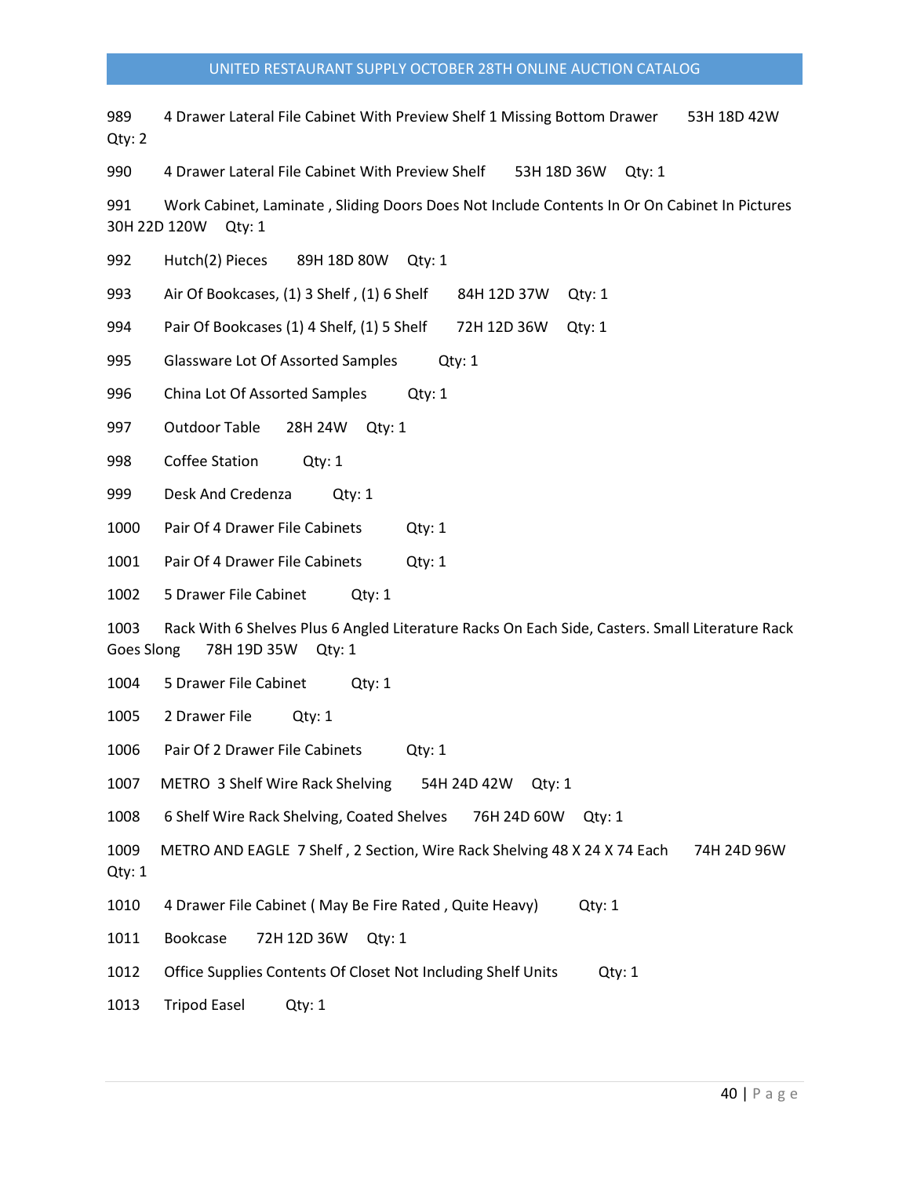989 4 Drawer Lateral File Cabinet With Preview Shelf 1 Missing Bottom Drawer 53H 18D 42W Qty: 2

990 4 Drawer Lateral File Cabinet With Preview Shelf 53H 18D 36W Qty: 1

991 Work Cabinet, Laminate , Sliding Doors Does Not Include Contents In Or On Cabinet In Pictures 30H 22D 120W Qty: 1

992 Hutch(2) Pieces 89H 18D 80W Qty: 1

993 Air Of Bookcases, (1) 3 Shelf , (1) 6 Shelf 84H 12D 37W Qty: 1

994 Pair Of Bookcases (1) 4 Shelf, (1) 5 Shelf 72H 12D 36W Qty: 1

995 Glassware Lot Of Assorted Samples Qty: 1

996 China Lot Of Assorted Samples Qty: 1

997 Outdoor Table 28H 24W Qty: 1

998 Coffee Station Qty: 1

999 Desk And Credenza Qty: 1

1000 Pair Of 4 Drawer File Cabinets Qty: 1

1001 Pair Of 4 Drawer File Cabinets Qty: 1

1002 5 Drawer File Cabinet Qty: 1

1003 Rack With 6 Shelves Plus 6 Angled Literature Racks On Each Side, Casters. Small Literature Rack Goes Slong 78H 19D 35W Qty: 1

1004 5 Drawer File Cabinet Qty: 1

1005 2 Drawer File Qty: 1

1006 Pair Of 2 Drawer File Cabinets Qty: 1

1007 METRO 3 Shelf Wire Rack Shelving 54H 24D 42W Qty: 1

1008 6 Shelf Wire Rack Shelving, Coated Shelves 76H 24D 60W Qty: 1

1009 METRO AND EAGLE 7 Shelf , 2 Section, Wire Rack Shelving 48 X 24 X 74 Each 74H 24D 96W Qty: 1

1010 4 Drawer File Cabinet ( May Be Fire Rated , Quite Heavy) Qty: 1

1011 Bookcase 72H 12D 36W Qty: 1

1012 Office Supplies Contents Of Closet Not Including Shelf Units Qty: 1

1013 Tripod Easel Qty: 1